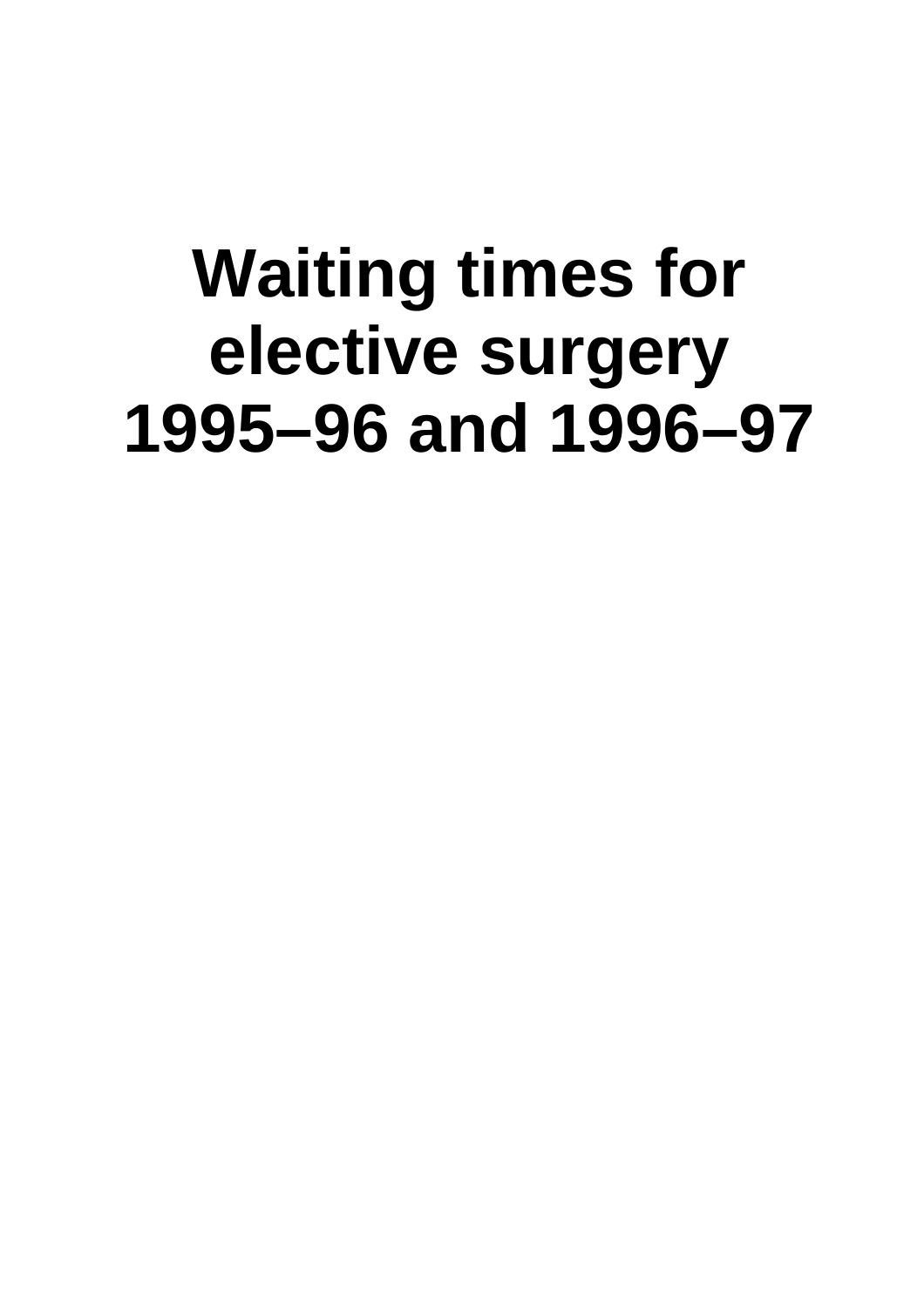# Waiting times for elective surgery 1995–96 and 1996–97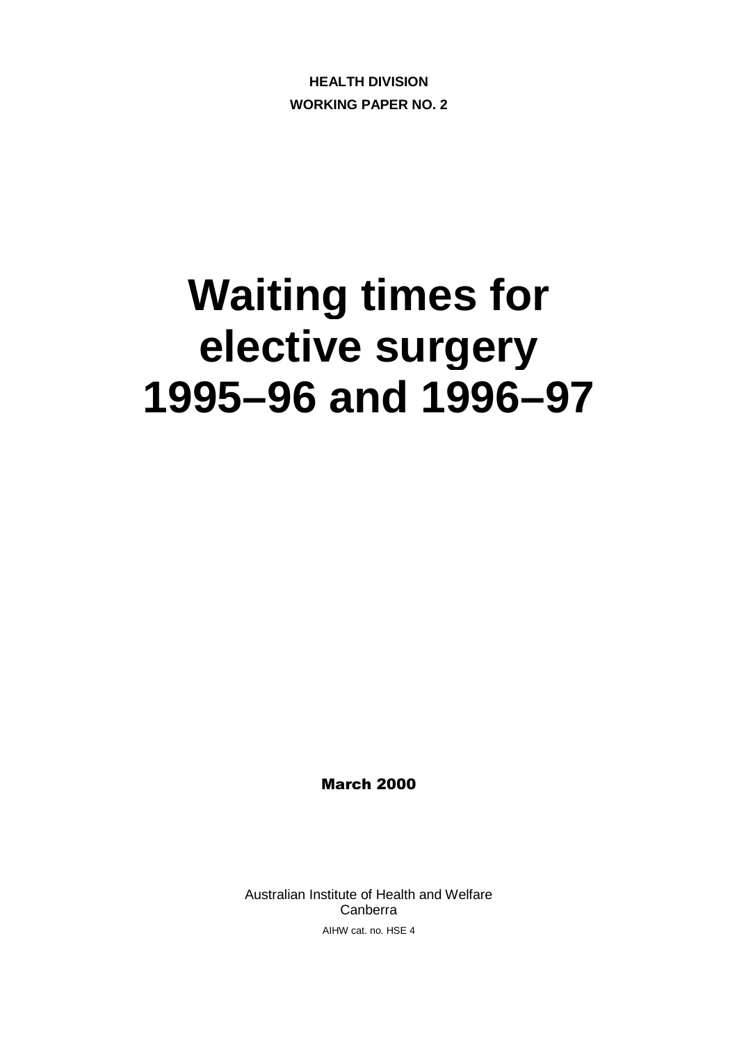**HEALTH DIVISION**

**WORKING PAPER NO. 2**

# Waiting times for elective surgery 1995–96 and 1996–97

**March 2000**

Australian Institute of Health and Welfare
Canberra

AIHW cat. no. HSE 4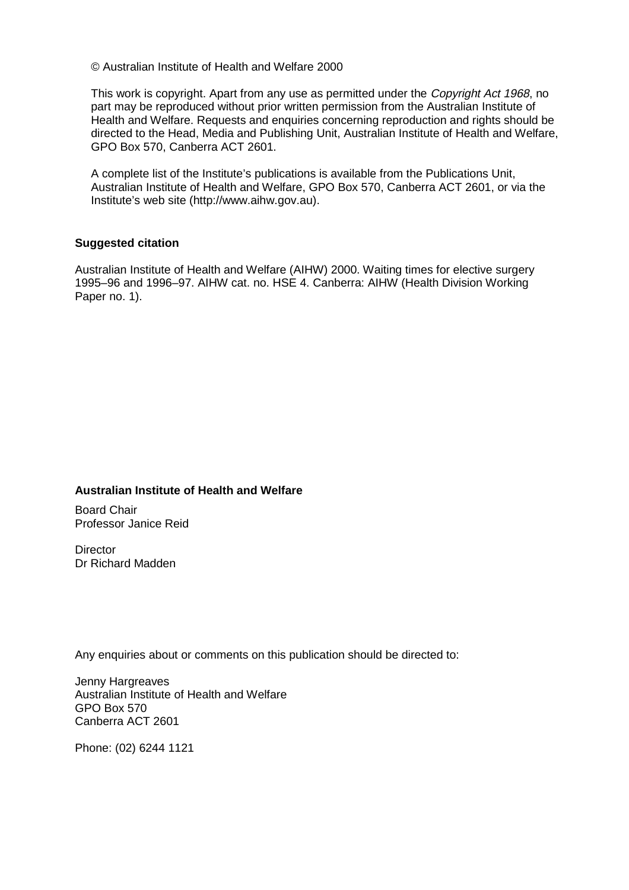© Australian Institute of Health and Welfare 2000

This work is copyright. Apart from any use as permitted under the *Copyright Act 1968*, no part may be reproduced without prior written permission from the Australian Institute of Health and Welfare. Requests and enquiries concerning reproduction and rights should be directed to the Head, Media and Publishing Unit, Australian Institute of Health and Welfare, GPO Box 570, Canberra ACT 2601.

A complete list of the Institute's publications is available from the Publications Unit, Australian Institute of Health and Welfare, GPO Box 570, Canberra ACT 2601, or via the Institute's web site (http://www.aihw.gov.au).

**Suggested citation**

Australian Institute of Health and Welfare (AIHW) 2000. Waiting times for elective surgery 1995–96 and 1996–97. AIHW cat. no. HSE 4. Canberra: AIHW (Health Division Working Paper no. 1).

**Australian Institute of Health and Welfare**

Board Chair
Professor Janice Reid

Director
Dr Richard Madden

Any enquiries about or comments on this publication should be directed to:

Jenny Hargreaves
Australian Institute of Health and Welfare
GPO Box 570
Canberra ACT 2601

Phone: (02) 6244 1121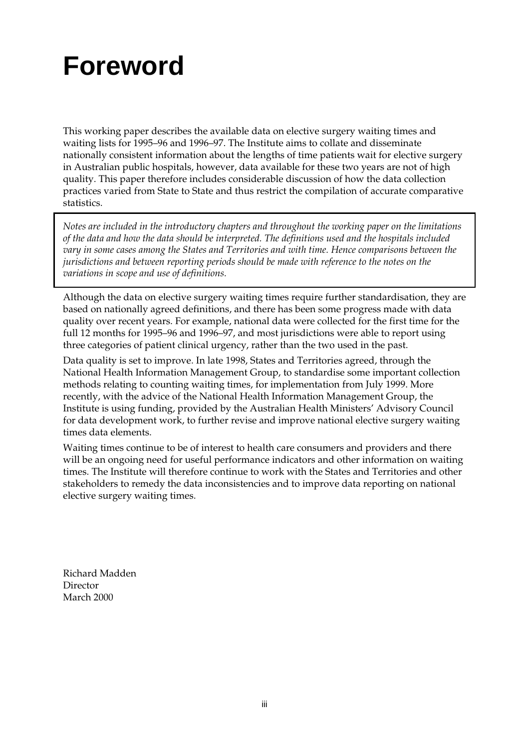# Foreword

This working paper describes the available data on elective surgery waiting times and waiting lists for 1995–96 and 1996–97. The Institute aims to collate and disseminate nationally consistent information about the lengths of time patients wait for elective surgery in Australian public hospitals, however, data available for these two years are not of high quality. This paper therefore includes considerable discussion of how the data collection practices varied from State to State and thus restrict the compilation of accurate comparative statistics.

*Notes are included in the introductory chapters and throughout the working paper on the limitations of the data and how the data should be interpreted. The definitions used and the hospitals included vary in some cases among the States and Territories and with time. Hence comparisons between the jurisdictions and between reporting periods should be made with reference to the notes on the variations in scope and use of definitions.*

Although the data on elective surgery waiting times require further standardisation, they are based on nationally agreed definitions, and there has been some progress made with data quality over recent years. For example, national data were collected for the first time for the full 12 months for 1995–96 and 1996–97, and most jurisdictions were able to report using three categories of patient clinical urgency, rather than the two used in the past.

Data quality is set to improve. In late 1998, States and Territories agreed, through the National Health Information Management Group, to standardise some important collection methods relating to counting waiting times, for implementation from July 1999. More recently, with the advice of the National Health Information Management Group, the Institute is using funding, provided by the Australian Health Ministers' Advisory Council for data development work, to further revise and improve national elective surgery waiting times data elements.

Waiting times continue to be of interest to health care consumers and providers and there will be an ongoing need for useful performance indicators and other information on waiting times. The Institute will therefore continue to work with the States and Territories and other stakeholders to remedy the data inconsistencies and to improve data reporting on national elective surgery waiting times.

Richard Madden
Director
March 2000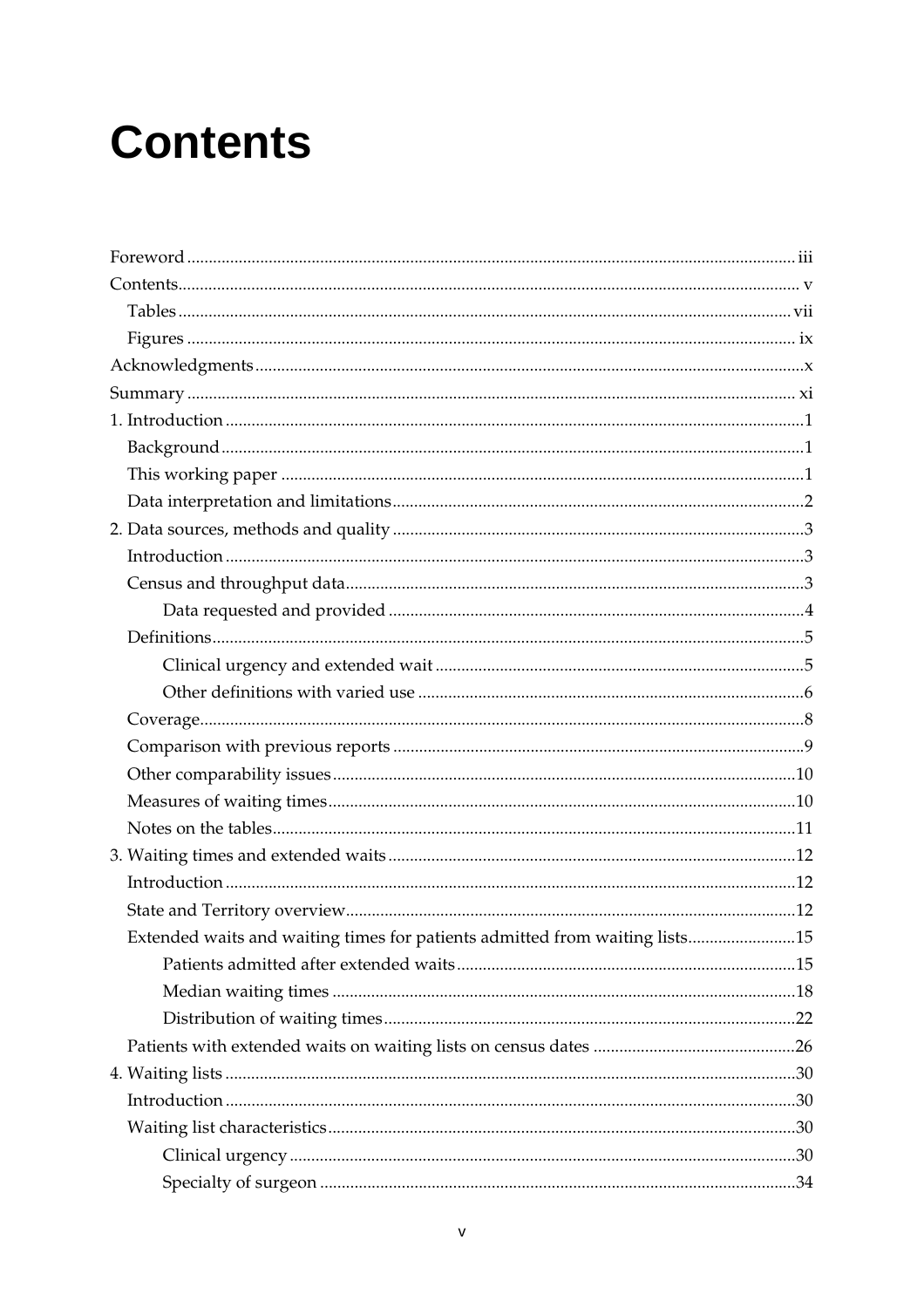# Contents

Foreword ........................................................................................................................... iii

Contents............................................................................................................................... v

Tables ............................................................................................................................. vii

Figures ............................................................................................................................ ix

Acknowledgments.............................................................................................................x

Summary ........................................................................................................................... xi

1. Introduction .....................................................................................................................1

Background......................................................................................................................1

This working paper ........................................................................................................1

Data interpretation and limitations...............................................................................2

2. Data sources, methods and quality ...............................................................................3

Introduction .....................................................................................................................3

Census and throughput data..........................................................................................3

Data requested and provided ................................................................................4

Definitions........................................................................................................................5

Clinical urgency and extended wait .....................................................................5

Other definitions with varied use .........................................................................6

Coverage...........................................................................................................................8

Comparison with previous reports ..............................................................................9

Other comparability issues...........................................................................................10

Measures of waiting times............................................................................................10

Notes on the tables.........................................................................................................11

3. Waiting times and extended waits ..............................................................................12

Introduction ...................................................................................................................12

State and Territory overview........................................................................................12

Extended waits and waiting times for patients admitted from waiting lists.........................15

Patients admitted after extended waits..............................................................15

Median waiting times ...........................................................................................18

Distribution of waiting times...............................................................................22

Patients with extended waits on waiting lists on census dates ...............................................26

4. Waiting lists ...................................................................................................................30

Introduction ...................................................................................................................30

Waiting list characteristics............................................................................................30

Clinical urgency .....................................................................................................30

Specialty of surgeon .............................................................................................34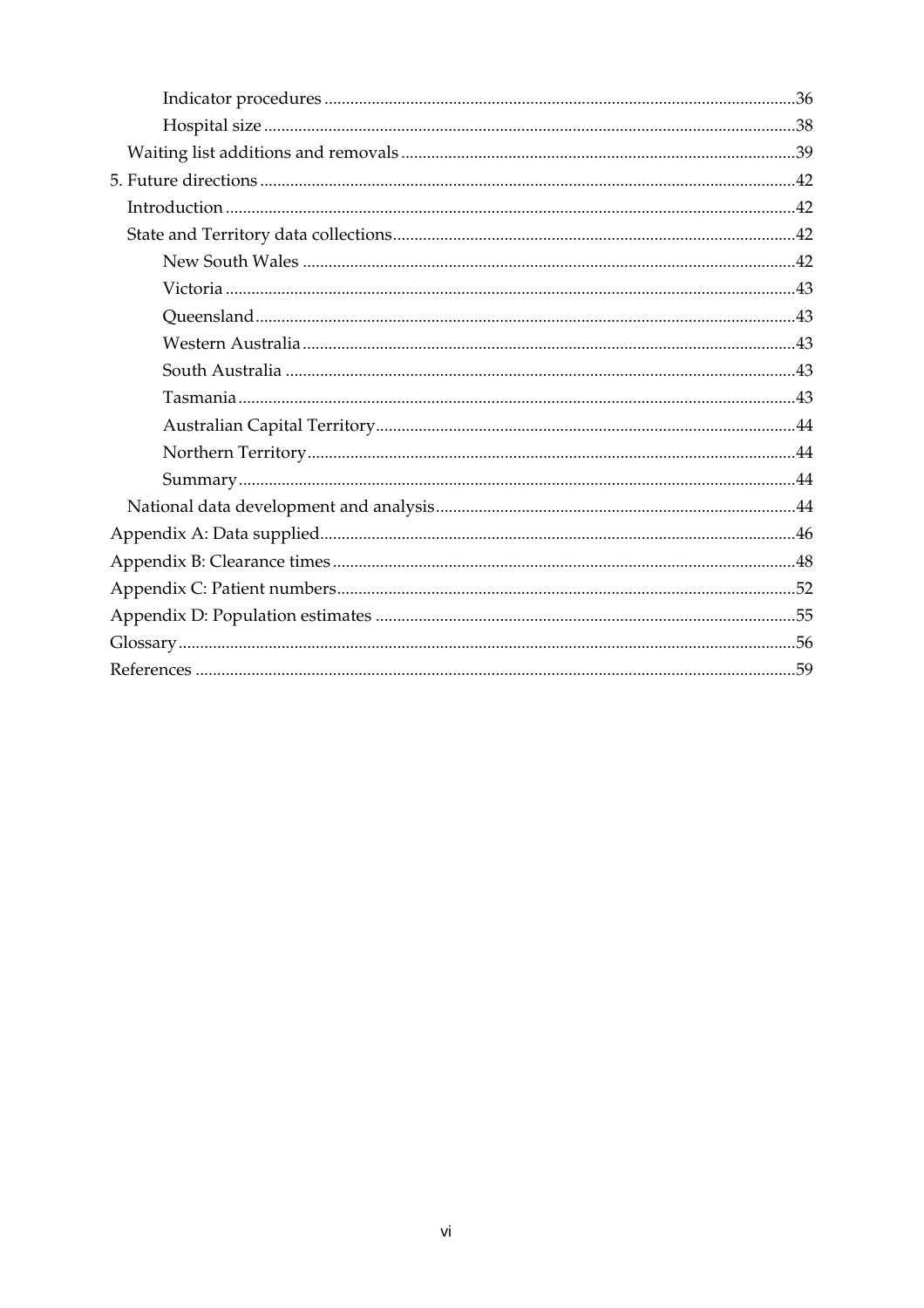- Indicator procedures ....36
- Hospital size ....38

Waiting list additions and removals ....39

5. Future directions ....42

Introduction ....42

State and Territory data collections ....42

- New South Wales ....42
- Victoria ....43
- Queensland ....43
- Western Australia ....43
- South Australia ....43
- Tasmania ....43
- Australian Capital Territory ....44
- Northern Territory ....44
- Summary ....44

National data development and analysis ....44

Appendix A: Data supplied ....46

Appendix B: Clearance times ....48

Appendix C: Patient numbers ....52

Appendix D: Population estimates ....55

Glossary ....56

References ....59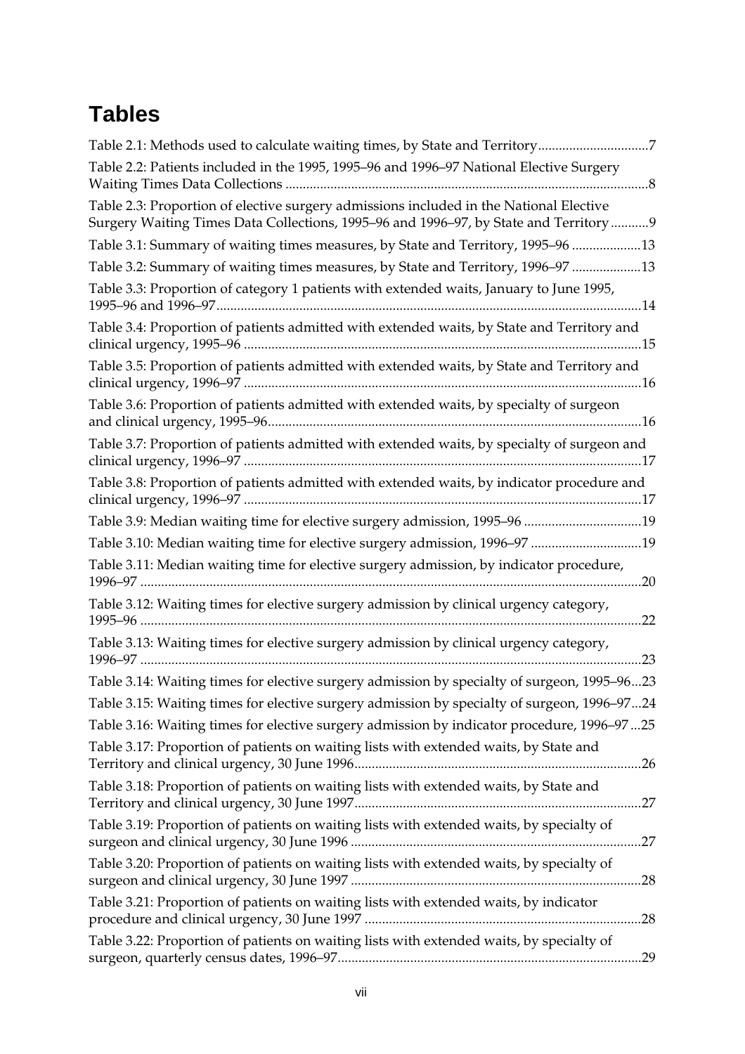# Tables

Table 2.1: Methods used to calculate waiting times, by State and Territory ................................7

Table 2.2: Patients included in the 1995, 1995–96 and 1996–97 National Elective Surgery Waiting Times Data Collections ........................................................................................................8

Table 2.3: Proportion of elective surgery admissions included in the National Elective Surgery Waiting Times Data Collections, 1995–96 and 1996–97, by State and Territory ...........9

Table 3.1: Summary of waiting times measures, by State and Territory, 1995–96 ....................13

Table 3.2: Summary of waiting times measures, by State and Territory, 1996–97 ....................13

Table 3.3: Proportion of category 1 patients with extended waits, January to June 1995, 1995–96 and 1996–97.........................................................................................................................14

Table 3.4: Proportion of patients admitted with extended waits, by State and Territory and clinical urgency, 1995–96 .................................................................................................................15

Table 3.5: Proportion of patients admitted with extended waits, by State and Territory and clinical urgency, 1996–97 .................................................................................................................16

Table 3.6: Proportion of patients admitted with extended waits, by specialty of surgeon and clinical urgency, 1995–96..........................................................................................................16

Table 3.7: Proportion of patients admitted with extended waits, by specialty of surgeon and clinical urgency, 1996–97 .................................................................................................................17

Table 3.8: Proportion of patients admitted with extended waits, by indicator procedure and clinical urgency, 1996–97 .................................................................................................................17

Table 3.9: Median waiting time for elective surgery admission, 1995–96 ..................................19

Table 3.10: Median waiting time for elective surgery admission, 1996–97 ................................19

Table 3.11: Median waiting time for elective surgery admission, by indicator procedure, 1996–97 ...............................................................................................................................................20

Table 3.12: Waiting times for elective surgery admission by clinical urgency category, 1995–96 ...............................................................................................................................................22

Table 3.13: Waiting times for elective surgery admission by clinical urgency category, 1996–97 ...............................................................................................................................................23

Table 3.14: Waiting times for elective surgery admission by specialty of surgeon, 1995–96...23

Table 3.15: Waiting times for elective surgery admission by specialty of surgeon, 1996–97...24

Table 3.16: Waiting times for elective surgery admission by indicator procedure, 1996–97 ...25

Table 3.17: Proportion of patients on waiting lists with extended waits, by State and Territory and clinical urgency, 30 June 1996..................................................................................26

Table 3.18: Proportion of patients on waiting lists with extended waits, by State and Territory and clinical urgency, 30 June 1997..................................................................................27

Table 3.19: Proportion of patients on waiting lists with extended waits, by specialty of surgeon and clinical urgency, 30 June 1996 ...................................................................................27

Table 3.20: Proportion of patients on waiting lists with extended waits, by specialty of surgeon and clinical urgency, 30 June 1997 ...................................................................................28

Table 3.21: Proportion of patients on waiting lists with extended waits, by indicator procedure and clinical urgency, 30 June 1997 ...............................................................................28

Table 3.22: Proportion of patients on waiting lists with extended waits, by specialty of surgeon, quarterly census dates, 1996–97.......................................................................................29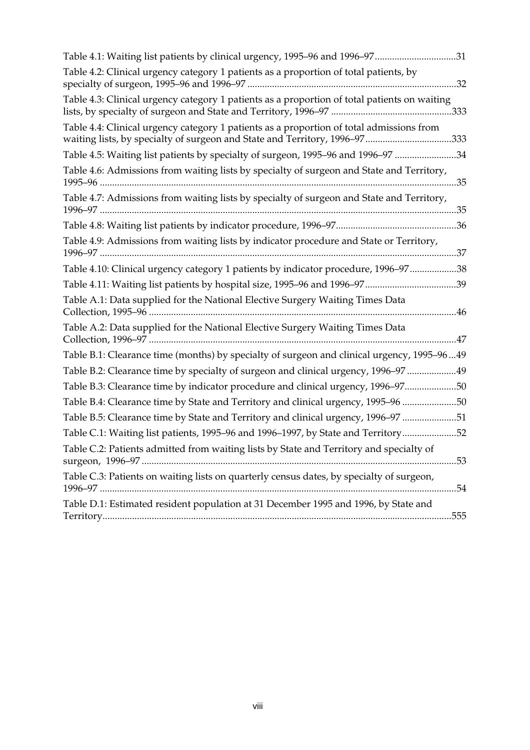Table 4.1: Waiting list patients by clinical urgency, 1995–96 and 1996–97.................................31

Table 4.2: Clinical urgency category 1 patients as a proportion of total patients, by specialty of surgeon, 1995–96 and 1996–97 ....................................................................................32

Table 4.3: Clinical urgency category 1 patients as a proportion of total patients on waiting lists, by specialty of surgeon and State and Territory, 1996–97 ................................................333

Table 4.4: Clinical urgency category 1 patients as a proportion of total admissions from waiting lists, by specialty of surgeon and State and Territory, 1996–97...................................333

Table 4.5: Waiting list patients by specialty of surgeon, 1995–96 and 1996–97 .........................34

Table 4.6: Admissions from waiting lists by specialty of surgeon and State and Territory, 1995–96 ...............................................................................................................................................35

Table 4.7: Admissions from waiting lists by specialty of surgeon and State and Territory, 1996–97 ...............................................................................................................................................35

Table 4.8: Waiting list patients by indicator procedure, 1996–97................................................36

Table 4.9: Admissions from waiting lists by indicator procedure and State or Territory, 1996–97 ...............................................................................................................................................37

Table 4.10: Clinical urgency category 1 patients by indicator procedure, 1996–97...................38

Table 4.11: Waiting list patients by hospital size, 1995–96 and 1996–97.....................................39

Table A.1: Data supplied for the National Elective Surgery Waiting Times Data Collection, 1995–96 ...........................................................................................................................46

Table A.2: Data supplied for the National Elective Surgery Waiting Times Data Collection, 1996–97 ...........................................................................................................................47

Table B.1: Clearance time (months) by specialty of surgeon and clinical urgency, 1995–96 ...49

Table B.2: Clearance time by specialty of surgeon and clinical urgency, 1996–97 ....................49

Table B.3: Clearance time by indicator procedure and clinical urgency, 1996–97.....................50

Table B.4: Clearance time by State and Territory and clinical urgency, 1995–96 ......................50

Table B.5: Clearance time by State and Territory and clinical urgency, 1996–97 ......................51

Table C.1: Waiting list patients, 1995–96 and 1996–1997, by State and Territory......................52

Table C.2: Patients admitted from waiting lists by State and Territory and specialty of surgeon, 1996–97 ..............................................................................................................................53

Table C.3: Patients on waiting lists on quarterly census dates, by specialty of surgeon, 1996–97 ...............................................................................................................................................54

Table D.1: Estimated resident population at 31 December 1995 and 1996, by State and Territory............................................................................................................................................555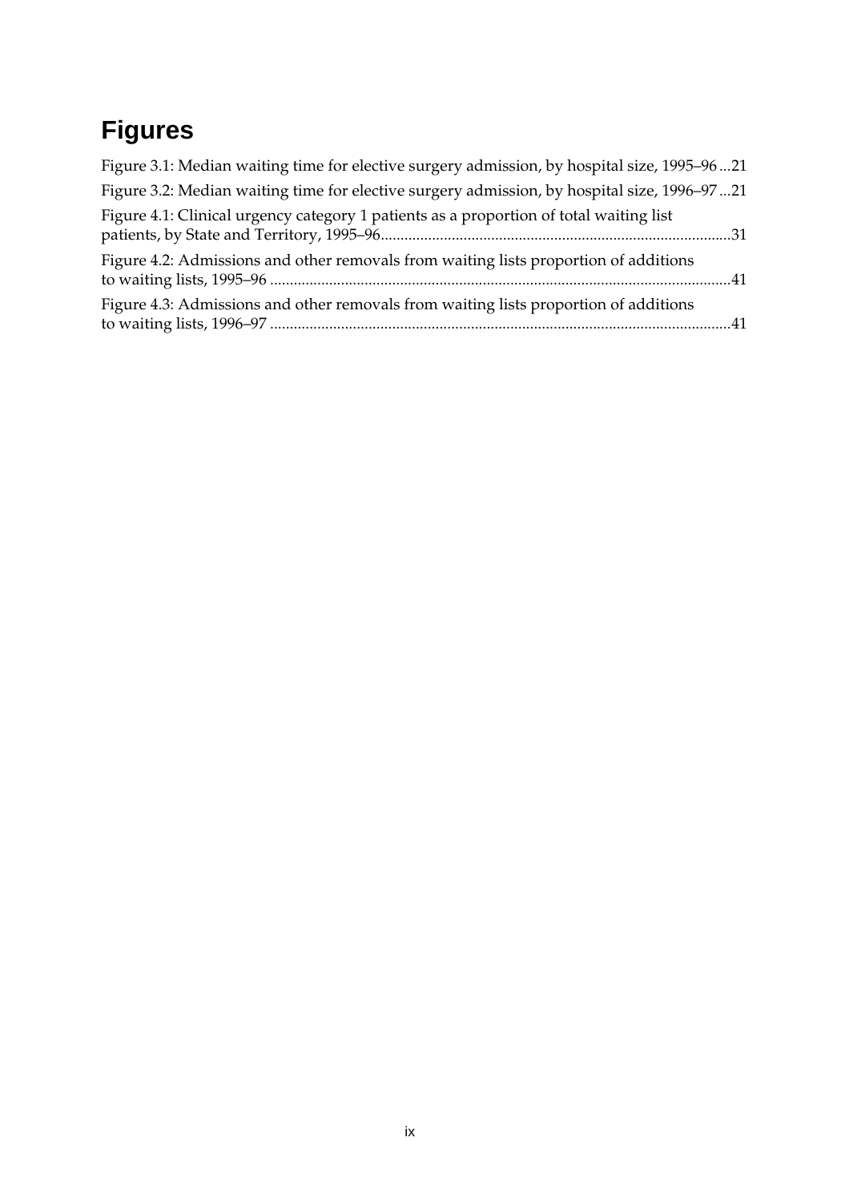# Figures

Figure 3.1: Median waiting time for elective surgery admission, by hospital size, 1995–96 ...21

Figure 3.2: Median waiting time for elective surgery admission, by hospital size, 1996–97 ...21

Figure 4.1: Clinical urgency category 1 patients as a proportion of total waiting list patients, by State and Territory, 1995–96..........................................................................................31

Figure 4.2: Admissions and other removals from waiting lists proportion of additions to waiting lists, 1995–96 ....................................................................................................................41

Figure 4.3: Admissions and other removals from waiting lists proportion of additions to waiting lists, 1996–97 ....................................................................................................................41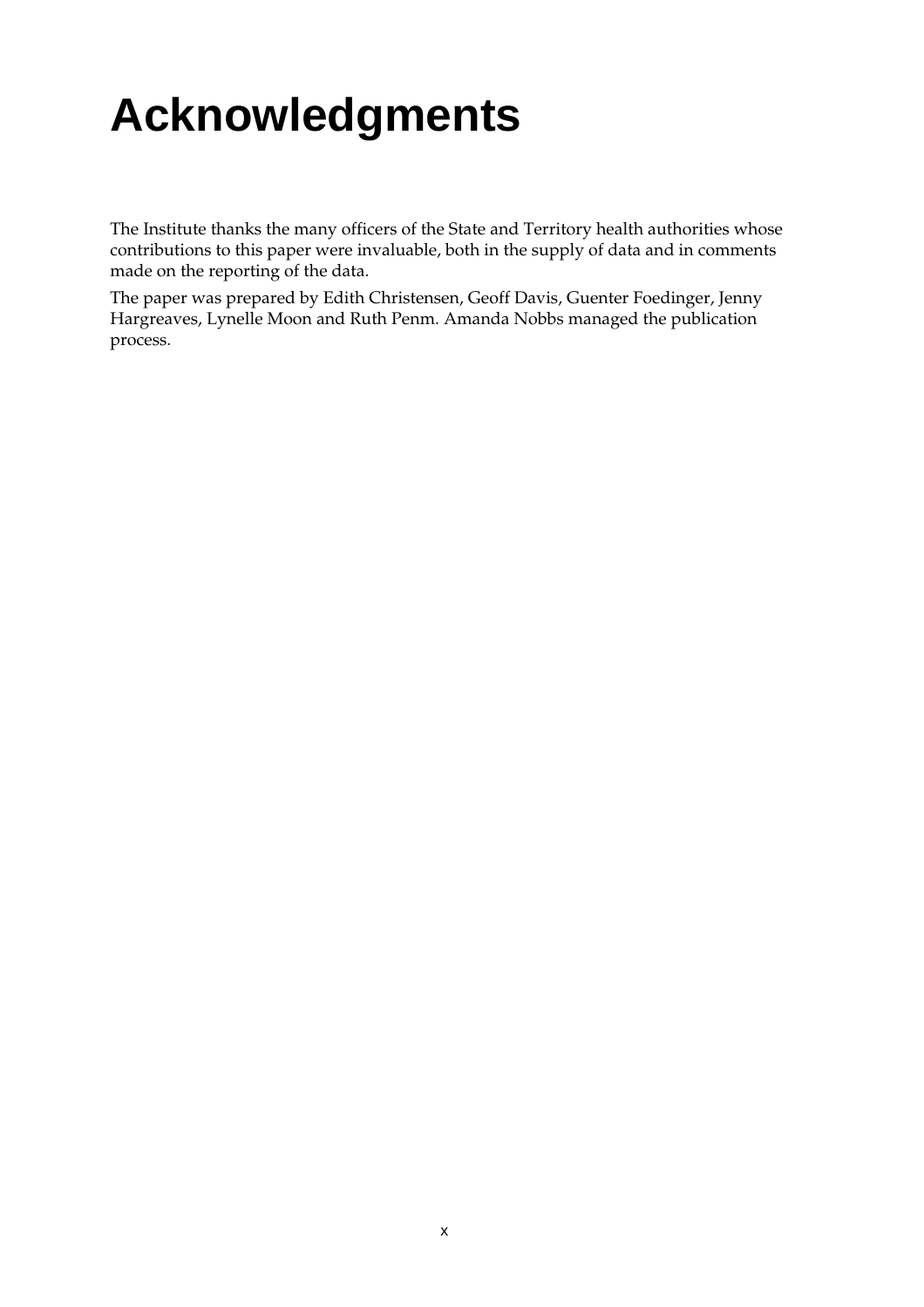# Acknowledgments

The Institute thanks the many officers of the State and Territory health authorities whose contributions to this paper were invaluable, both in the supply of data and in comments made on the reporting of the data.

The paper was prepared by Edith Christensen, Geoff Davis, Guenter Foedinger, Jenny Hargreaves, Lynelle Moon and Ruth Penm. Amanda Nobbs managed the publication process.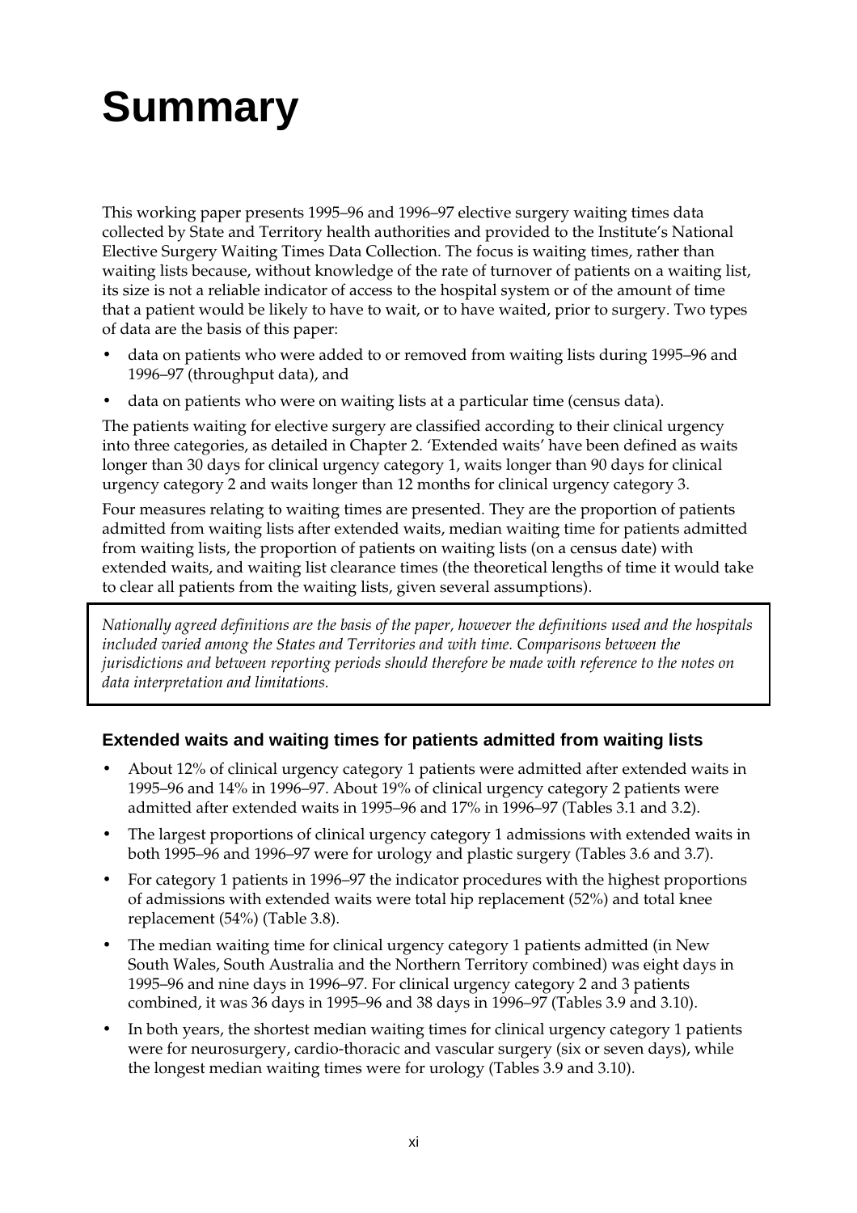# Summary

This working paper presents 1995–96 and 1996–97 elective surgery waiting times data collected by State and Territory health authorities and provided to the Institute's National Elective Surgery Waiting Times Data Collection. The focus is waiting times, rather than waiting lists because, without knowledge of the rate of turnover of patients on a waiting list, its size is not a reliable indicator of access to the hospital system or of the amount of time that a patient would be likely to have to wait, or to have waited, prior to surgery. Two types of data are the basis of this paper:

- data on patients who were added to or removed from waiting lists during 1995–96 and 1996–97 (throughput data), and
- data on patients who were on waiting lists at a particular time (census data).

The patients waiting for elective surgery are classified according to their clinical urgency into three categories, as detailed in Chapter 2. 'Extended waits' have been defined as waits longer than 30 days for clinical urgency category 1, waits longer than 90 days for clinical urgency category 2 and waits longer than 12 months for clinical urgency category 3.

Four measures relating to waiting times are presented. They are the proportion of patients admitted from waiting lists after extended waits, median waiting time for patients admitted from waiting lists, the proportion of patients on waiting lists (on a census date) with extended waits, and waiting list clearance times (the theoretical lengths of time it would take to clear all patients from the waiting lists, given several assumptions).

*Nationally agreed definitions are the basis of the paper, however the definitions used and the hospitals included varied among the States and Territories and with time. Comparisons between the jurisdictions and between reporting periods should therefore be made with reference to the notes on data interpretation and limitations.*

### Extended waits and waiting times for patients admitted from waiting lists

- About 12% of clinical urgency category 1 patients were admitted after extended waits in 1995–96 and 14% in 1996–97. About 19% of clinical urgency category 2 patients were admitted after extended waits in 1995–96 and 17% in 1996–97 (Tables 3.1 and 3.2).
- The largest proportions of clinical urgency category 1 admissions with extended waits in both 1995–96 and 1996–97 were for urology and plastic surgery (Tables 3.6 and 3.7).
- For category 1 patients in 1996–97 the indicator procedures with the highest proportions of admissions with extended waits were total hip replacement (52%) and total knee replacement (54%) (Table 3.8).
- The median waiting time for clinical urgency category 1 patients admitted (in New South Wales, South Australia and the Northern Territory combined) was eight days in 1995–96 and nine days in 1996–97. For clinical urgency category 2 and 3 patients combined, it was 36 days in 1995–96 and 38 days in 1996–97 (Tables 3.9 and 3.10).
- In both years, the shortest median waiting times for clinical urgency category 1 patients were for neurosurgery, cardio-thoracic and vascular surgery (six or seven days), while the longest median waiting times were for urology (Tables 3.9 and 3.10).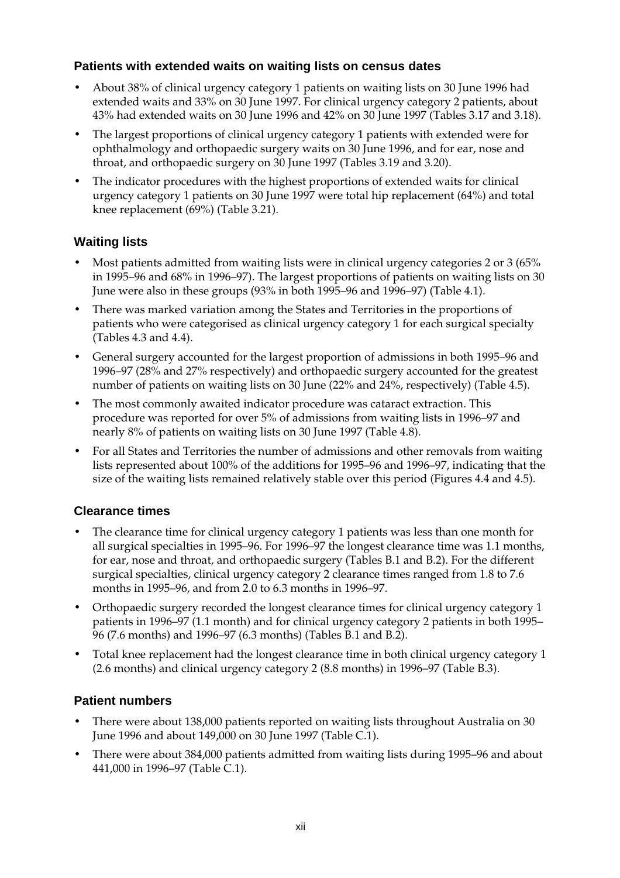### Patients with extended waits on waiting lists on census dates

- About 38% of clinical urgency category 1 patients on waiting lists on 30 June 1996 had extended waits and 33% on 30 June 1997. For clinical urgency category 2 patients, about 43% had extended waits on 30 June 1996 and 42% on 30 June 1997 (Tables 3.17 and 3.18).
- The largest proportions of clinical urgency category 1 patients with extended were for ophthalmology and orthopaedic surgery waits on 30 June 1996, and for ear, nose and throat, and orthopaedic surgery on 30 June 1997 (Tables 3.19 and 3.20).
- The indicator procedures with the highest proportions of extended waits for clinical urgency category 1 patients on 30 June 1997 were total hip replacement (64%) and total knee replacement (69%) (Table 3.21).

### Waiting lists

- Most patients admitted from waiting lists were in clinical urgency categories 2 or 3 (65% in 1995–96 and 68% in 1996–97). The largest proportions of patients on waiting lists on 30 June were also in these groups (93% in both 1995–96 and 1996–97) (Table 4.1).
- There was marked variation among the States and Territories in the proportions of patients who were categorised as clinical urgency category 1 for each surgical specialty (Tables 4.3 and 4.4).
- General surgery accounted for the largest proportion of admissions in both 1995–96 and 1996–97 (28% and 27% respectively) and orthopaedic surgery accounted for the greatest number of patients on waiting lists on 30 June (22% and 24%, respectively) (Table 4.5).
- The most commonly awaited indicator procedure was cataract extraction. This procedure was reported for over 5% of admissions from waiting lists in 1996–97 and nearly 8% of patients on waiting lists on 30 June 1997 (Table 4.8).
- For all States and Territories the number of admissions and other removals from waiting lists represented about 100% of the additions for 1995–96 and 1996–97, indicating that the size of the waiting lists remained relatively stable over this period (Figures 4.4 and 4.5).

### Clearance times

- The clearance time for clinical urgency category 1 patients was less than one month for all surgical specialties in 1995–96. For 1996–97 the longest clearance time was 1.1 months, for ear, nose and throat, and orthopaedic surgery (Tables B.1 and B.2). For the different surgical specialties, clinical urgency category 2 clearance times ranged from 1.8 to 7.6 months in 1995–96, and from 2.0 to 6.3 months in 1996–97.
- Orthopaedic surgery recorded the longest clearance times for clinical urgency category 1 patients in 1996–97 (1.1 month) and for clinical urgency category 2 patients in both 1995–96 (7.6 months) and 1996–97 (6.3 months) (Tables B.1 and B.2).
- Total knee replacement had the longest clearance time in both clinical urgency category 1 (2.6 months) and clinical urgency category 2 (8.8 months) in 1996–97 (Table B.3).

### Patient numbers

- There were about 138,000 patients reported on waiting lists throughout Australia on 30 June 1996 and about 149,000 on 30 June 1997 (Table C.1).
- There were about 384,000 patients admitted from waiting lists during 1995–96 and about 441,000 in 1996–97 (Table C.1).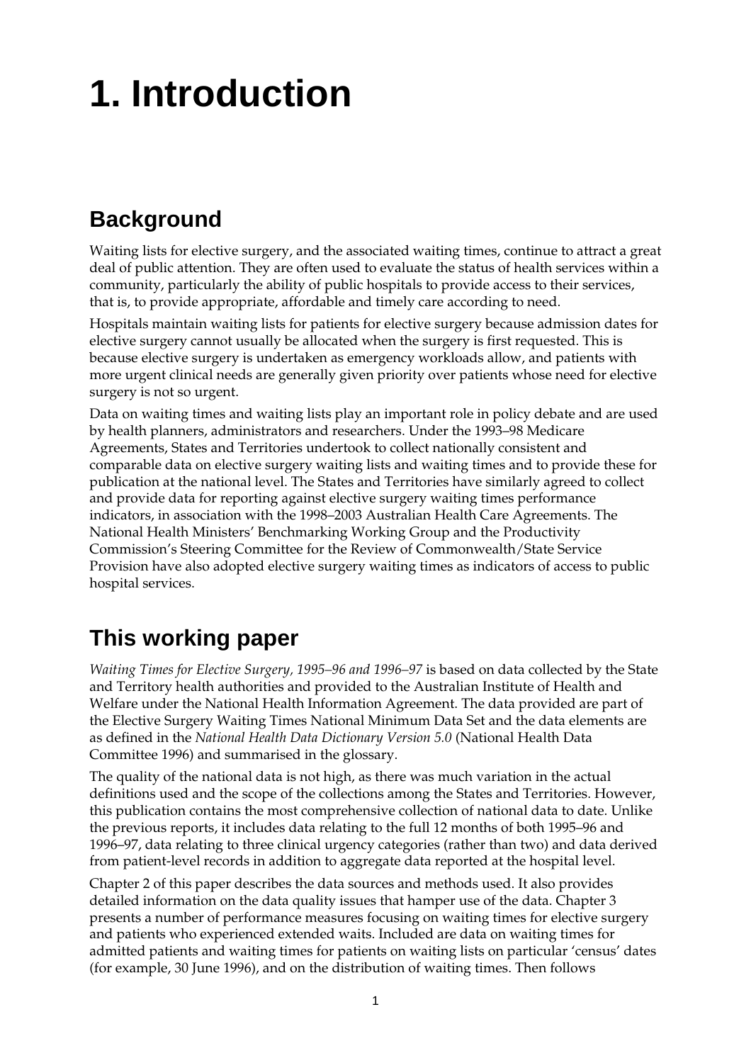# 1. Introduction

## Background

Waiting lists for elective surgery, and the associated waiting times, continue to attract a great deal of public attention. They are often used to evaluate the status of health services within a community, particularly the ability of public hospitals to provide access to their services, that is, to provide appropriate, affordable and timely care according to need.

Hospitals maintain waiting lists for patients for elective surgery because admission dates for elective surgery cannot usually be allocated when the surgery is first requested. This is because elective surgery is undertaken as emergency workloads allow, and patients with more urgent clinical needs are generally given priority over patients whose need for elective surgery is not so urgent.

Data on waiting times and waiting lists play an important role in policy debate and are used by health planners, administrators and researchers. Under the 1993–98 Medicare Agreements, States and Territories undertook to collect nationally consistent and comparable data on elective surgery waiting lists and waiting times and to provide these for publication at the national level. The States and Territories have similarly agreed to collect and provide data for reporting against elective surgery waiting times performance indicators, in association with the 1998–2003 Australian Health Care Agreements. The National Health Ministers' Benchmarking Working Group and the Productivity Commission's Steering Committee for the Review of Commonwealth/State Service Provision have also adopted elective surgery waiting times as indicators of access to public hospital services.

## This working paper

*Waiting Times for Elective Surgery, 1995–96 and 1996–97* is based on data collected by the State and Territory health authorities and provided to the Australian Institute of Health and Welfare under the National Health Information Agreement. The data provided are part of the Elective Surgery Waiting Times National Minimum Data Set and the data elements are as defined in the *National Health Data Dictionary Version 5.0* (National Health Data Committee 1996) and summarised in the glossary.

The quality of the national data is not high, as there was much variation in the actual definitions used and the scope of the collections among the States and Territories. However, this publication contains the most comprehensive collection of national data to date. Unlike the previous reports, it includes data relating to the full 12 months of both 1995–96 and 1996–97, data relating to three clinical urgency categories (rather than two) and data derived from patient-level records in addition to aggregate data reported at the hospital level.

Chapter 2 of this paper describes the data sources and methods used. It also provides detailed information on the data quality issues that hamper use of the data. Chapter 3 presents a number of performance measures focusing on waiting times for elective surgery and patients who experienced extended waits. Included are data on waiting times for admitted patients and waiting times for patients on waiting lists on particular 'census' dates (for example, 30 June 1996), and on the distribution of waiting times. Then follows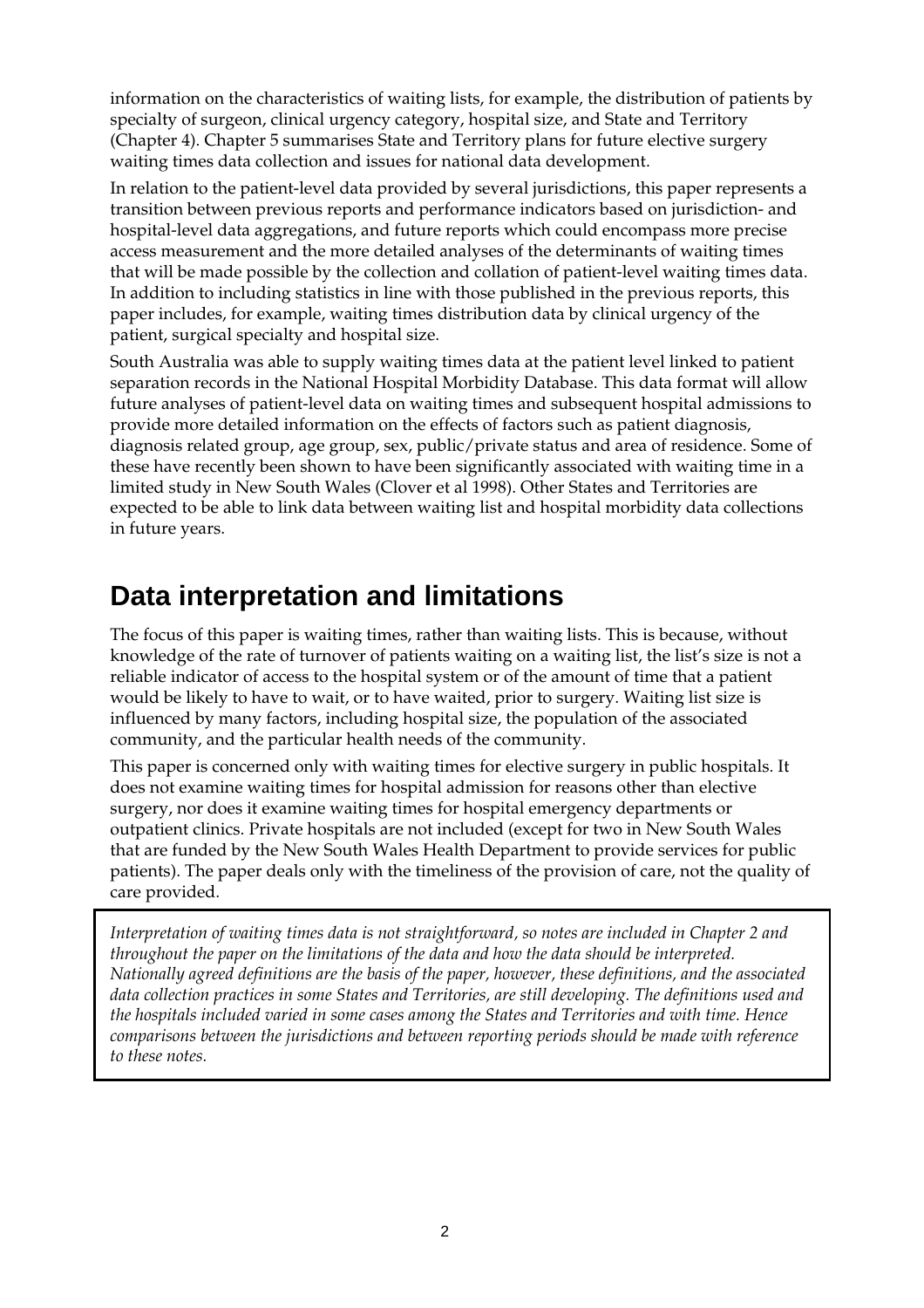information on the characteristics of waiting lists, for example, the distribution of patients by specialty of surgeon, clinical urgency category, hospital size, and State and Territory (Chapter 4). Chapter 5 summarises State and Territory plans for future elective surgery waiting times data collection and issues for national data development.

In relation to the patient-level data provided by several jurisdictions, this paper represents a transition between previous reports and performance indicators based on jurisdiction- and hospital-level data aggregations, and future reports which could encompass more precise access measurement and the more detailed analyses of the determinants of waiting times that will be made possible by the collection and collation of patient-level waiting times data. In addition to including statistics in line with those published in the previous reports, this paper includes, for example, waiting times distribution data by clinical urgency of the patient, surgical specialty and hospital size.

South Australia was able to supply waiting times data at the patient level linked to patient separation records in the National Hospital Morbidity Database. This data format will allow future analyses of patient-level data on waiting times and subsequent hospital admissions to provide more detailed information on the effects of factors such as patient diagnosis, diagnosis related group, age group, sex, public/private status and area of residence. Some of these have recently been shown to have been significantly associated with waiting time in a limited study in New South Wales (Clover et al 1998). Other States and Territories are expected to be able to link data between waiting list and hospital morbidity data collections in future years.

## Data interpretation and limitations

The focus of this paper is waiting times, rather than waiting lists. This is because, without knowledge of the rate of turnover of patients waiting on a waiting list, the list's size is not a reliable indicator of access to the hospital system or of the amount of time that a patient would be likely to have to wait, or to have waited, prior to surgery. Waiting list size is influenced by many factors, including hospital size, the population of the associated community, and the particular health needs of the community.

This paper is concerned only with waiting times for elective surgery in public hospitals. It does not examine waiting times for hospital admission for reasons other than elective surgery, nor does it examine waiting times for hospital emergency departments or outpatient clinics. Private hospitals are not included (except for two in New South Wales that are funded by the New South Wales Health Department to provide services for public patients). The paper deals only with the timeliness of the provision of care, not the quality of care provided.

*Interpretation of waiting times data is not straightforward, so notes are included in Chapter 2 and throughout the paper on the limitations of the data and how the data should be interpreted. Nationally agreed definitions are the basis of the paper, however, these definitions, and the associated data collection practices in some States and Territories, are still developing. The definitions used and the hospitals included varied in some cases among the States and Territories and with time. Hence comparisons between the jurisdictions and between reporting periods should be made with reference to these notes.*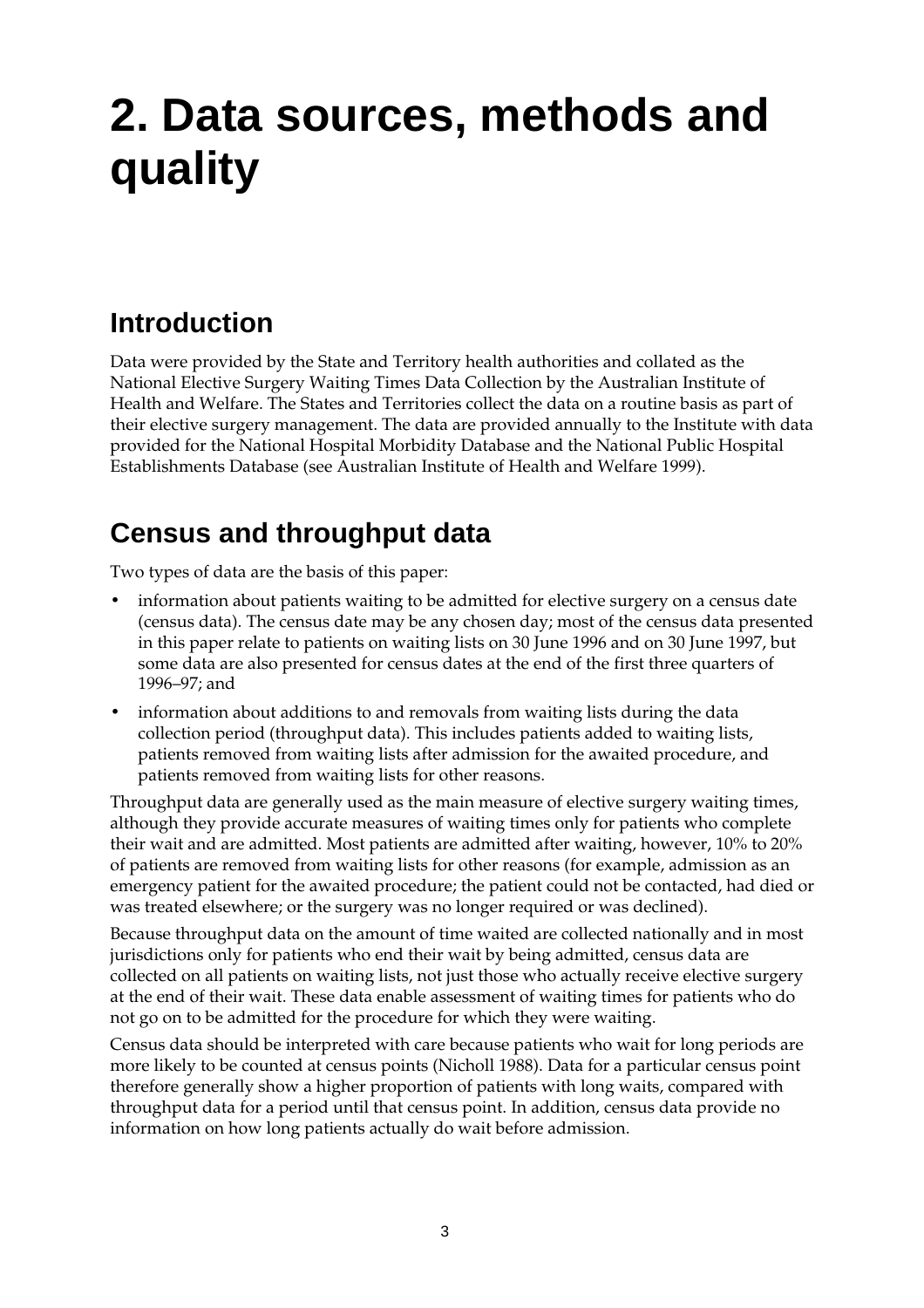# 2. Data sources, methods and quality

## Introduction

Data were provided by the State and Territory health authorities and collated as the National Elective Surgery Waiting Times Data Collection by the Australian Institute of Health and Welfare. The States and Territories collect the data on a routine basis as part of their elective surgery management. The data are provided annually to the Institute with data provided for the National Hospital Morbidity Database and the National Public Hospital Establishments Database (see Australian Institute of Health and Welfare 1999).

## Census and throughput data

Two types of data are the basis of this paper:

- information about patients waiting to be admitted for elective surgery on a census date (census data). The census date may be any chosen day; most of the census data presented in this paper relate to patients on waiting lists on 30 June 1996 and on 30 June 1997, but some data are also presented for census dates at the end of the first three quarters of 1996–97; and
- information about additions to and removals from waiting lists during the data collection period (throughput data). This includes patients added to waiting lists, patients removed from waiting lists after admission for the awaited procedure, and patients removed from waiting lists for other reasons.

Throughput data are generally used as the main measure of elective surgery waiting times, although they provide accurate measures of waiting times only for patients who complete their wait and are admitted. Most patients are admitted after waiting, however, 10% to 20% of patients are removed from waiting lists for other reasons (for example, admission as an emergency patient for the awaited procedure; the patient could not be contacted, had died or was treated elsewhere; or the surgery was no longer required or was declined).

Because throughput data on the amount of time waited are collected nationally and in most jurisdictions only for patients who end their wait by being admitted, census data are collected on all patients on waiting lists, not just those who actually receive elective surgery at the end of their wait. These data enable assessment of waiting times for patients who do not go on to be admitted for the procedure for which they were waiting.

Census data should be interpreted with care because patients who wait for long periods are more likely to be counted at census points (Nicholl 1988). Data for a particular census point therefore generally show a higher proportion of patients with long waits, compared with throughput data for a period until that census point. In addition, census data provide no information on how long patients actually do wait before admission.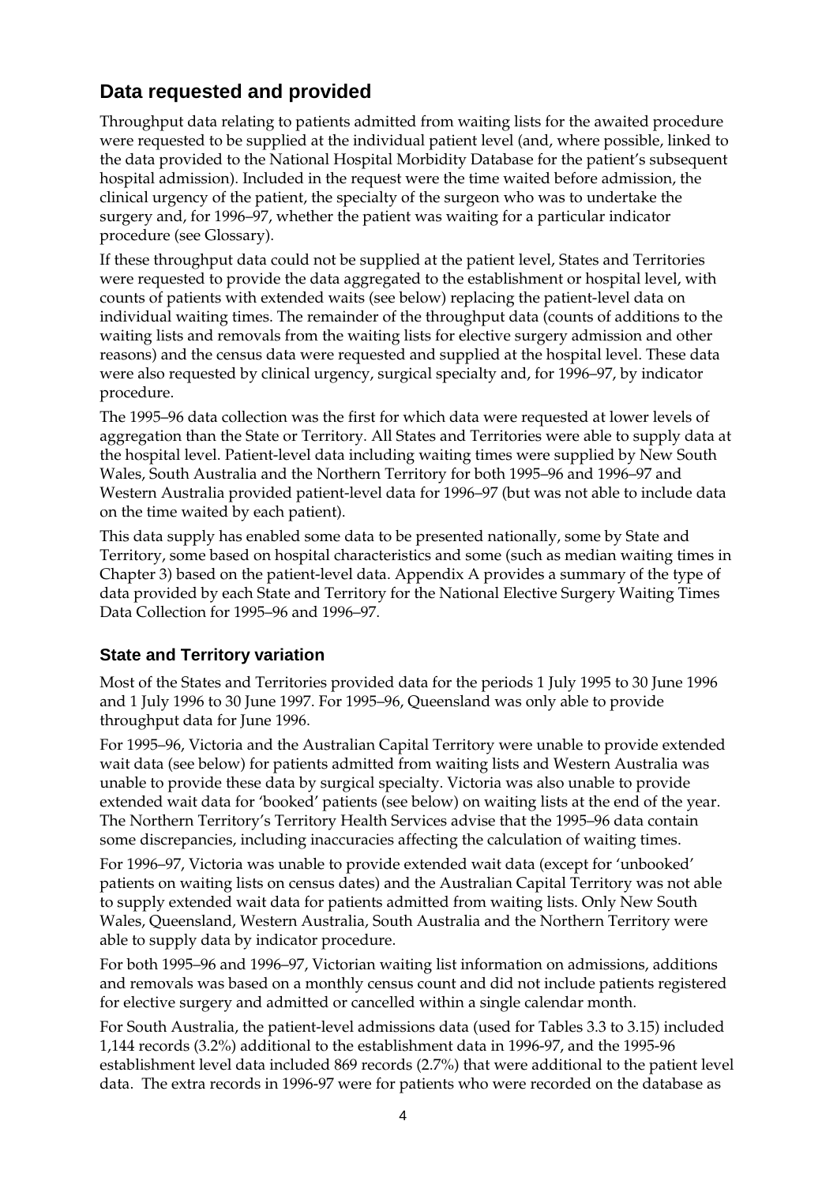## Data requested and provided

Throughput data relating to patients admitted from waiting lists for the awaited procedure were requested to be supplied at the individual patient level (and, where possible, linked to the data provided to the National Hospital Morbidity Database for the patient's subsequent hospital admission). Included in the request were the time waited before admission, the clinical urgency of the patient, the specialty of the surgeon who was to undertake the surgery and, for 1996–97, whether the patient was waiting for a particular indicator procedure (see Glossary).

If these throughput data could not be supplied at the patient level, States and Territories were requested to provide the data aggregated to the establishment or hospital level, with counts of patients with extended waits (see below) replacing the patient-level data on individual waiting times. The remainder of the throughput data (counts of additions to the waiting lists and removals from the waiting lists for elective surgery admission and other reasons) and the census data were requested and supplied at the hospital level. These data were also requested by clinical urgency, surgical specialty and, for 1996–97, by indicator procedure.

The 1995–96 data collection was the first for which data were requested at lower levels of aggregation than the State or Territory. All States and Territories were able to supply data at the hospital level. Patient-level data including waiting times were supplied by New South Wales, South Australia and the Northern Territory for both 1995–96 and 1996–97 and Western Australia provided patient-level data for 1996–97 (but was not able to include data on the time waited by each patient).

This data supply has enabled some data to be presented nationally, some by State and Territory, some based on hospital characteristics and some (such as median waiting times in Chapter 3) based on the patient-level data. Appendix A provides a summary of the type of data provided by each State and Territory for the National Elective Surgery Waiting Times Data Collection for 1995–96 and 1996–97.

### State and Territory variation

Most of the States and Territories provided data for the periods 1 July 1995 to 30 June 1996 and 1 July 1996 to 30 June 1997. For 1995–96, Queensland was only able to provide throughput data for June 1996.

For 1995–96, Victoria and the Australian Capital Territory were unable to provide extended wait data (see below) for patients admitted from waiting lists and Western Australia was unable to provide these data by surgical specialty. Victoria was also unable to provide extended wait data for 'booked' patients (see below) on waiting lists at the end of the year. The Northern Territory's Territory Health Services advise that the 1995–96 data contain some discrepancies, including inaccuracies affecting the calculation of waiting times.

For 1996–97, Victoria was unable to provide extended wait data (except for 'unbooked' patients on waiting lists on census dates) and the Australian Capital Territory was not able to supply extended wait data for patients admitted from waiting lists. Only New South Wales, Queensland, Western Australia, South Australia and the Northern Territory were able to supply data by indicator procedure.

For both 1995–96 and 1996–97, Victorian waiting list information on admissions, additions and removals was based on a monthly census count and did not include patients registered for elective surgery and admitted or cancelled within a single calendar month.

For South Australia, the patient-level admissions data (used for Tables 3.3 to 3.15) included 1,144 records (3.2%) additional to the establishment data in 1996-97, and the 1995-96 establishment level data included 869 records (2.7%) that were additional to the patient level data. The extra records in 1996-97 were for patients who were recorded on the database as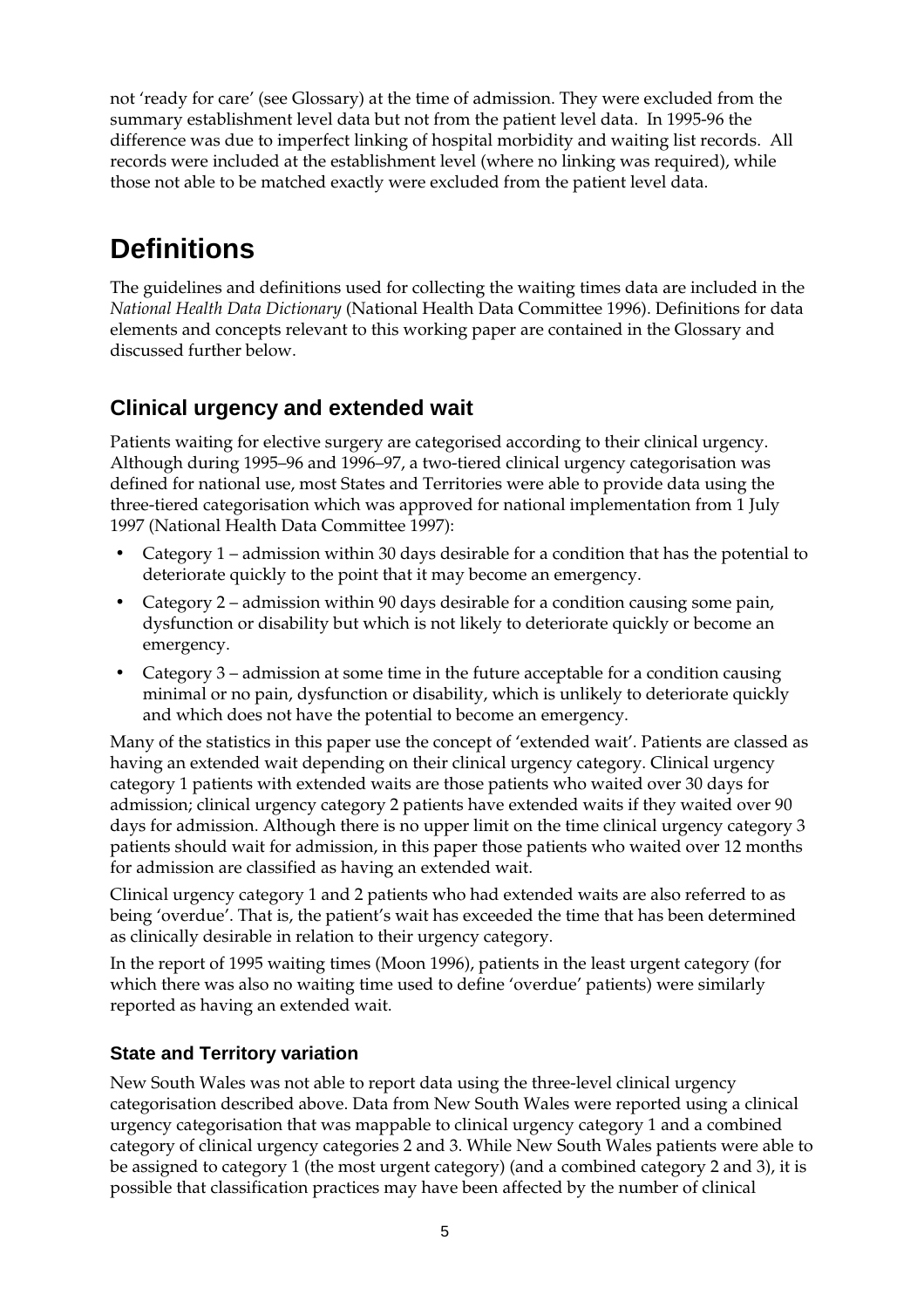not 'ready for care' (see Glossary) at the time of admission. They were excluded from the summary establishment level data but not from the patient level data. In 1995-96 the difference was due to imperfect linking of hospital morbidity and waiting list records. All records were included at the establishment level (where no linking was required), while those not able to be matched exactly were excluded from the patient level data.

# Definitions

The guidelines and definitions used for collecting the waiting times data are included in the *National Health Data Dictionary* (National Health Data Committee 1996). Definitions for data elements and concepts relevant to this working paper are contained in the Glossary and discussed further below.

## Clinical urgency and extended wait

Patients waiting for elective surgery are categorised according to their clinical urgency. Although during 1995–96 and 1996–97, a two-tiered clinical urgency categorisation was defined for national use, most States and Territories were able to provide data using the three-tiered categorisation which was approved for national implementation from 1 July 1997 (National Health Data Committee 1997):

- Category 1 – admission within 30 days desirable for a condition that has the potential to deteriorate quickly to the point that it may become an emergency.
- Category 2 – admission within 90 days desirable for a condition causing some pain, dysfunction or disability but which is not likely to deteriorate quickly or become an emergency.
- Category 3 – admission at some time in the future acceptable for a condition causing minimal or no pain, dysfunction or disability, which is unlikely to deteriorate quickly and which does not have the potential to become an emergency.

Many of the statistics in this paper use the concept of 'extended wait'. Patients are classed as having an extended wait depending on their clinical urgency category. Clinical urgency category 1 patients with extended waits are those patients who waited over 30 days for admission; clinical urgency category 2 patients have extended waits if they waited over 90 days for admission. Although there is no upper limit on the time clinical urgency category 3 patients should wait for admission, in this paper those patients who waited over 12 months for admission are classified as having an extended wait.

Clinical urgency category 1 and 2 patients who had extended waits are also referred to as being 'overdue'. That is, the patient's wait has exceeded the time that has been determined as clinically desirable in relation to their urgency category.

In the report of 1995 waiting times (Moon 1996), patients in the least urgent category (for which there was also no waiting time used to define 'overdue' patients) were similarly reported as having an extended wait.

### State and Territory variation

New South Wales was not able to report data using the three-level clinical urgency categorisation described above. Data from New South Wales were reported using a clinical urgency categorisation that was mappable to clinical urgency category 1 and a combined category of clinical urgency categories 2 and 3. While New South Wales patients were able to be assigned to category 1 (the most urgent category) (and a combined category 2 and 3), it is possible that classification practices may have been affected by the number of clinical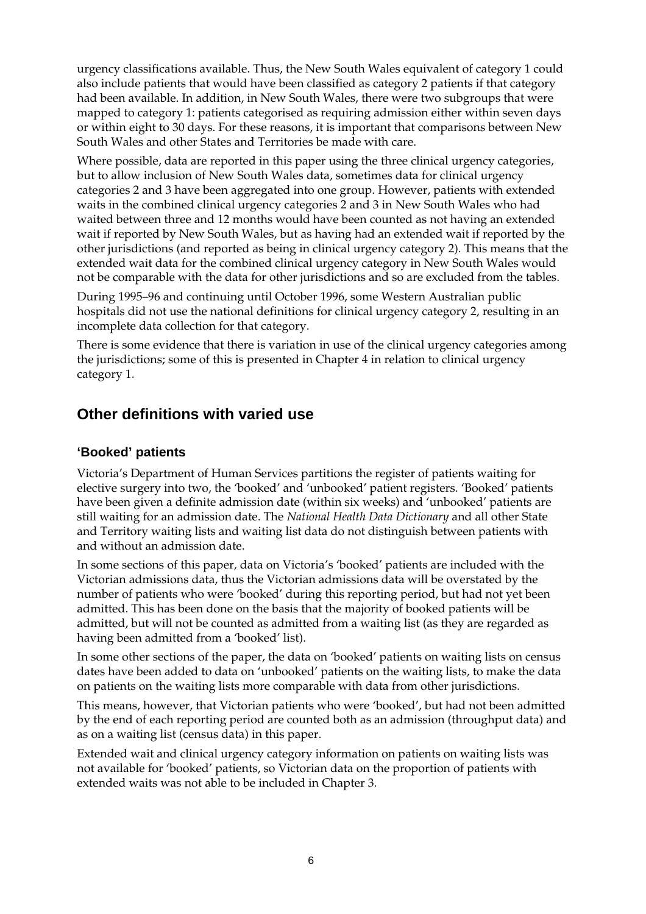urgency classifications available. Thus, the New South Wales equivalent of category 1 could also include patients that would have been classified as category 2 patients if that category had been available. In addition, in New South Wales, there were two subgroups that were mapped to category 1: patients categorised as requiring admission either within seven days or within eight to 30 days. For these reasons, it is important that comparisons between New South Wales and other States and Territories be made with care.

Where possible, data are reported in this paper using the three clinical urgency categories, but to allow inclusion of New South Wales data, sometimes data for clinical urgency categories 2 and 3 have been aggregated into one group. However, patients with extended waits in the combined clinical urgency categories 2 and 3 in New South Wales who had waited between three and 12 months would have been counted as not having an extended wait if reported by New South Wales, but as having had an extended wait if reported by the other jurisdictions (and reported as being in clinical urgency category 2). This means that the extended wait data for the combined clinical urgency category in New South Wales would not be comparable with the data for other jurisdictions and so are excluded from the tables.

During 1995–96 and continuing until October 1996, some Western Australian public hospitals did not use the national definitions for clinical urgency category 2, resulting in an incomplete data collection for that category.

There is some evidence that there is variation in use of the clinical urgency categories among the jurisdictions; some of this is presented in Chapter 4 in relation to clinical urgency category 1.

## Other definitions with varied use

### 'Booked' patients

Victoria's Department of Human Services partitions the register of patients waiting for elective surgery into two, the 'booked' and 'unbooked' patient registers. 'Booked' patients have been given a definite admission date (within six weeks) and 'unbooked' patients are still waiting for an admission date. The *National Health Data Dictionary* and all other State and Territory waiting lists and waiting list data do not distinguish between patients with and without an admission date.

In some sections of this paper, data on Victoria's 'booked' patients are included with the Victorian admissions data, thus the Victorian admissions data will be overstated by the number of patients who were 'booked' during this reporting period, but had not yet been admitted. This has been done on the basis that the majority of booked patients will be admitted, but will not be counted as admitted from a waiting list (as they are regarded as having been admitted from a 'booked' list).

In some other sections of the paper, the data on 'booked' patients on waiting lists on census dates have been added to data on 'unbooked' patients on the waiting lists, to make the data on patients on the waiting lists more comparable with data from other jurisdictions.

This means, however, that Victorian patients who were 'booked', but had not been admitted by the end of each reporting period are counted both as an admission (throughput data) and as on a waiting list (census data) in this paper.

Extended wait and clinical urgency category information on patients on waiting lists was not available for 'booked' patients, so Victorian data on the proportion of patients with extended waits was not able to be included in Chapter 3.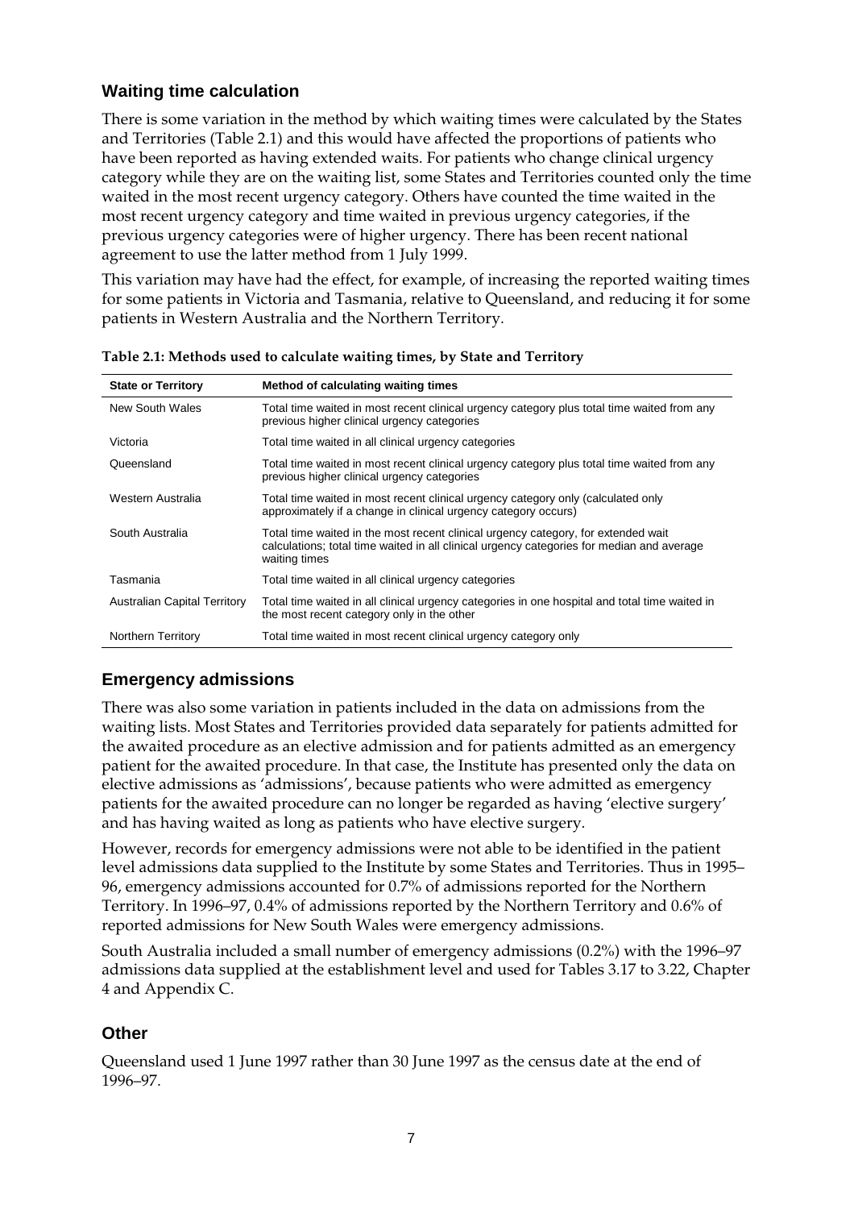## Waiting time calculation

There is some variation in the method by which waiting times were calculated by the States and Territories (Table 2.1) and this would have affected the proportions of patients who have been reported as having extended waits. For patients who change clinical urgency category while they are on the waiting list, some States and Territories counted only the time waited in the most recent urgency category. Others have counted the time waited in the most recent urgency category and time waited in previous urgency categories, if the previous urgency categories were of higher urgency. There has been recent national agreement to use the latter method from 1 July 1999.

This variation may have had the effect, for example, of increasing the reported waiting times for some patients in Victoria and Tasmania, relative to Queensland, and reducing it for some patients in Western Australia and the Northern Territory.

**Table 2.1: Methods used to calculate waiting times, by State and Territory**

| State or Territory | Method of calculating waiting times |
|---|---|
| New South Wales | Total time waited in most recent clinical urgency category plus total time waited from any previous higher clinical urgency categories |
| Victoria | Total time waited in all clinical urgency categories |
| Queensland | Total time waited in most recent clinical urgency category plus total time waited from any previous higher clinical urgency categories |
| Western Australia | Total time waited in most recent clinical urgency category only (calculated only approximately if a change in clinical urgency category occurs) |
| South Australia | Total time waited in the most recent clinical urgency category, for extended wait calculations; total time waited in all clinical urgency categories for median and average waiting times |
| Tasmania | Total time waited in all clinical urgency categories |
| Australian Capital Territory | Total time waited in all clinical urgency categories in one hospital and total time waited in the most recent category only in the other |
| Northern Territory | Total time waited in most recent clinical urgency category only |

## Emergency admissions

There was also some variation in patients included in the data on admissions from the waiting lists. Most States and Territories provided data separately for patients admitted for the awaited procedure as an elective admission and for patients admitted as an emergency patient for the awaited procedure. In that case, the Institute has presented only the data on elective admissions as 'admissions', because patients who were admitted as emergency patients for the awaited procedure can no longer be regarded as having 'elective surgery' and has having waited as long as patients who have elective surgery.

However, records for emergency admissions were not able to be identified in the patient level admissions data supplied to the Institute by some States and Territories. Thus in 1995–96, emergency admissions accounted for 0.7% of admissions reported for the Northern Territory. In 1996–97, 0.4% of admissions reported by the Northern Territory and 0.6% of reported admissions for New South Wales were emergency admissions.

South Australia included a small number of emergency admissions (0.2%) with the 1996–97 admissions data supplied at the establishment level and used for Tables 3.17 to 3.22, Chapter 4 and Appendix C.

## Other

Queensland used 1 June 1997 rather than 30 June 1997 as the census date at the end of 1996–97.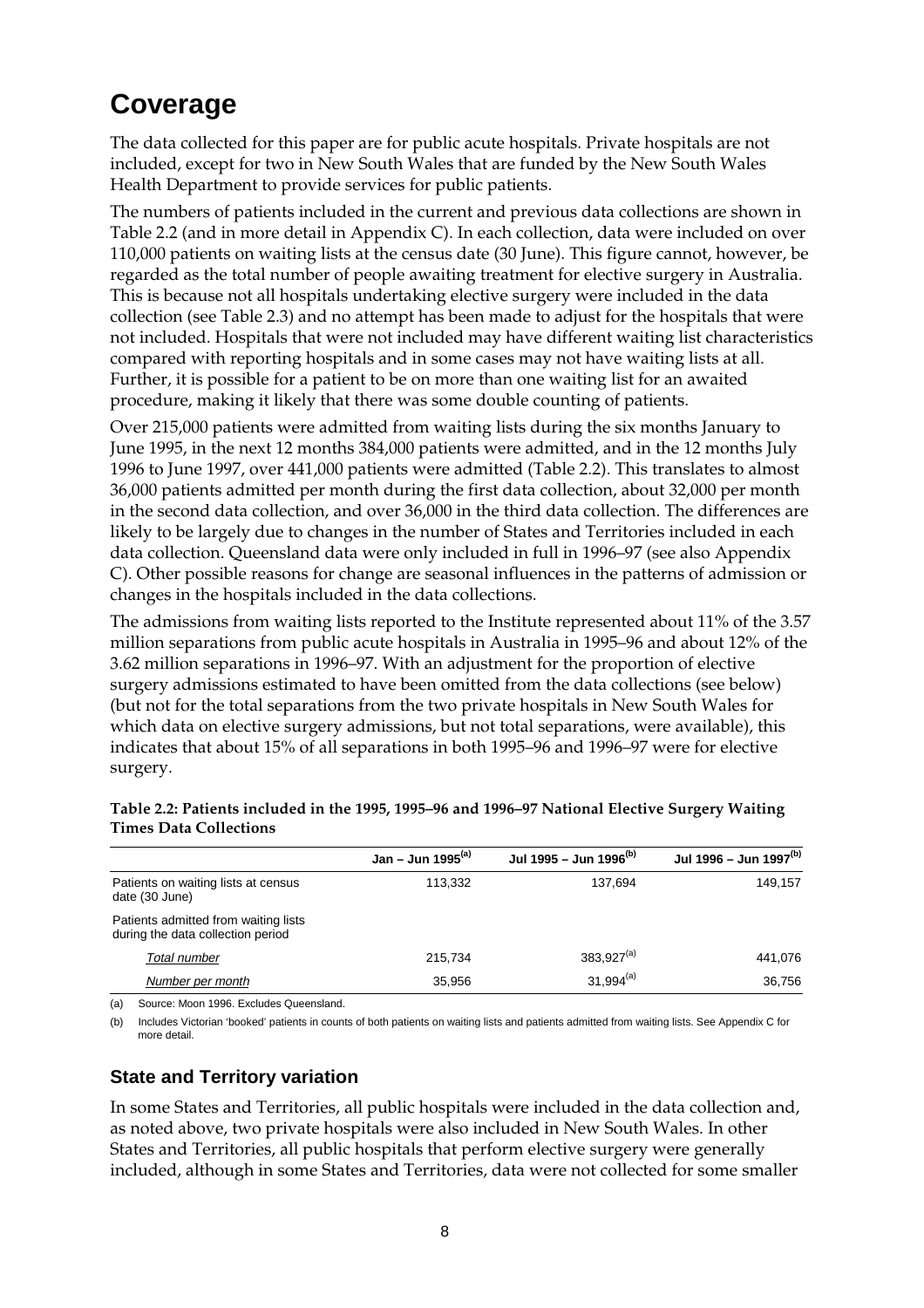# Coverage

The data collected for this paper are for public acute hospitals. Private hospitals are not included, except for two in New South Wales that are funded by the New South Wales Health Department to provide services for public patients.

The numbers of patients included in the current and previous data collections are shown in Table 2.2 (and in more detail in Appendix C). In each collection, data were included on over 110,000 patients on waiting lists at the census date (30 June). This figure cannot, however, be regarded as the total number of people awaiting treatment for elective surgery in Australia. This is because not all hospitals undertaking elective surgery were included in the data collection (see Table 2.3) and no attempt has been made to adjust for the hospitals that were not included. Hospitals that were not included may have different waiting list characteristics compared with reporting hospitals and in some cases may not have waiting lists at all. Further, it is possible for a patient to be on more than one waiting list for an awaited procedure, making it likely that there was some double counting of patients.

Over 215,000 patients were admitted from waiting lists during the six months January to June 1995, in the next 12 months 384,000 patients were admitted, and in the 12 months July 1996 to June 1997, over 441,000 patients were admitted (Table 2.2). This translates to almost 36,000 patients admitted per month during the first data collection, about 32,000 per month in the second data collection, and over 36,000 in the third data collection. The differences are likely to be largely due to changes in the number of States and Territories included in each data collection. Queensland data were only included in full in 1996–97 (see also Appendix C). Other possible reasons for change are seasonal influences in the patterns of admission or changes in the hospitals included in the data collections.

The admissions from waiting lists reported to the Institute represented about 11% of the 3.57 million separations from public acute hospitals in Australia in 1995–96 and about 12% of the 3.62 million separations in 1996–97. With an adjustment for the proportion of elective surgery admissions estimated to have been omitted from the data collections (see below) (but not for the total separations from the two private hospitals in New South Wales for which data on elective surgery admissions, but not total separations, were available), this indicates that about 15% of all separations in both 1995–96 and 1996–97 were for elective surgery.

**Table 2.2: Patients included in the 1995, 1995–96 and 1996–97 National Elective Surgery Waiting Times Data Collections**

| | Jan – Jun 1995[(a)] | Jul 1995 – Jun 1996[(b)] | Jul 1996 – Jun 1997[(b)] |
|---|---|---|---|
| Patients on waiting lists at census date (30 June) | 113,332 | 137,694 | 149,157 |
| Patients admitted from waiting lists during the data collection period | | | |
| *Total number* | 215,734 | 383,927[(a)] | 441,076 |
| *Number per month* | 35,956 | 31,994[(a)] | 36,756 |

(a) Source: Moon 1996. Excludes Queensland.

(b) Includes Victorian 'booked' patients in counts of both patients on waiting lists and patients admitted from waiting lists. See Appendix C for more detail.

## State and Territory variation

In some States and Territories, all public hospitals were included in the data collection and, as noted above, two private hospitals were also included in New South Wales. In other States and Territories, all public hospitals that perform elective surgery were generally included, although in some States and Territories, data were not collected for some smaller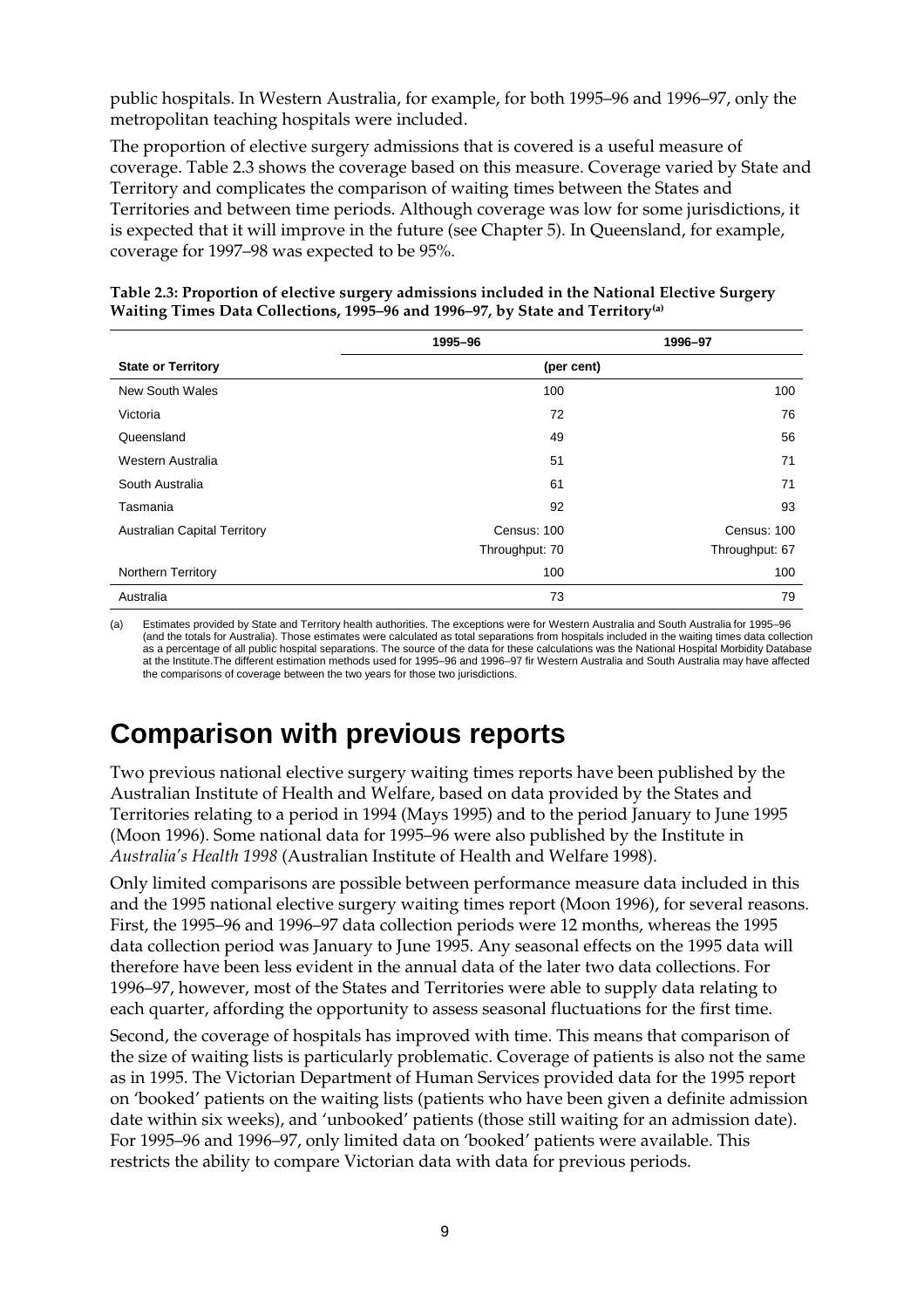public hospitals. In Western Australia, for example, for both 1995–96 and 1996–97, only the metropolitan teaching hospitals were included.

The proportion of elective surgery admissions that is covered is a useful measure of coverage. Table 2.3 shows the coverage based on this measure. Coverage varied by State and Territory and complicates the comparison of waiting times between the States and Territories and between time periods. Although coverage was low for some jurisdictions, it is expected that it will improve in the future (see Chapter 5). In Queensland, for example, coverage for 1997–98 was expected to be 95%.

**Table 2.3: Proportion of elective surgery admissions included in the National Elective Surgery Waiting Times Data Collections, 1995–96 and 1996–97, by State and Territory[(a)]**

| | 1995–96 | 1996–97 |
|---|---|---|
| **State or Territory** | (per cent) | |
| New South Wales | 100 | 100 |
| Victoria | 72 | 76 |
| Queensland | 49 | 56 |
| Western Australia | 51 | 71 |
| South Australia | 61 | 71 |
| Tasmania | 92 | 93 |
| Australian Capital Territory | Census: 100<br>Throughput: 70 | Census: 100<br>Throughput: 67 |
| Northern Territory | 100 | 100 |
| Australia | 73 | 79 |

(a) Estimates provided by State and Territory health authorities. The exceptions were for Western Australia and South Australia for 1995–96 (and the totals for Australia). Those estimates were calculated as total separations from hospitals included in the waiting times data collection as a percentage of all public hospital separations. The source of the data for these calculations was the National Hospital Morbidity Database at the Institute.The different estimation methods used for 1995–96 and 1996–97 fir Western Australia and South Australia may have affected the comparisons of coverage between the two years for those two jurisdictions.

# Comparison with previous reports

Two previous national elective surgery waiting times reports have been published by the Australian Institute of Health and Welfare, based on data provided by the States and Territories relating to a period in 1994 (Mays 1995) and to the period January to June 1995 (Moon 1996). Some national data for 1995–96 were also published by the Institute in *Australia's Health 1998* (Australian Institute of Health and Welfare 1998).

Only limited comparisons are possible between performance measure data included in this and the 1995 national elective surgery waiting times report (Moon 1996), for several reasons. First, the 1995–96 and 1996–97 data collection periods were 12 months, whereas the 1995 data collection period was January to June 1995. Any seasonal effects on the 1995 data will therefore have been less evident in the annual data of the later two data collections. For 1996–97, however, most of the States and Territories were able to supply data relating to each quarter, affording the opportunity to assess seasonal fluctuations for the first time.

Second, the coverage of hospitals has improved with time. This means that comparison of the size of waiting lists is particularly problematic. Coverage of patients is also not the same as in 1995. The Victorian Department of Human Services provided data for the 1995 report on 'booked' patients on the waiting lists (patients who have been given a definite admission date within six weeks), and 'unbooked' patients (those still waiting for an admission date). For 1995–96 and 1996–97, only limited data on 'booked' patients were available. This restricts the ability to compare Victorian data with data for previous periods.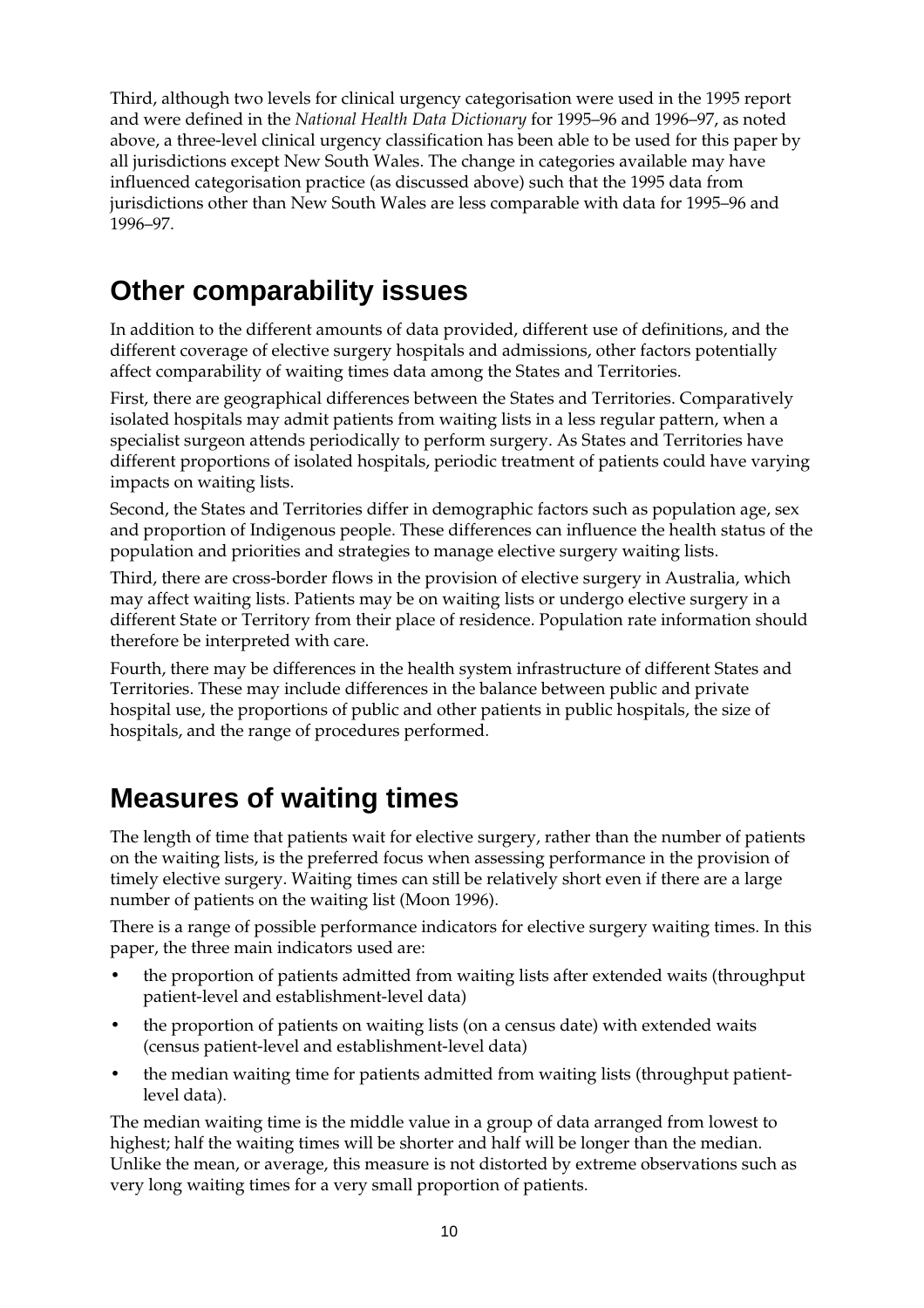Third, although two levels for clinical urgency categorisation were used in the 1995 report and were defined in the *National Health Data Dictionary* for 1995–96 and 1996–97, as noted above, a three-level clinical urgency classification has been able to be used for this paper by all jurisdictions except New South Wales. The change in categories available may have influenced categorisation practice (as discussed above) such that the 1995 data from jurisdictions other than New South Wales are less comparable with data for 1995–96 and 1996–97.

## Other comparability issues

In addition to the different amounts of data provided, different use of definitions, and the different coverage of elective surgery hospitals and admissions, other factors potentially affect comparability of waiting times data among the States and Territories.

First, there are geographical differences between the States and Territories. Comparatively isolated hospitals may admit patients from waiting lists in a less regular pattern, when a specialist surgeon attends periodically to perform surgery. As States and Territories have different proportions of isolated hospitals, periodic treatment of patients could have varying impacts on waiting lists.

Second, the States and Territories differ in demographic factors such as population age, sex and proportion of Indigenous people. These differences can influence the health status of the population and priorities and strategies to manage elective surgery waiting lists.

Third, there are cross-border flows in the provision of elective surgery in Australia, which may affect waiting lists. Patients may be on waiting lists or undergo elective surgery in a different State or Territory from their place of residence. Population rate information should therefore be interpreted with care.

Fourth, there may be differences in the health system infrastructure of different States and Territories. These may include differences in the balance between public and private hospital use, the proportions of public and other patients in public hospitals, the size of hospitals, and the range of procedures performed.

## Measures of waiting times

The length of time that patients wait for elective surgery, rather than the number of patients on the waiting lists, is the preferred focus when assessing performance in the provision of timely elective surgery. Waiting times can still be relatively short even if there are a large number of patients on the waiting list (Moon 1996).

There is a range of possible performance indicators for elective surgery waiting times. In this paper, the three main indicators used are:

- the proportion of patients admitted from waiting lists after extended waits (throughput patient-level and establishment-level data)
- the proportion of patients on waiting lists (on a census date) with extended waits (census patient-level and establishment-level data)
- the median waiting time for patients admitted from waiting lists (throughput patient-level data).

The median waiting time is the middle value in a group of data arranged from lowest to highest; half the waiting times will be shorter and half will be longer than the median. Unlike the mean, or average, this measure is not distorted by extreme observations such as very long waiting times for a very small proportion of patients.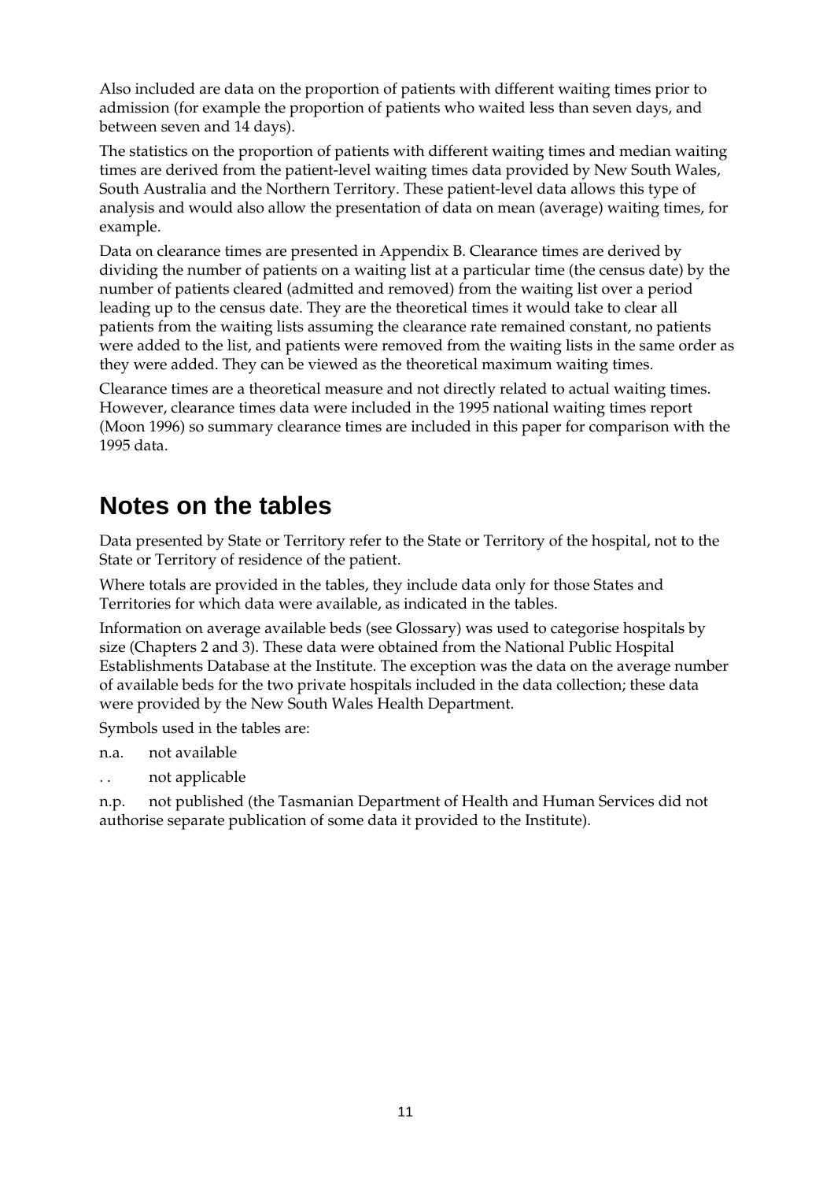Also included are data on the proportion of patients with different waiting times prior to admission (for example the proportion of patients who waited less than seven days, and between seven and 14 days).

The statistics on the proportion of patients with different waiting times and median waiting times are derived from the patient-level waiting times data provided by New South Wales, South Australia and the Northern Territory. These patient-level data allows this type of analysis and would also allow the presentation of data on mean (average) waiting times, for example.

Data on clearance times are presented in Appendix B. Clearance times are derived by dividing the number of patients on a waiting list at a particular time (the census date) by the number of patients cleared (admitted and removed) from the waiting list over a period leading up to the census date. They are the theoretical times it would take to clear all patients from the waiting lists assuming the clearance rate remained constant, no patients were added to the list, and patients were removed from the waiting lists in the same order as they were added. They can be viewed as the theoretical maximum waiting times.

Clearance times are a theoretical measure and not directly related to actual waiting times. However, clearance times data were included in the 1995 national waiting times report (Moon 1996) so summary clearance times are included in this paper for comparison with the 1995 data.

## Notes on the tables

Data presented by State or Territory refer to the State or Territory of the hospital, not to the State or Territory of residence of the patient.

Where totals are provided in the tables, they include data only for those States and Territories for which data were available, as indicated in the tables.

Information on average available beds (see Glossary) was used to categorise hospitals by size (Chapters 2 and 3). These data were obtained from the National Public Hospital Establishments Database at the Institute. The exception was the data on the average number of available beds for the two private hospitals included in the data collection; these data were provided by the New South Wales Health Department.

Symbols used in the tables are:

n.a. not available

. . not applicable

n.p. not published (the Tasmanian Department of Health and Human Services did not authorise separate publication of some data it provided to the Institute).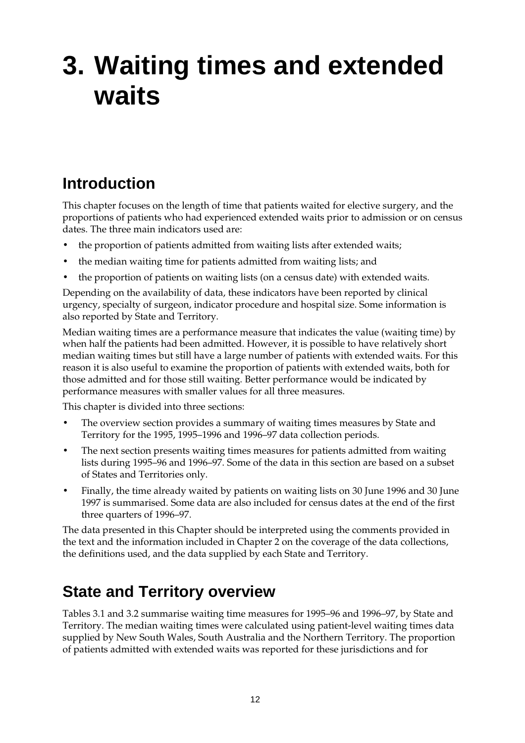# 3. Waiting times and extended waits

## Introduction

This chapter focuses on the length of time that patients waited for elective surgery, and the proportions of patients who had experienced extended waits prior to admission or on census dates. The three main indicators used are:

- the proportion of patients admitted from waiting lists after extended waits;
- the median waiting time for patients admitted from waiting lists; and
- the proportion of patients on waiting lists (on a census date) with extended waits.

Depending on the availability of data, these indicators have been reported by clinical urgency, specialty of surgeon, indicator procedure and hospital size. Some information is also reported by State and Territory.

Median waiting times are a performance measure that indicates the value (waiting time) by when half the patients had been admitted. However, it is possible to have relatively short median waiting times but still have a large number of patients with extended waits. For this reason it is also useful to examine the proportion of patients with extended waits, both for those admitted and for those still waiting. Better performance would be indicated by performance measures with smaller values for all three measures.

This chapter is divided into three sections:

- The overview section provides a summary of waiting times measures by State and Territory for the 1995, 1995–1996 and 1996–97 data collection periods.
- The next section presents waiting times measures for patients admitted from waiting lists during 1995–96 and 1996–97. Some of the data in this section are based on a subset of States and Territories only.
- Finally, the time already waited by patients on waiting lists on 30 June 1996 and 30 June 1997 is summarised. Some data are also included for census dates at the end of the first three quarters of 1996–97.

The data presented in this Chapter should be interpreted using the comments provided in the text and the information included in Chapter 2 on the coverage of the data collections, the definitions used, and the data supplied by each State and Territory.

## State and Territory overview

Tables 3.1 and 3.2 summarise waiting time measures for 1995–96 and 1996–97, by State and Territory. The median waiting times were calculated using patient-level waiting times data supplied by New South Wales, South Australia and the Northern Territory. The proportion of patients admitted with extended waits was reported for these jurisdictions and for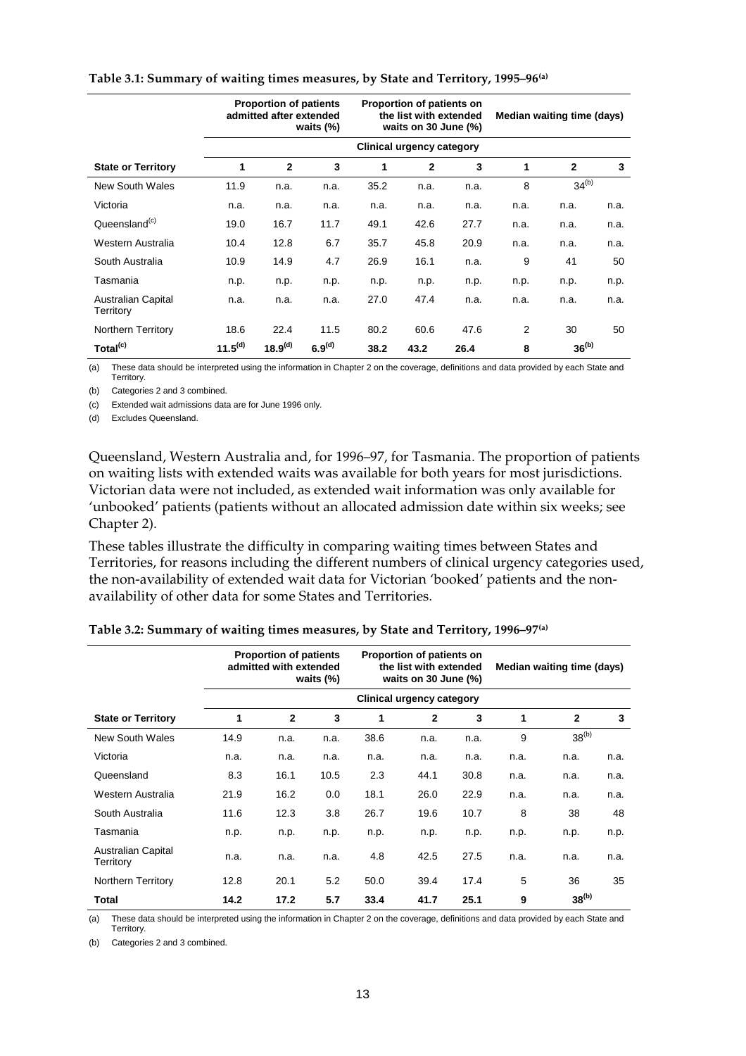**Table 3.1: Summary of waiting times measures, by State and Territory, 1995–96(a)**

| | Proportion of patients admitted after extended waits (%) | | | Proportion of patients on the list with extended waits on 30 June (%) | | | Median waiting time (days) | | |
|---|---|---|---|---|---|---|---|---|---|
| | Clinical urgency category | | | | | | | | |
| **State or Territory** | **1** | **2** | **3** | **1** | **2** | **3** | **1** | **2** | **3** |
| New South Wales | 11.9 | n.a. | n.a. | 35.2 | n.a. | n.a. | 8 | 34(b) | |
| Victoria | n.a. | n.a. | n.a. | n.a. | n.a. | n.a. | n.a. | n.a. | n.a. |
| Queensland(c) | 19.0 | 16.7 | 11.7 | 49.1 | 42.6 | 27.7 | n.a. | n.a. | n.a. |
| Western Australia | 10.4 | 12.8 | 6.7 | 35.7 | 45.8 | 20.9 | n.a. | n.a. | n.a. |
| South Australia | 10.9 | 14.9 | 4.7 | 26.9 | 16.1 | n.a. | 9 | 41 | 50 |
| Tasmania | n.p. | n.p. | n.p. | n.p. | n.p. | n.p. | n.p. | n.p. | n.p. |
| Australian Capital Territory | n.a. | n.a. | n.a. | 27.0 | 47.4 | n.a. | n.a. | n.a. | n.a. |
| Northern Territory | 18.6 | 22.4 | 11.5 | 80.2 | 60.6 | 47.6 | 2 | 30 | 50 |
| **Total(c)** | **11.5(d)** | **18.9(d)** | **6.9(d)** | **38.2** | **43.2** | **26.4** | **8** | **36(b)** | |

(a) These data should be interpreted using the information in Chapter 2 on the coverage, definitions and data provided by each State and Territory.

(b) Categories 2 and 3 combined.

(c) Extended wait admissions data are for June 1996 only.

(d) Excludes Queensland.

Queensland, Western Australia and, for 1996–97, for Tasmania. The proportion of patients on waiting lists with extended waits was available for both years for most jurisdictions. Victorian data were not included, as extended wait information was only available for 'unbooked' patients (patients without an allocated admission date within six weeks; see Chapter 2).

These tables illustrate the difficulty in comparing waiting times between States and Territories, for reasons including the different numbers of clinical urgency categories used, the non-availability of extended wait data for Victorian 'booked' patients and the non-availability of other data for some States and Territories.

**Table 3.2: Summary of waiting times measures, by State and Territory, 1996–97(a)**

| | Proportion of patients admitted with extended waits (%) | | | Proportion of patients on the list with extended waits on 30 June (%) | | | Median waiting time (days) | | |
|---|---|---|---|---|---|---|---|---|---|
| | Clinical urgency category | | | | | | | | |
| **State or Territory** | **1** | **2** | **3** | **1** | **2** | **3** | **1** | **2** | **3** |
| New South Wales | 14.9 | n.a. | n.a. | 38.6 | n.a. | n.a. | 9 | 38(b) | |
| Victoria | n.a. | n.a. | n.a. | n.a. | n.a. | n.a. | n.a. | n.a. | n.a. |
| Queensland | 8.3 | 16.1 | 10.5 | 2.3 | 44.1 | 30.8 | n.a. | n.a. | n.a. |
| Western Australia | 21.9 | 16.2 | 0.0 | 18.1 | 26.0 | 22.9 | n.a. | n.a. | n.a. |
| South Australia | 11.6 | 12.3 | 3.8 | 26.7 | 19.6 | 10.7 | 8 | 38 | 48 |
| Tasmania | n.p. | n.p. | n.p. | n.p. | n.p. | n.p. | n.p. | n.p. | n.p. |
| Australian Capital Territory | n.a. | n.a. | n.a. | 4.8 | 42.5 | 27.5 | n.a. | n.a. | n.a. |
| Northern Territory | 12.8 | 20.1 | 5.2 | 50.0 | 39.4 | 17.4 | 5 | 36 | 35 |
| **Total** | **14.2** | **17.2** | **5.7** | **33.4** | **41.7** | **25.1** | **9** | **38(b)** | |

(a) These data should be interpreted using the information in Chapter 2 on the coverage, definitions and data provided by each State and Territory.

(b) Categories 2 and 3 combined.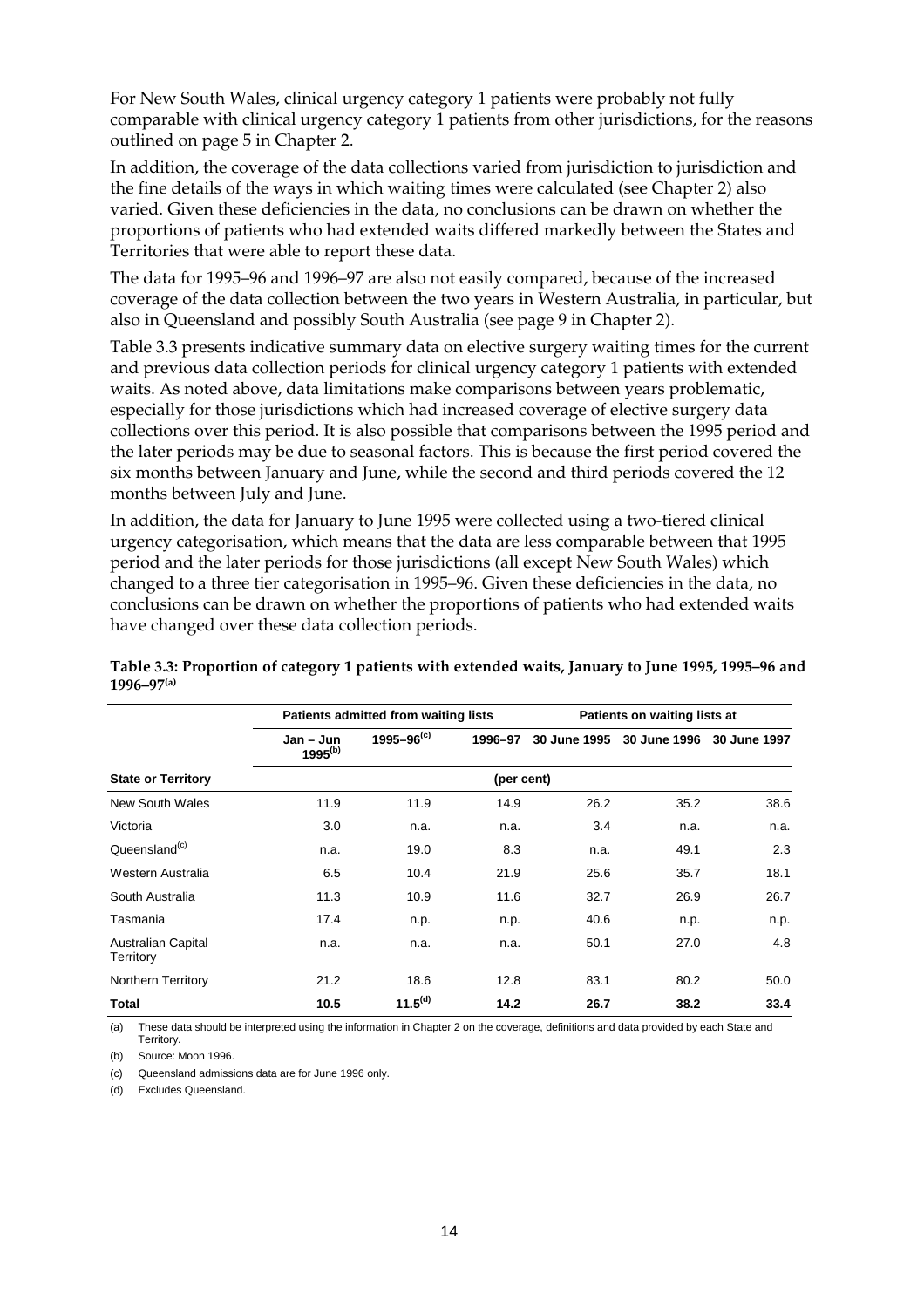For New South Wales, clinical urgency category 1 patients were probably not fully comparable with clinical urgency category 1 patients from other jurisdictions, for the reasons outlined on page 5 in Chapter 2.

In addition, the coverage of the data collections varied from jurisdiction to jurisdiction and the fine details of the ways in which waiting times were calculated (see Chapter 2) also varied. Given these deficiencies in the data, no conclusions can be drawn on whether the proportions of patients who had extended waits differed markedly between the States and Territories that were able to report these data.

The data for 1995–96 and 1996–97 are also not easily compared, because of the increased coverage of the data collection between the two years in Western Australia, in particular, but also in Queensland and possibly South Australia (see page 9 in Chapter 2).

Table 3.3 presents indicative summary data on elective surgery waiting times for the current and previous data collection periods for clinical urgency category 1 patients with extended waits. As noted above, data limitations make comparisons between years problematic, especially for those jurisdictions which had increased coverage of elective surgery data collections over this period. It is also possible that comparisons between the 1995 period and the later periods may be due to seasonal factors. This is because the first period covered the six months between January and June, while the second and third periods covered the 12 months between July and June.

In addition, the data for January to June 1995 were collected using a two-tiered clinical urgency categorisation, which means that the data are less comparable between that 1995 period and the later periods for those jurisdictions (all except New South Wales) which changed to a three tier categorisation in 1995–96. Given these deficiencies in the data, no conclusions can be drawn on whether the proportions of patients who had extended waits have changed over these data collection periods.

**Table 3.3: Proportion of category 1 patients with extended waits, January to June 1995, 1995–96 and 1996–97[(a)]**

| | Patients admitted from waiting lists | | | Patients on waiting lists at | | |
|---|---|---|---|---|---|---|
| | Jan – Jun 1995[(b)] | 1995–96[(c)] | 1996–97 | 30 June 1995 | 30 June 1996 | 30 June 1997 |
| **State or Territory** | | | (per cent) | | | |
| New South Wales | 11.9 | 11.9 | 14.9 | 26.2 | 35.2 | 38.6 |
| Victoria | 3.0 | n.a. | n.a. | 3.4 | n.a. | n.a. |
| Queensland[(c)] | n.a. | 19.0 | 8.3 | n.a. | 49.1 | 2.3 |
| Western Australia | 6.5 | 10.4 | 21.9 | 25.6 | 35.7 | 18.1 |
| South Australia | 11.3 | 10.9 | 11.6 | 32.7 | 26.9 | 26.7 |
| Tasmania | 17.4 | n.p. | n.p. | 40.6 | n.p. | n.p. |
| Australian Capital Territory | n.a. | n.a. | n.a. | 50.1 | 27.0 | 4.8 |
| Northern Territory | 21.2 | 18.6 | 12.8 | 83.1 | 80.2 | 50.0 |
| **Total** | **10.5** | **11.5[(d)]** | **14.2** | **26.7** | **38.2** | **33.4** |

(a) These data should be interpreted using the information in Chapter 2 on the coverage, definitions and data provided by each State and Territory.

(b) Source: Moon 1996.

(c) Queensland admissions data are for June 1996 only.

(d) Excludes Queensland.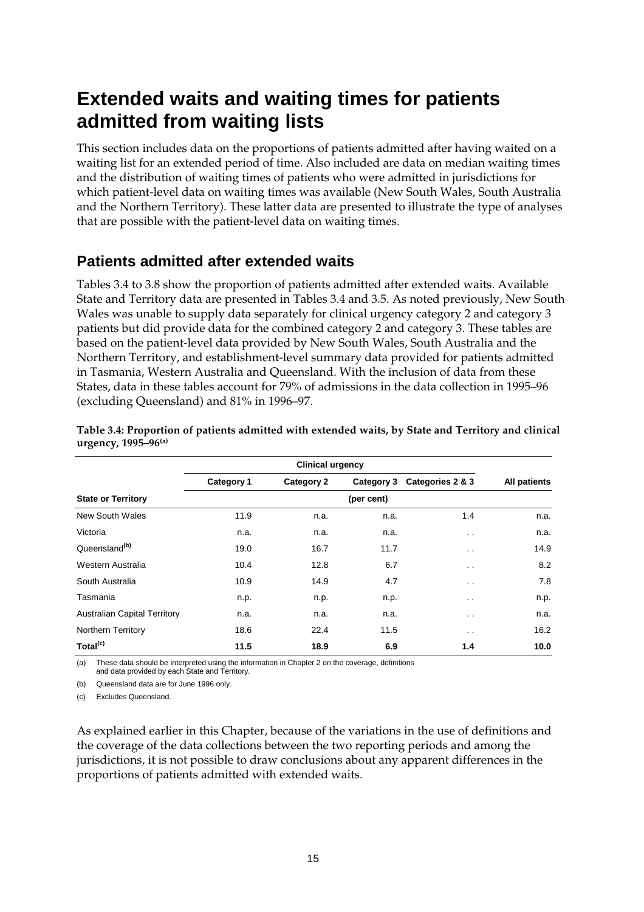# Extended waits and waiting times for patients admitted from waiting lists

This section includes data on the proportions of patients admitted after having waited on a waiting list for an extended period of time. Also included are data on median waiting times and the distribution of waiting times of patients who were admitted in jurisdictions for which patient-level data on waiting times was available (New South Wales, South Australia and the Northern Territory). These latter data are presented to illustrate the type of analyses that are possible with the patient-level data on waiting times.

## Patients admitted after extended waits

Tables 3.4 to 3.8 show the proportion of patients admitted after extended waits. Available State and Territory data are presented in Tables 3.4 and 3.5. As noted previously, New South Wales was unable to supply data separately for clinical urgency category 2 and category 3 patients but did provide data for the combined category 2 and category 3. These tables are based on the patient-level data provided by New South Wales, South Australia and the Northern Territory, and establishment-level summary data provided for patients admitted in Tasmania, Western Australia and Queensland. With the inclusion of data from these States, data in these tables account for 79% of admissions in the data collection in 1995–96 (excluding Queensland) and 81% in 1996–97.

**Table 3.4: Proportion of patients admitted with extended waits, by State and Territory and clinical urgency, 1995–96[(a)]**

| | Clinical urgency | | | | |
|---|---|---|---|---|---|
| | Category 1 | Category 2 | Category 3 | Categories 2 & 3 | All patients |
| **State or Territory** | | | (per cent) | | |
| New South Wales | 11.9 | n.a. | n.a. | 1.4 | n.a. |
| Victoria | n.a. | n.a. | n.a. | . . | n.a. |
| Queensland[(b)] | 19.0 | 16.7 | 11.7 | . . | 14.9 |
| Western Australia | 10.4 | 12.8 | 6.7 | . . | 8.2 |
| South Australia | 10.9 | 14.9 | 4.7 | . . | 7.8 |
| Tasmania | n.p. | n.p. | n.p. | . . | n.p. |
| Australian Capital Territory | n.a. | n.a. | n.a. | . . | n.a. |
| Northern Territory | 18.6 | 22.4 | 11.5 | . . | 16.2 |
| **Total[(c)]** | **11.5** | **18.9** | **6.9** | **1.4** | **10.0** |

(a) These data should be interpreted using the information in Chapter 2 on the coverage, definitions and data provided by each State and Territory.

(b) Queensland data are for June 1996 only.

(c) Excludes Queensland.

As explained earlier in this Chapter, because of the variations in the use of definitions and the coverage of the data collections between the two reporting periods and among the jurisdictions, it is not possible to draw conclusions about any apparent differences in the proportions of patients admitted with extended waits.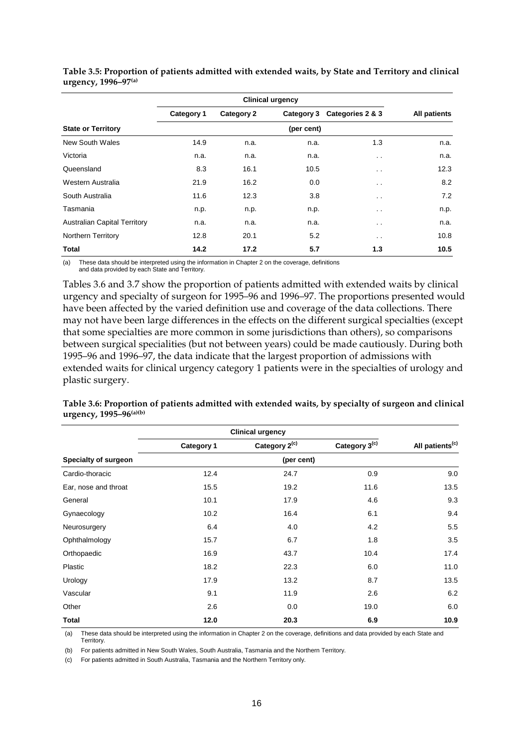**Table 3.5: Proportion of patients admitted with extended waits, by State and Territory and clinical urgency, 1996–97(a)**

| | Clinical urgency | | | | |
|---|---|---|---|---|---|
| | Category 1 | Category 2 | Category 3 | Categories 2 & 3 | All patients |
| **State or Territory** | | | (per cent) | | |
| New South Wales | 14.9 | n.a. | n.a. | 1.3 | n.a. |
| Victoria | n.a. | n.a. | n.a. | . . | n.a. |
| Queensland | 8.3 | 16.1 | 10.5 | . . | 12.3 |
| Western Australia | 21.9 | 16.2 | 0.0 | . . | 8.2 |
| South Australia | 11.6 | 12.3 | 3.8 | . . | 7.2 |
| Tasmania | n.p. | n.p. | n.p. | . . | n.p. |
| Australian Capital Territory | n.a. | n.a. | n.a. | . . | n.a. |
| Northern Territory | 12.8 | 20.1 | 5.2 | . . | 10.8 |
| **Total** | **14.2** | **17.2** | **5.7** | **1.3** | **10.5** |

(a) These data should be interpreted using the information in Chapter 2 on the coverage, definitions and data provided by each State and Territory.

Tables 3.6 and 3.7 show the proportion of patients admitted with extended waits by clinical urgency and specialty of surgeon for 1995–96 and 1996–97. The proportions presented would have been affected by the varied definition use and coverage of the data collections. There may not have been large differences in the effects on the different surgical specialties (except that some specialties are more common in some jurisdictions than others), so comparisons between surgical specialities (but not between years) could be made cautiously. During both 1995–96 and 1996–97, the data indicate that the largest proportion of admissions with extended waits for clinical urgency category 1 patients were in the specialties of urology and plastic surgery.

**Table 3.6: Proportion of patients admitted with extended waits, by specialty of surgeon and clinical urgency, 1995–96(a)(b)**

| | Clinical urgency | | | |
|---|---|---|---|---|
| | Category 1 | Category 2(c) | Category 3(c) | All patients(c) |
| **Specialty of surgeon** | | (per cent) | | |
| Cardio-thoracic | 12.4 | 24.7 | 0.9 | 9.0 |
| Ear, nose and throat | 15.5 | 19.2 | 11.6 | 13.5 |
| General | 10.1 | 17.9 | 4.6 | 9.3 |
| Gynaecology | 10.2 | 16.4 | 6.1 | 9.4 |
| Neurosurgery | 6.4 | 4.0 | 4.2 | 5.5 |
| Ophthalmology | 15.7 | 6.7 | 1.8 | 3.5 |
| Orthopaedic | 16.9 | 43.7 | 10.4 | 17.4 |
| Plastic | 18.2 | 22.3 | 6.0 | 11.0 |
| Urology | 17.9 | 13.2 | 8.7 | 13.5 |
| Vascular | 9.1 | 11.9 | 2.6 | 6.2 |
| Other | 2.6 | 0.0 | 19.0 | 6.0 |
| **Total** | **12.0** | **20.3** | **6.9** | **10.9** |

(a) These data should be interpreted using the information in Chapter 2 on the coverage, definitions and data provided by each State and Territory.

(b) For patients admitted in New South Wales, South Australia, Tasmania and the Northern Territory.

(c) For patients admitted in South Australia, Tasmania and the Northern Territory only.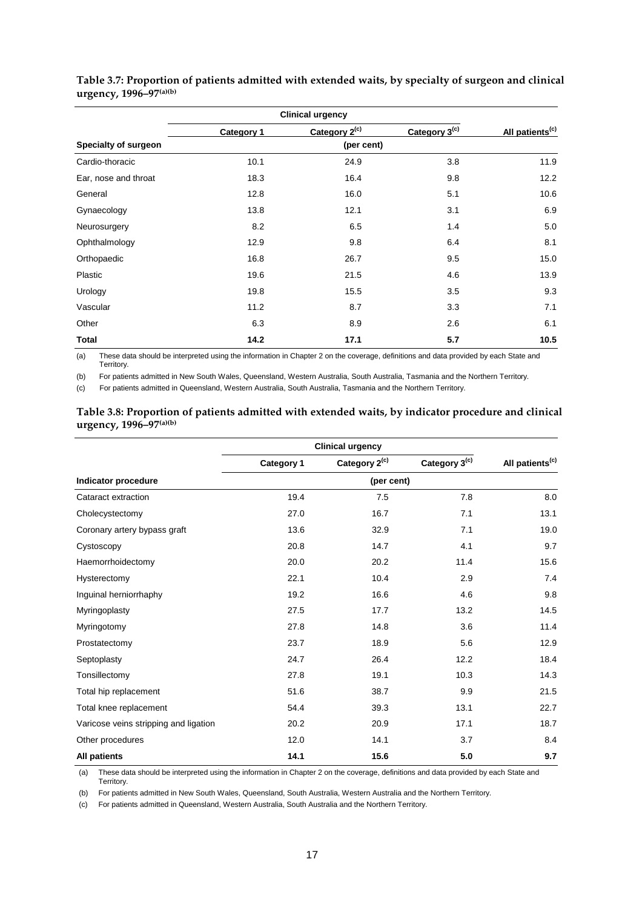**Table 3.7: Proportion of patients admitted with extended waits, by specialty of surgeon and clinical urgency, 1996–97[(a)(b)]**

| | Clinical urgency | | | |
|---|---|---|---|---|
| | Category 1 | Category 2[(c)] | Category 3[(c)] | All patients[(c)] |
| **Specialty of surgeon** | (per cent) | | | |
| Cardio-thoracic | 10.1 | 24.9 | 3.8 | 11.9 |
| Ear, nose and throat | 18.3 | 16.4 | 9.8 | 12.2 |
| General | 12.8 | 16.0 | 5.1 | 10.6 |
| Gynaecology | 13.8 | 12.1 | 3.1 | 6.9 |
| Neurosurgery | 8.2 | 6.5 | 1.4 | 5.0 |
| Ophthalmology | 12.9 | 9.8 | 6.4 | 8.1 |
| Orthopaedic | 16.8 | 26.7 | 9.5 | 15.0 |
| Plastic | 19.6 | 21.5 | 4.6 | 13.9 |
| Urology | 19.8 | 15.5 | 3.5 | 9.3 |
| Vascular | 11.2 | 8.7 | 3.3 | 7.1 |
| Other | 6.3 | 8.9 | 2.6 | 6.1 |
| **Total** | **14.2** | **17.1** | **5.7** | **10.5** |

(a) These data should be interpreted using the information in Chapter 2 on the coverage, definitions and data provided by each State and Territory.

(b) For patients admitted in New South Wales, Queensland, Western Australia, South Australia, Tasmania and the Northern Territory.

(c) For patients admitted in Queensland, Western Australia, South Australia, Tasmania and the Northern Territory.

**Table 3.8: Proportion of patients admitted with extended waits, by indicator procedure and clinical urgency, 1996–97[(a)(b)]**

| | Clinical urgency | | | |
|---|---|---|---|---|
| | Category 1 | Category 2[(c)] | Category 3[(c)] | All patients[(c)] |
| **Indicator procedure** | (per cent) | | | |
| Cataract extraction | 19.4 | 7.5 | 7.8 | 8.0 |
| Cholecystectomy | 27.0 | 16.7 | 7.1 | 13.1 |
| Coronary artery bypass graft | 13.6 | 32.9 | 7.1 | 19.0 |
| Cystoscopy | 20.8 | 14.7 | 4.1 | 9.7 |
| Haemorrhoidectomy | 20.0 | 20.2 | 11.4 | 15.6 |
| Hysterectomy | 22.1 | 10.4 | 2.9 | 7.4 |
| Inguinal herniorrhaphy | 19.2 | 16.6 | 4.6 | 9.8 |
| Myringoplasty | 27.5 | 17.7 | 13.2 | 14.5 |
| Myringotomy | 27.8 | 14.8 | 3.6 | 11.4 |
| Prostatectomy | 23.7 | 18.9 | 5.6 | 12.9 |
| Septoplasty | 24.7 | 26.4 | 12.2 | 18.4 |
| Tonsillectomy | 27.8 | 19.1 | 10.3 | 14.3 |
| Total hip replacement | 51.6 | 38.7 | 9.9 | 21.5 |
| Total knee replacement | 54.4 | 39.3 | 13.1 | 22.7 |
| Varicose veins stripping and ligation | 20.2 | 20.9 | 17.1 | 18.7 |
| Other procedures | 12.0 | 14.1 | 3.7 | 8.4 |
| **All patients** | **14.1** | **15.6** | **5.0** | **9.7** |

(a) These data should be interpreted using the information in Chapter 2 on the coverage, definitions and data provided by each State and Territory.

(b) For patients admitted in New South Wales, Queensland, South Australia, Western Australia and the Northern Territory.

(c) For patients admitted in Queensland, Western Australia, South Australia and the Northern Territory.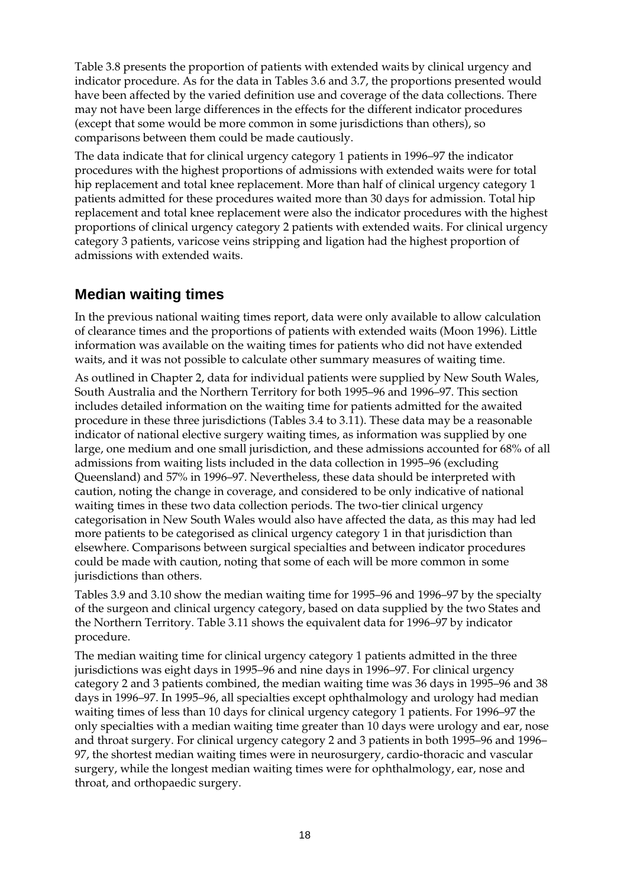Table 3.8 presents the proportion of patients with extended waits by clinical urgency and indicator procedure. As for the data in Tables 3.6 and 3.7, the proportions presented would have been affected by the varied definition use and coverage of the data collections. There may not have been large differences in the effects for the different indicator procedures (except that some would be more common in some jurisdictions than others), so comparisons between them could be made cautiously.

The data indicate that for clinical urgency category 1 patients in 1996–97 the indicator procedures with the highest proportions of admissions with extended waits were for total hip replacement and total knee replacement. More than half of clinical urgency category 1 patients admitted for these procedures waited more than 30 days for admission. Total hip replacement and total knee replacement were also the indicator procedures with the highest proportions of clinical urgency category 2 patients with extended waits. For clinical urgency category 3 patients, varicose veins stripping and ligation had the highest proportion of admissions with extended waits.

## Median waiting times

In the previous national waiting times report, data were only available to allow calculation of clearance times and the proportions of patients with extended waits (Moon 1996). Little information was available on the waiting times for patients who did not have extended waits, and it was not possible to calculate other summary measures of waiting time.

As outlined in Chapter 2, data for individual patients were supplied by New South Wales, South Australia and the Northern Territory for both 1995–96 and 1996–97. This section includes detailed information on the waiting time for patients admitted for the awaited procedure in these three jurisdictions (Tables 3.4 to 3.11). These data may be a reasonable indicator of national elective surgery waiting times, as information was supplied by one large, one medium and one small jurisdiction, and these admissions accounted for 68% of all admissions from waiting lists included in the data collection in 1995–96 (excluding Queensland) and 57% in 1996–97. Nevertheless, these data should be interpreted with caution, noting the change in coverage, and considered to be only indicative of national waiting times in these two data collection periods. The two-tier clinical urgency categorisation in New South Wales would also have affected the data, as this may had led more patients to be categorised as clinical urgency category 1 in that jurisdiction than elsewhere. Comparisons between surgical specialties and between indicator procedures could be made with caution, noting that some of each will be more common in some jurisdictions than others.

Tables 3.9 and 3.10 show the median waiting time for 1995–96 and 1996–97 by the specialty of the surgeon and clinical urgency category, based on data supplied by the two States and the Northern Territory. Table 3.11 shows the equivalent data for 1996–97 by indicator procedure.

The median waiting time for clinical urgency category 1 patients admitted in the three jurisdictions was eight days in 1995–96 and nine days in 1996–97. For clinical urgency category 2 and 3 patients combined, the median waiting time was 36 days in 1995–96 and 38 days in 1996–97. In 1995–96, all specialties except ophthalmology and urology had median waiting times of less than 10 days for clinical urgency category 1 patients. For 1996–97 the only specialties with a median waiting time greater than 10 days were urology and ear, nose and throat surgery. For clinical urgency category 2 and 3 patients in both 1995–96 and 1996–97, the shortest median waiting times were in neurosurgery, cardio-thoracic and vascular surgery, while the longest median waiting times were for ophthalmology, ear, nose and throat, and orthopaedic surgery.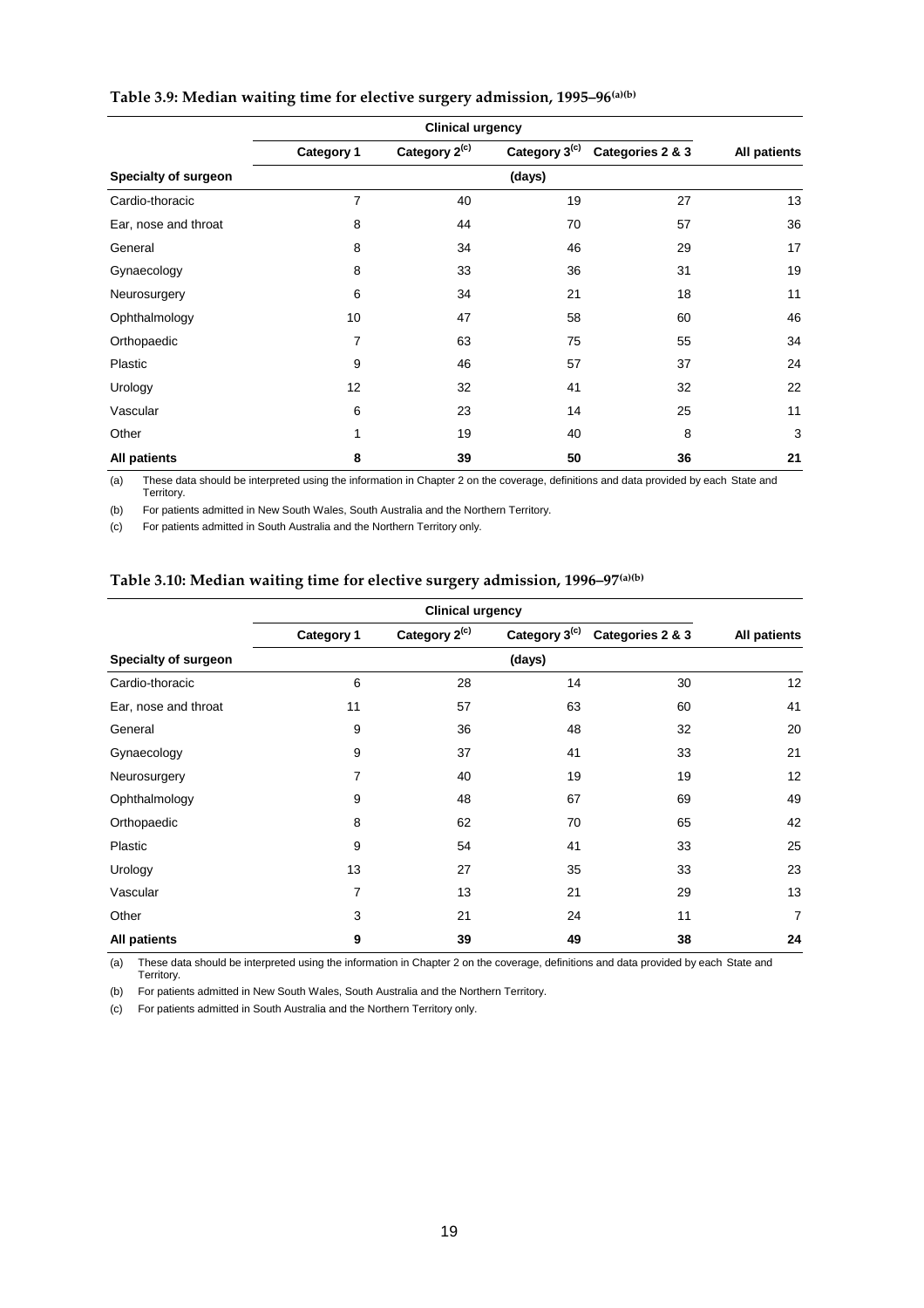**Table 3.9: Median waiting time for elective surgery admission, 1995–96[(a)(b)]**

| | Clinical urgency | | | | |
|---|---|---|---|---|---|
| | Category 1 | Category 2[(c)] | Category 3[(c)] | Categories 2 & 3 | All patients |
| **Specialty of surgeon** | | | (days) | | |
| Cardio-thoracic | 7 | 40 | 19 | 27 | 13 |
| Ear, nose and throat | 8 | 44 | 70 | 57 | 36 |
| General | 8 | 34 | 46 | 29 | 17 |
| Gynaecology | 8 | 33 | 36 | 31 | 19 |
| Neurosurgery | 6 | 34 | 21 | 18 | 11 |
| Ophthalmology | 10 | 47 | 58 | 60 | 46 |
| Orthopaedic | 7 | 63 | 75 | 55 | 34 |
| Plastic | 9 | 46 | 57 | 37 | 24 |
| Urology | 12 | 32 | 41 | 32 | 22 |
| Vascular | 6 | 23 | 14 | 25 | 11 |
| Other | 1 | 19 | 40 | 8 | 3 |
| **All patients** | **8** | **39** | **50** | **36** | **21** |

(a) These data should be interpreted using the information in Chapter 2 on the coverage, definitions and data provided by each State and Territory.

(b) For patients admitted in New South Wales, South Australia and the Northern Territory.

(c) For patients admitted in South Australia and the Northern Territory only.

**Table 3.10: Median waiting time for elective surgery admission, 1996–97[(a)(b)]**

| | Clinical urgency | | | | |
|---|---|---|---|---|---|
| | Category 1 | Category 2[(c)] | Category 3[(c)] | Categories 2 & 3 | All patients |
| **Specialty of surgeon** | | | (days) | | |
| Cardio-thoracic | 6 | 28 | 14 | 30 | 12 |
| Ear, nose and throat | 11 | 57 | 63 | 60 | 41 |
| General | 9 | 36 | 48 | 32 | 20 |
| Gynaecology | 9 | 37 | 41 | 33 | 21 |
| Neurosurgery | 7 | 40 | 19 | 19 | 12 |
| Ophthalmology | 9 | 48 | 67 | 69 | 49 |
| Orthopaedic | 8 | 62 | 70 | 65 | 42 |
| Plastic | 9 | 54 | 41 | 33 | 25 |
| Urology | 13 | 27 | 35 | 33 | 23 |
| Vascular | 7 | 13 | 21 | 29 | 13 |
| Other | 3 | 21 | 24 | 11 | 7 |
| **All patients** | **9** | **39** | **49** | **38** | **24** |

(a) These data should be interpreted using the information in Chapter 2 on the coverage, definitions and data provided by each State and Territory.

(b) For patients admitted in New South Wales, South Australia and the Northern Territory.

(c) For patients admitted in South Australia and the Northern Territory only.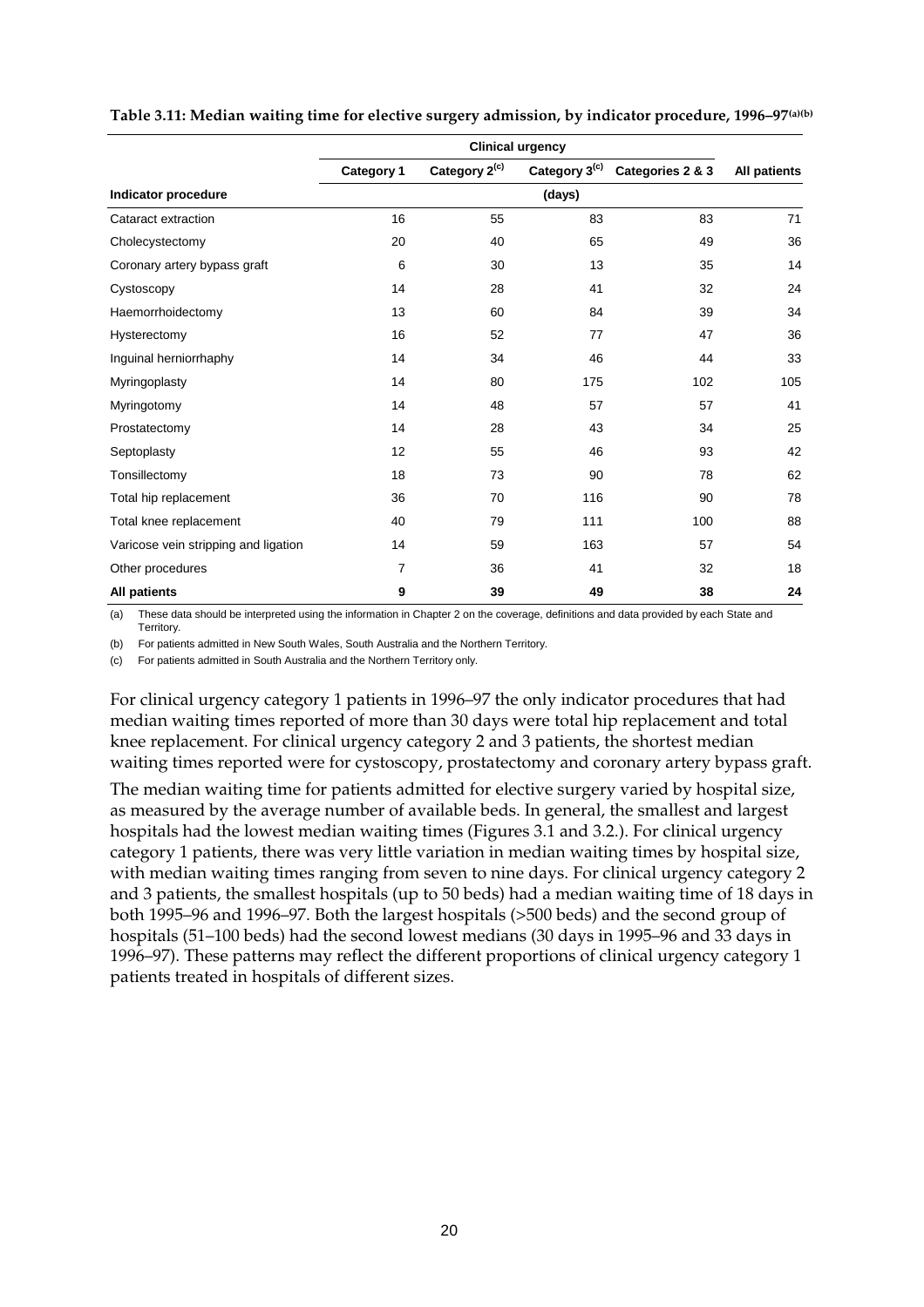**Table 3.11: Median waiting time for elective surgery admission, by indicator procedure, 1996–97[(a)(b)]**

| | Clinical urgency | | | | |
|---|---|---|---|---|---|
| | Category 1 | Category 2[(c)] | Category 3[(c)] | Categories 2 & 3 | All patients |
| Indicator procedure | (days) | | | | |
| Cataract extraction | 16 | 55 | 83 | 83 | 71 |
| Cholecystectomy | 20 | 40 | 65 | 49 | 36 |
| Coronary artery bypass graft | 6 | 30 | 13 | 35 | 14 |
| Cystoscopy | 14 | 28 | 41 | 32 | 24 |
| Haemorrhoidectomy | 13 | 60 | 84 | 39 | 34 |
| Hysterectomy | 16 | 52 | 77 | 47 | 36 |
| Inguinal herniorrhaphy | 14 | 34 | 46 | 44 | 33 |
| Myringoplasty | 14 | 80 | 175 | 102 | 105 |
| Myringotomy | 14 | 48 | 57 | 57 | 41 |
| Prostatectomy | 14 | 28 | 43 | 34 | 25 |
| Septoplasty | 12 | 55 | 46 | 93 | 42 |
| Tonsillectomy | 18 | 73 | 90 | 78 | 62 |
| Total hip replacement | 36 | 70 | 116 | 90 | 78 |
| Total knee replacement | 40 | 79 | 111 | 100 | 88 |
| Varicose vein stripping and ligation | 14 | 59 | 163 | 57 | 54 |
| Other procedures | 7 | 36 | 41 | 32 | 18 |
| **All patients** | **9** | **39** | **49** | **38** | **24** |

(a) These data should be interpreted using the information in Chapter 2 on the coverage, definitions and data provided by each State and Territory.

(b) For patients admitted in New South Wales, South Australia and the Northern Territory.

(c) For patients admitted in South Australia and the Northern Territory only.

For clinical urgency category 1 patients in 1996–97 the only indicator procedures that had median waiting times reported of more than 30 days were total hip replacement and total knee replacement. For clinical urgency category 2 and 3 patients, the shortest median waiting times reported were for cystoscopy, prostatectomy and coronary artery bypass graft.

The median waiting time for patients admitted for elective surgery varied by hospital size, as measured by the average number of available beds. In general, the smallest and largest hospitals had the lowest median waiting times (Figures 3.1 and 3.2.). For clinical urgency category 1 patients, there was very little variation in median waiting times by hospital size, with median waiting times ranging from seven to nine days. For clinical urgency category 2 and 3 patients, the smallest hospitals (up to 50 beds) had a median waiting time of 18 days in both 1995–96 and 1996–97. Both the largest hospitals (>500 beds) and the second group of hospitals (51–100 beds) had the second lowest medians (30 days in 1995–96 and 33 days in 1996–97). These patterns may reflect the different proportions of clinical urgency category 1 patients treated in hospitals of different sizes.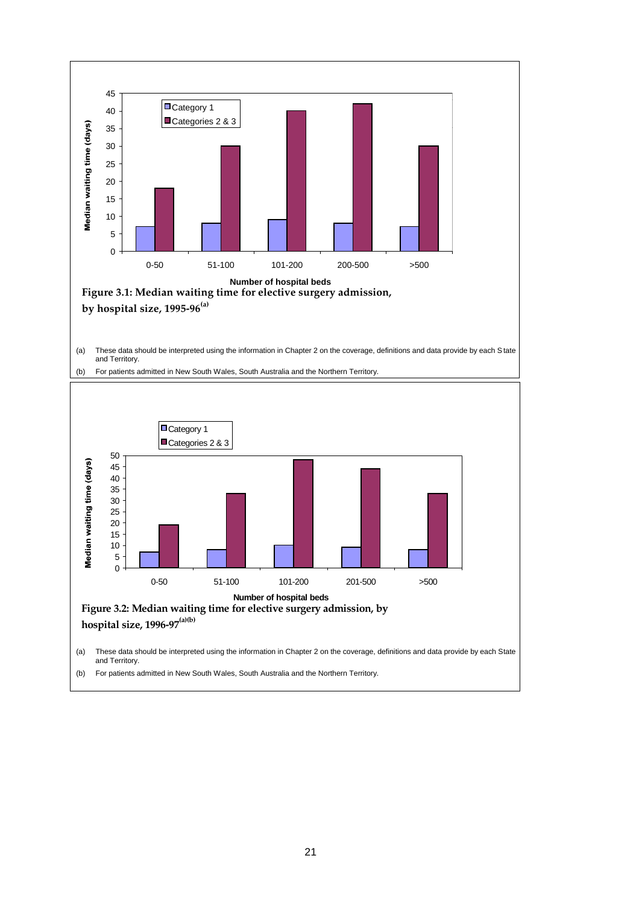Figure 3.1: Median waiting time for elective surgery admission, by hospital size, 1995-96[(a)]

(a) These data should be interpreted using the information in Chapter 2 on the coverage, definitions and data provide by each State and Territory.

(b) For patients admitted in New South Wales, South Australia and the Northern Territory.

Figure 3.2: Median waiting time for elective surgery admission, by hospital size, 1996-97[(a)(b)]

(a) These data should be interpreted using the information in Chapter 2 on the coverage, definitions and data provide by each State and Territory.

(b) For patients admitted in New South Wales, South Australia and the Northern Territory.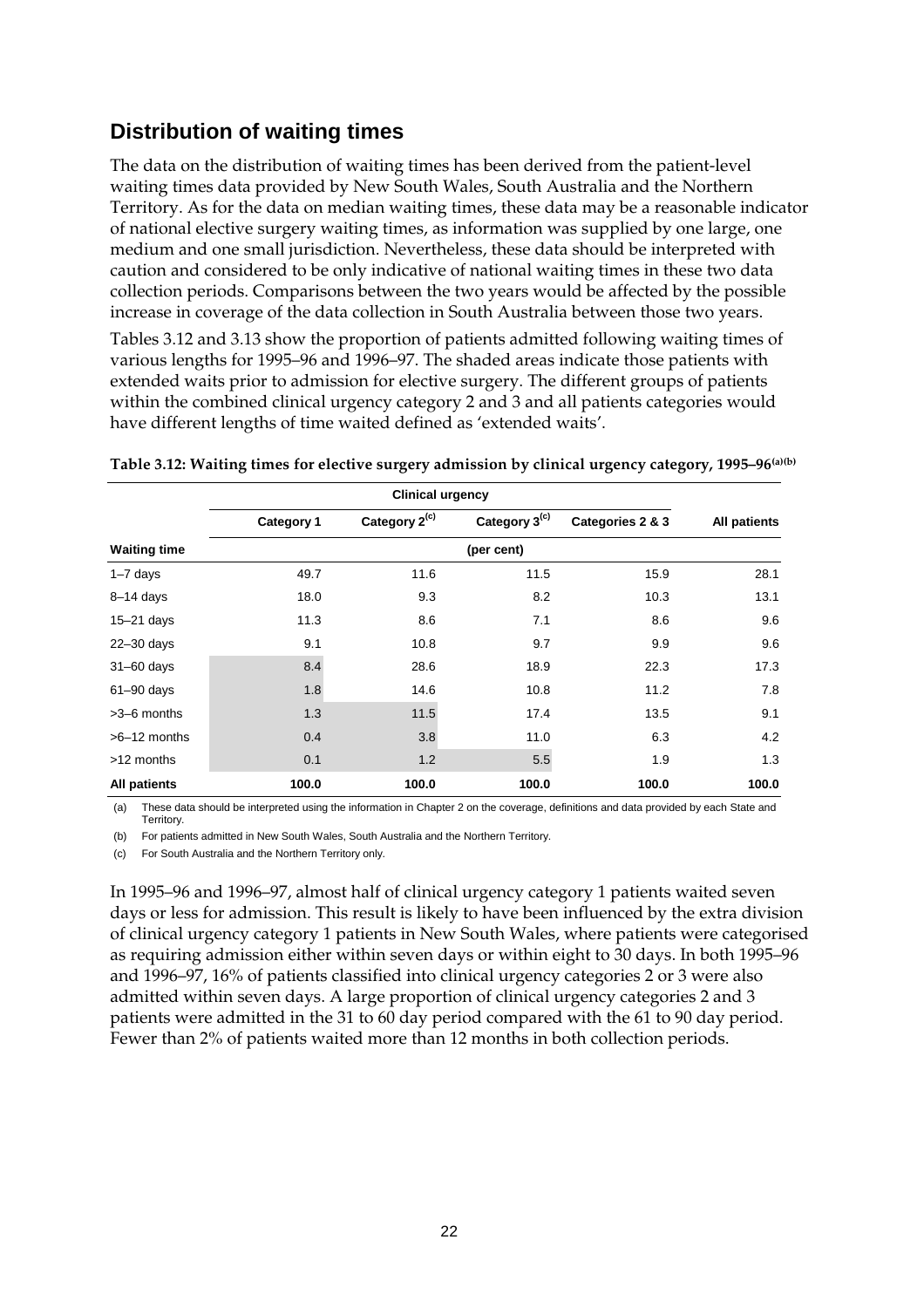## Distribution of waiting times

The data on the distribution of waiting times has been derived from the patient-level waiting times data provided by New South Wales, South Australia and the Northern Territory. As for the data on median waiting times, these data may be a reasonable indicator of national elective surgery waiting times, as information was supplied by one large, one medium and one small jurisdiction. Nevertheless, these data should be interpreted with caution and considered to be only indicative of national waiting times in these two data collection periods. Comparisons between the two years would be affected by the possible increase in coverage of the data collection in South Australia between those two years.

Tables 3.12 and 3.13 show the proportion of patients admitted following waiting times of various lengths for 1995–96 and 1996–97. The shaded areas indicate those patients with extended waits prior to admission for elective surgery. The different groups of patients within the combined clinical urgency category 2 and 3 and all patients categories would have different lengths of time waited defined as 'extended waits'.

**Table 3.12: Waiting times for elective surgery admission by clinical urgency category, 1995–96(a)(b)**

| | Clinical urgency | | | | |
|---|---|---|---|---|---|
| | Category 1 | Category 2(c) | Category 3(c) | Categories 2 & 3 | All patients |
| **Waiting time** | (per cent) | | | | |
| 1–7 days | 49.7 | 11.6 | 11.5 | 15.9 | 28.1 |
| 8–14 days | 18.0 | 9.3 | 8.2 | 10.3 | 13.1 |
| 15–21 days | 11.3 | 8.6 | 7.1 | 8.6 | 9.6 |
| 22–30 days | 9.1 | 10.8 | 9.7 | 9.9 | 9.6 |
| 31–60 days | 8.4 | 28.6 | 18.9 | 22.3 | 17.3 |
| 61–90 days | 1.8 | 14.6 | 10.8 | 11.2 | 7.8 |
| >3–6 months | 1.3 | 11.5 | 17.4 | 13.5 | 9.1 |
| >6–12 months | 0.4 | 3.8 | 11.0 | 6.3 | 4.2 |
| >12 months | 0.1 | 1.2 | 5.5 | 1.9 | 1.3 |
| **All patients** | **100.0** | **100.0** | **100.0** | **100.0** | **100.0** |

(a) These data should be interpreted using the information in Chapter 2 on the coverage, definitions and data provided by each State and Territory.

(b) For patients admitted in New South Wales, South Australia and the Northern Territory.

(c) For South Australia and the Northern Territory only.

In 1995–96 and 1996–97, almost half of clinical urgency category 1 patients waited seven days or less for admission. This result is likely to have been influenced by the extra division of clinical urgency category 1 patients in New South Wales, where patients were categorised as requiring admission either within seven days or within eight to 30 days. In both 1995–96 and 1996–97, 16% of patients classified into clinical urgency categories 2 or 3 were also admitted within seven days. A large proportion of clinical urgency categories 2 and 3 patients were admitted in the 31 to 60 day period compared with the 61 to 90 day period. Fewer than 2% of patients waited more than 12 months in both collection periods.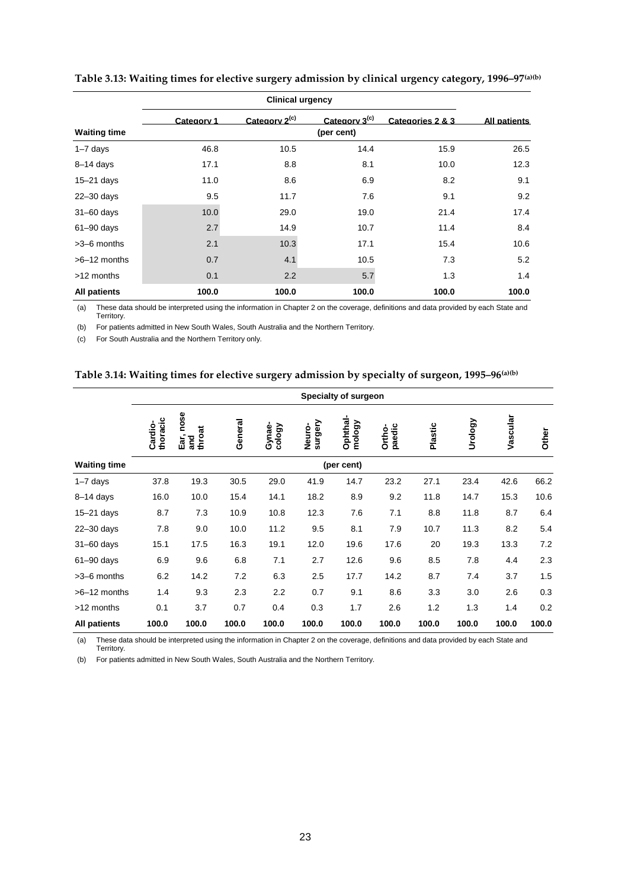**Table 3.13: Waiting times for elective surgery admission by clinical urgency category, 1996–97[(a)(b)]**

| | Clinical urgency | | | | |
|---|---|---|---|---|---|
| | Category 1 | Category 2[(c)] | Category 3[(c)] | Categories 2 & 3 | All patients |
| Waiting time | (per cent) | | | | |
| 1–7 days | 46.8 | 10.5 | 14.4 | 15.9 | 26.5 |
| 8–14 days | 17.1 | 8.8 | 8.1 | 10.0 | 12.3 |
| 15–21 days | 11.0 | 8.6 | 6.9 | 8.2 | 9.1 |
| 22–30 days | 9.5 | 11.7 | 7.6 | 9.1 | 9.2 |
| 31–60 days | 10.0 | 29.0 | 19.0 | 21.4 | 17.4 |
| 61–90 days | 2.7 | 14.9 | 10.7 | 11.4 | 8.4 |
| >3–6 months | 2.1 | 10.3 | 17.1 | 15.4 | 10.6 |
| >6–12 months | 0.7 | 4.1 | 10.5 | 7.3 | 5.2 |
| >12 months | 0.1 | 2.2 | 5.7 | 1.3 | 1.4 |
| **All patients** | **100.0** | **100.0** | **100.0** | **100.0** | **100.0** |

(a) These data should be interpreted using the information in Chapter 2 on the coverage, definitions and data provided by each State and Territory.

(b) For patients admitted in New South Wales, South Australia and the Northern Territory.

(c) For South Australia and the Northern Territory only.

**Table 3.14: Waiting times for elective surgery admission by specialty of surgeon, 1995–96[(a)(b)]**

| | Specialty of surgeon | | | | | | | | | | |
|---|---|---|---|---|---|---|---|---|---|---|---|
| | Cardio-thoracic | Ear, nose and throat | General | Gynae-cology | Neuro-surgery | Ophthal-mology | Ortho-paedic | Plastic | Urology | Vascular | Other |
| Waiting time | (per cent) | | | | | | | | | | |
| 1–7 days | 37.8 | 19.3 | 30.5 | 29.0 | 41.9 | 14.7 | 23.2 | 27.1 | 23.4 | 42.6 | 66.2 |
| 8–14 days | 16.0 | 10.0 | 15.4 | 14.1 | 18.2 | 8.9 | 9.2 | 11.8 | 14.7 | 15.3 | 10.6 |
| 15–21 days | 8.7 | 7.3 | 10.9 | 10.8 | 12.3 | 7.6 | 7.1 | 8.8 | 11.8 | 8.7 | 6.4 |
| 22–30 days | 7.8 | 9.0 | 10.0 | 11.2 | 9.5 | 8.1 | 7.9 | 10.7 | 11.3 | 8.2 | 5.4 |
| 31–60 days | 15.1 | 17.5 | 16.3 | 19.1 | 12.0 | 19.6 | 17.6 | 20 | 19.3 | 13.3 | 7.2 |
| 61–90 days | 6.9 | 9.6 | 6.8 | 7.1 | 2.7 | 12.6 | 9.6 | 8.5 | 7.8 | 4.4 | 2.3 |
| >3–6 months | 6.2 | 14.2 | 7.2 | 6.3 | 2.5 | 17.7 | 14.2 | 8.7 | 7.4 | 3.7 | 1.5 |
| >6–12 months | 1.4 | 9.3 | 2.3 | 2.2 | 0.7 | 9.1 | 8.6 | 3.3 | 3.0 | 2.6 | 0.3 |
| >12 months | 0.1 | 3.7 | 0.7 | 0.4 | 0.3 | 1.7 | 2.6 | 1.2 | 1.3 | 1.4 | 0.2 |
| **All patients** | **100.0** | **100.0** | **100.0** | **100.0** | **100.0** | **100.0** | **100.0** | **100.0** | **100.0** | **100.0** | **100.0** |

(a) These data should be interpreted using the information in Chapter 2 on the coverage, definitions and data provided by each State and Territory.

(b) For patients admitted in New South Wales, South Australia and the Northern Territory.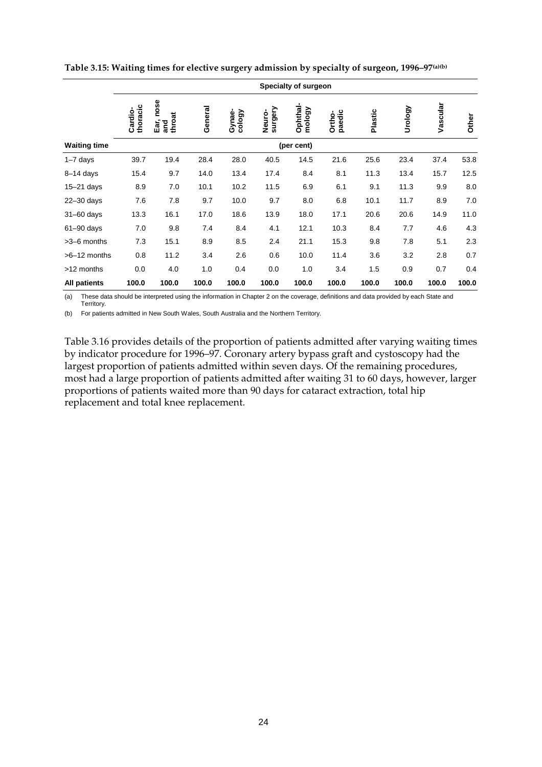**Table 3.15: Waiting times for elective surgery admission by specialty of surgeon, 1996–97[(a)(b)]**

| | Specialty of surgeon | | | | | | | | | | |
|---|---|---|---|---|---|---|---|---|---|---|---|
| | Cardio-thoracic | Ear, nose and throat | General | Gynae-cology | Neuro-surgery | Ophthal-mology | Ortho-paedic | Plastic | Urology | Vascular | Other |
| **Waiting time** | | | | | | (per cent) | | | | | |
| 1–7 days | 39.7 | 19.4 | 28.4 | 28.0 | 40.5 | 14.5 | 21.6 | 25.6 | 23.4 | 37.4 | 53.8 |
| 8–14 days | 15.4 | 9.7 | 14.0 | 13.4 | 17.4 | 8.4 | 8.1 | 11.3 | 13.4 | 15.7 | 12.5 |
| 15–21 days | 8.9 | 7.0 | 10.1 | 10.2 | 11.5 | 6.9 | 6.1 | 9.1 | 11.3 | 9.9 | 8.0 |
| 22–30 days | 7.6 | 7.8 | 9.7 | 10.0 | 9.7 | 8.0 | 6.8 | 10.1 | 11.7 | 8.9 | 7.0 |
| 31–60 days | 13.3 | 16.1 | 17.0 | 18.6 | 13.9 | 18.0 | 17.1 | 20.6 | 20.6 | 14.9 | 11.0 |
| 61–90 days | 7.0 | 9.8 | 7.4 | 8.4 | 4.1 | 12.1 | 10.3 | 8.4 | 7.7 | 4.6 | 4.3 |
| >3–6 months | 7.3 | 15.1 | 8.9 | 8.5 | 2.4 | 21.1 | 15.3 | 9.8 | 7.8 | 5.1 | 2.3 |
| >6–12 months | 0.8 | 11.2 | 3.4 | 2.6 | 0.6 | 10.0 | 11.4 | 3.6 | 3.2 | 2.8 | 0.7 |
| >12 months | 0.0 | 4.0 | 1.0 | 0.4 | 0.0 | 1.0 | 3.4 | 1.5 | 0.9 | 0.7 | 0.4 |
| **All patients** | **100.0** | **100.0** | **100.0** | **100.0** | **100.0** | **100.0** | **100.0** | **100.0** | **100.0** | **100.0** | **100.0** |

(a) These data should be interpreted using the information in Chapter 2 on the coverage, definitions and data provided by each State and Territory.

(b) For patients admitted in New South Wales, South Australia and the Northern Territory.

Table 3.16 provides details of the proportion of patients admitted after varying waiting times by indicator procedure for 1996–97. Coronary artery bypass graft and cystoscopy had the largest proportion of patients admitted within seven days. Of the remaining procedures, most had a large proportion of patients admitted after waiting 31 to 60 days, however, larger proportions of patients waited more than 90 days for cataract extraction, total hip replacement and total knee replacement.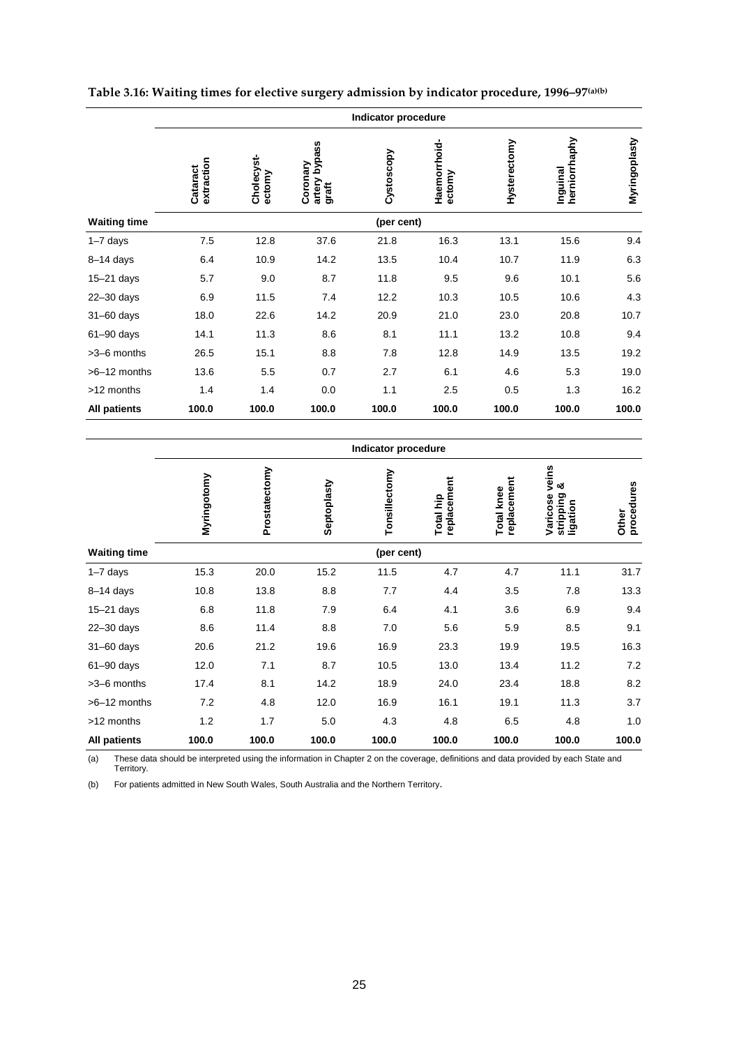**Table 3.16: Waiting times for elective surgery admission by indicator procedure, 1996–97(a)(b)**

| | Indicator procedure | | | | | | | |
|---|---|---|---|---|---|---|---|---|
| | Cataract extraction | Cholecyst-ectomy | Coronary artery bypass graft | Cystoscopy | Haemorrhoid-ectomy | Hysterectomy | Inguinal herniorrhaphy | Myringoplasty |
| **Waiting time** | (per cent) | | | | | | | |
| 1–7 days | 7.5 | 12.8 | 37.6 | 21.8 | 16.3 | 13.1 | 15.6 | 9.4 |
| 8–14 days | 6.4 | 10.9 | 14.2 | 13.5 | 10.4 | 10.7 | 11.9 | 6.3 |
| 15–21 days | 5.7 | 9.0 | 8.7 | 11.8 | 9.5 | 9.6 | 10.1 | 5.6 |
| 22–30 days | 6.9 | 11.5 | 7.4 | 12.2 | 10.3 | 10.5 | 10.6 | 4.3 |
| 31–60 days | 18.0 | 22.6 | 14.2 | 20.9 | 21.0 | 23.0 | 20.8 | 10.7 |
| 61–90 days | 14.1 | 11.3 | 8.6 | 8.1 | 11.1 | 13.2 | 10.8 | 9.4 |
| >3–6 months | 26.5 | 15.1 | 8.8 | 7.8 | 12.8 | 14.9 | 13.5 | 19.2 |
| >6–12 months | 13.6 | 5.5 | 0.7 | 2.7 | 6.1 | 4.6 | 5.3 | 19.0 |
| >12 months | 1.4 | 1.4 | 0.0 | 1.1 | 2.5 | 0.5 | 1.3 | 16.2 |
| **All patients** | **100.0** | **100.0** | **100.0** | **100.0** | **100.0** | **100.0** | **100.0** | **100.0** |

| | Indicator procedure | | | | | | | |
|---|---|---|---|---|---|---|---|---|
| | Myringotomy | Prostatectomy | Septoplasty | Tonsillectomy | Total hip replacement | Total knee replacement | Varicose veins stripping & ligation | Other procedures |
| **Waiting time** | (per cent) | | | | | | | |
| 1–7 days | 15.3 | 20.0 | 15.2 | 11.5 | 4.7 | 4.7 | 11.1 | 31.7 |
| 8–14 days | 10.8 | 13.8 | 8.8 | 7.7 | 4.4 | 3.5 | 7.8 | 13.3 |
| 15–21 days | 6.8 | 11.8 | 7.9 | 6.4 | 4.1 | 3.6 | 6.9 | 9.4 |
| 22–30 days | 8.6 | 11.4 | 8.8 | 7.0 | 5.6 | 5.9 | 8.5 | 9.1 |
| 31–60 days | 20.6 | 21.2 | 19.6 | 16.9 | 23.3 | 19.9 | 19.5 | 16.3 |
| 61–90 days | 12.0 | 7.1 | 8.7 | 10.5 | 13.0 | 13.4 | 11.2 | 7.2 |
| >3–6 months | 17.4 | 8.1 | 14.2 | 18.9 | 24.0 | 23.4 | 18.8 | 8.2 |
| >6–12 months | 7.2 | 4.8 | 12.0 | 16.9 | 16.1 | 19.1 | 11.3 | 3.7 |
| >12 months | 1.2 | 1.7 | 5.0 | 4.3 | 4.8 | 6.5 | 4.8 | 1.0 |
| **All patients** | **100.0** | **100.0** | **100.0** | **100.0** | **100.0** | **100.0** | **100.0** | **100.0** |

(a) These data should be interpreted using the information in Chapter 2 on the coverage, definitions and data provided by each State and Territory.

(b) For patients admitted in New South Wales, South Australia and the Northern Territory.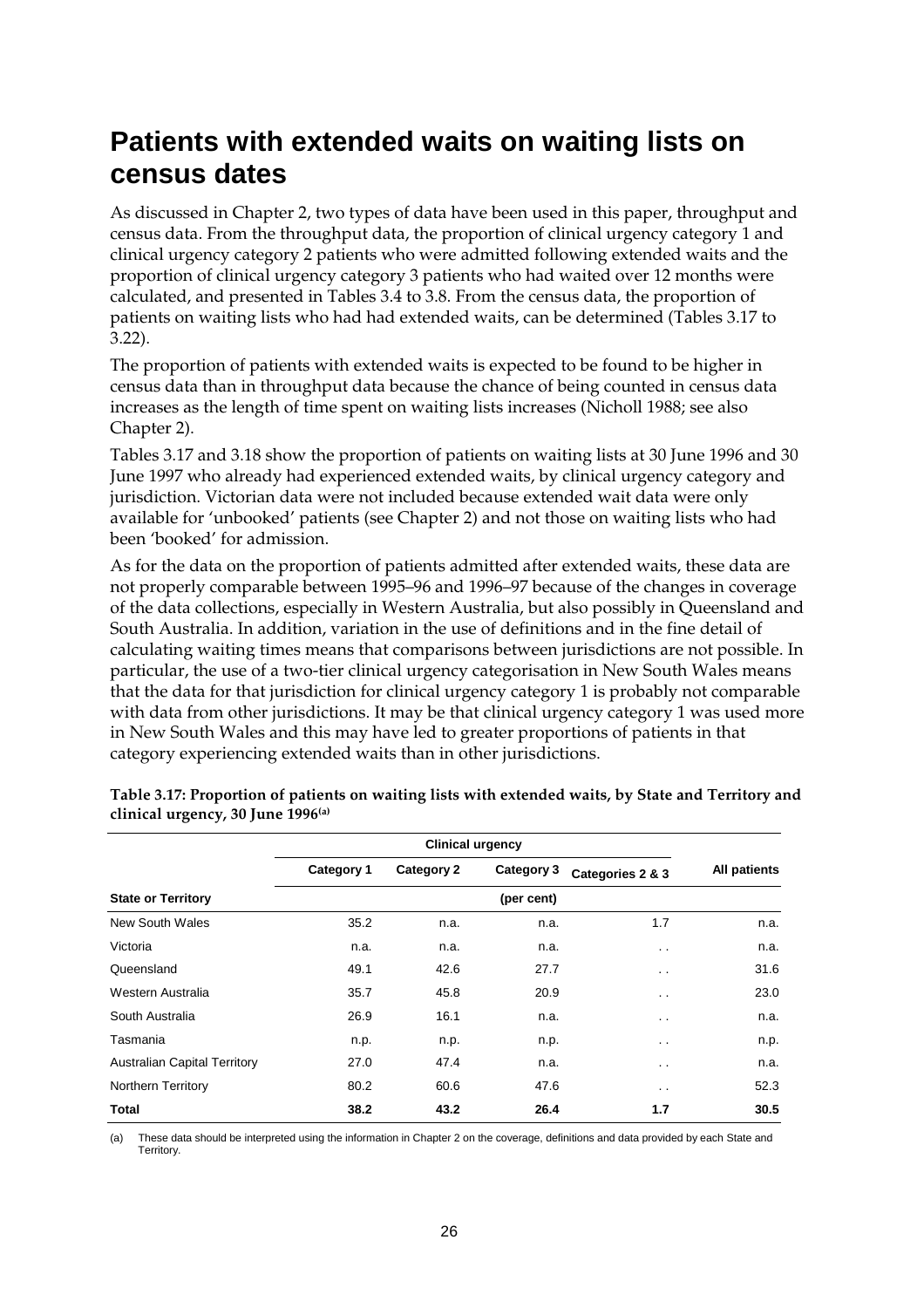# Patients with extended waits on waiting lists on census dates

As discussed in Chapter 2, two types of data have been used in this paper, throughput and census data. From the throughput data, the proportion of clinical urgency category 1 and clinical urgency category 2 patients who were admitted following extended waits and the proportion of clinical urgency category 3 patients who had waited over 12 months were calculated, and presented in Tables 3.4 to 3.8. From the census data, the proportion of patients on waiting lists who had had extended waits, can be determined (Tables 3.17 to 3.22).

The proportion of patients with extended waits is expected to be found to be higher in census data than in throughput data because the chance of being counted in census data increases as the length of time spent on waiting lists increases (Nicholl 1988; see also Chapter 2).

Tables 3.17 and 3.18 show the proportion of patients on waiting lists at 30 June 1996 and 30 June 1997 who already had experienced extended waits, by clinical urgency category and jurisdiction. Victorian data were not included because extended wait data were only available for 'unbooked' patients (see Chapter 2) and not those on waiting lists who had been 'booked' for admission.

As for the data on the proportion of patients admitted after extended waits, these data are not properly comparable between 1995–96 and 1996–97 because of the changes in coverage of the data collections, especially in Western Australia, but also possibly in Queensland and South Australia. In addition, variation in the use of definitions and in the fine detail of calculating waiting times means that comparisons between jurisdictions are not possible. In particular, the use of a two-tier clinical urgency categorisation in New South Wales means that the data for that jurisdiction for clinical urgency category 1 is probably not comparable with data from other jurisdictions. It may be that clinical urgency category 1 was used more in New South Wales and this may have led to greater proportions of patients in that category experiencing extended waits than in other jurisdictions.

**Table 3.17: Proportion of patients on waiting lists with extended waits, by State and Territory and clinical urgency, 30 June 1996[(a)]**

| | Clinical urgency | | | | |
|---|---|---|---|---|---|
| | Category 1 | Category 2 | Category 3 | Categories 2 & 3 | All patients |
| **State or Territory** | | | (per cent) | | |
| New South Wales | 35.2 | n.a. | n.a. | 1.7 | n.a. |
| Victoria | n.a. | n.a. | n.a. | . . | n.a. |
| Queensland | 49.1 | 42.6 | 27.7 | . . | 31.6 |
| Western Australia | 35.7 | 45.8 | 20.9 | . . | 23.0 |
| South Australia | 26.9 | 16.1 | n.a. | . . | n.a. |
| Tasmania | n.p. | n.p. | n.p. | . . | n.p. |
| Australian Capital Territory | 27.0 | 47.4 | n.a. | . . | n.a. |
| Northern Territory | 80.2 | 60.6 | 47.6 | . . | 52.3 |
| **Total** | **38.2** | **43.2** | **26.4** | **1.7** | **30.5** |

(a) These data should be interpreted using the information in Chapter 2 on the coverage, definitions and data provided by each State and Territory.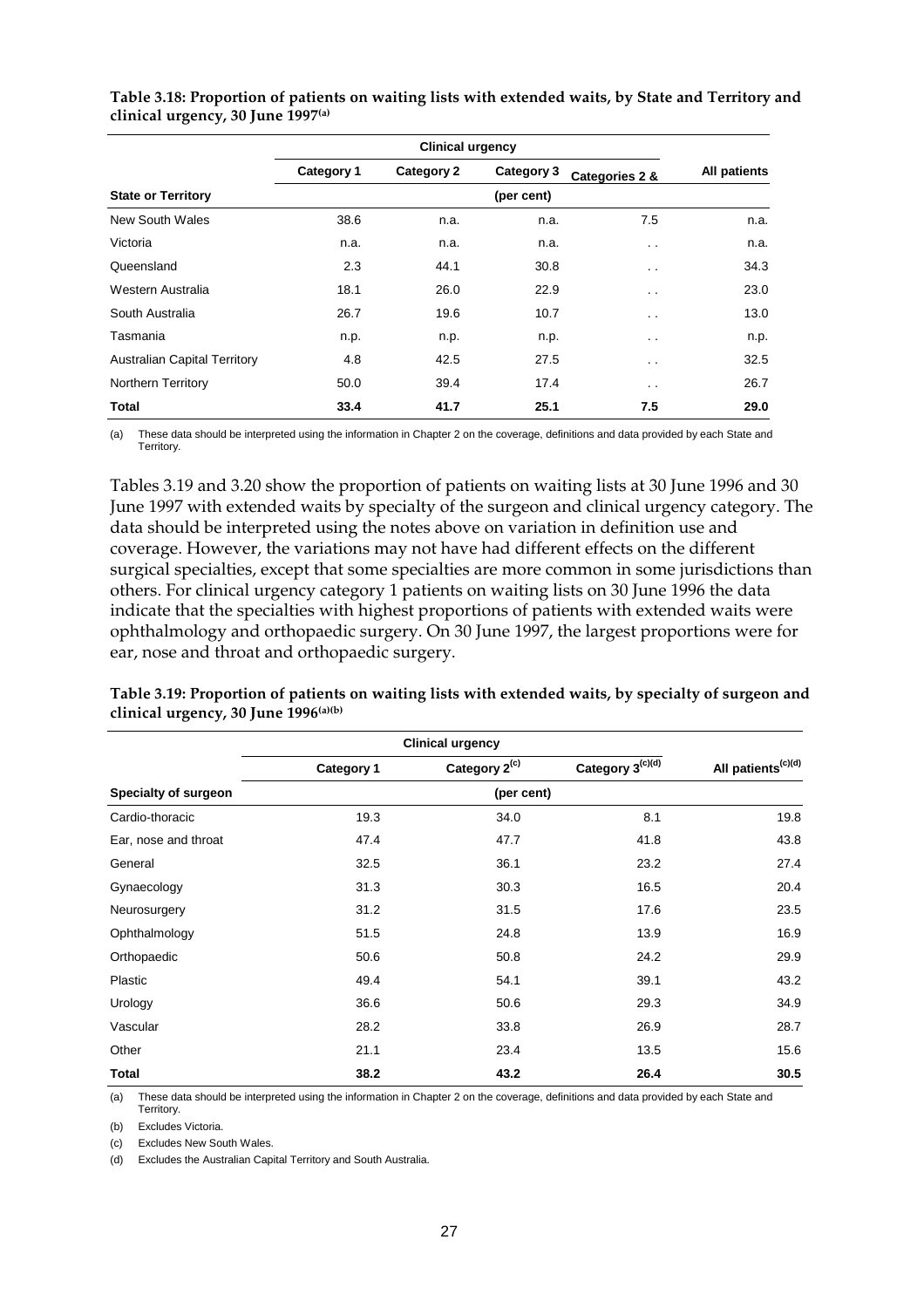**Table 3.18: Proportion of patients on waiting lists with extended waits, by State and Territory and clinical urgency, 30 June 1997[(a)]**

| | Clinical urgency | | | | |
|---|---|---|---|---|---|
| | Category 1 | Category 2 | Category 3 | Categories 2 & | All patients |
| **State or Territory** | | | (per cent) | | |
| New South Wales | 38.6 | n.a. | n.a. | 7.5 | n.a. |
| Victoria | n.a. | n.a. | n.a. | . . | n.a. |
| Queensland | 2.3 | 44.1 | 30.8 | . . | 34.3 |
| Western Australia | 18.1 | 26.0 | 22.9 | . . | 23.0 |
| South Australia | 26.7 | 19.6 | 10.7 | . . | 13.0 |
| Tasmania | n.p. | n.p. | n.p. | . . | n.p. |
| Australian Capital Territory | 4.8 | 42.5 | 27.5 | . . | 32.5 |
| Northern Territory | 50.0 | 39.4 | 17.4 | . . | 26.7 |
| **Total** | **33.4** | **41.7** | **25.1** | **7.5** | **29.0** |

(a) These data should be interpreted using the information in Chapter 2 on the coverage, definitions and data provided by each State and Territory.

Tables 3.19 and 3.20 show the proportion of patients on waiting lists at 30 June 1996 and 30 June 1997 with extended waits by specialty of the surgeon and clinical urgency category. The data should be interpreted using the notes above on variation in definition use and coverage. However, the variations may not have had different effects on the different surgical specialties, except that some specialties are more common in some jurisdictions than others. For clinical urgency category 1 patients on waiting lists on 30 June 1996 the data indicate that the specialties with highest proportions of patients with extended waits were ophthalmology and orthopaedic surgery. On 30 June 1997, the largest proportions were for ear, nose and throat and orthopaedic surgery.

**Table 3.19: Proportion of patients on waiting lists with extended waits, by specialty of surgeon and clinical urgency, 30 June 1996[(a)(b)]**

| | Clinical urgency | | | |
|---|---|---|---|---|
| | Category 1 | Category 2[(c)] | Category 3[(c)(d)] | All patients[(c)(d)] |
| **Specialty of surgeon** | | (per cent) | | |
| Cardio-thoracic | 19.3 | 34.0 | 8.1 | 19.8 |
| Ear, nose and throat | 47.4 | 47.7 | 41.8 | 43.8 |
| General | 32.5 | 36.1 | 23.2 | 27.4 |
| Gynaecology | 31.3 | 30.3 | 16.5 | 20.4 |
| Neurosurgery | 31.2 | 31.5 | 17.6 | 23.5 |
| Ophthalmology | 51.5 | 24.8 | 13.9 | 16.9 |
| Orthopaedic | 50.6 | 50.8 | 24.2 | 29.9 |
| Plastic | 49.4 | 54.1 | 39.1 | 43.2 |
| Urology | 36.6 | 50.6 | 29.3 | 34.9 |
| Vascular | 28.2 | 33.8 | 26.9 | 28.7 |
| Other | 21.1 | 23.4 | 13.5 | 15.6 |
| **Total** | **38.2** | **43.2** | **26.4** | **30.5** |

(a) These data should be interpreted using the information in Chapter 2 on the coverage, definitions and data provided by each State and Territory.

(b) Excludes Victoria.

(c) Excludes New South Wales.

(d) Excludes the Australian Capital Territory and South Australia.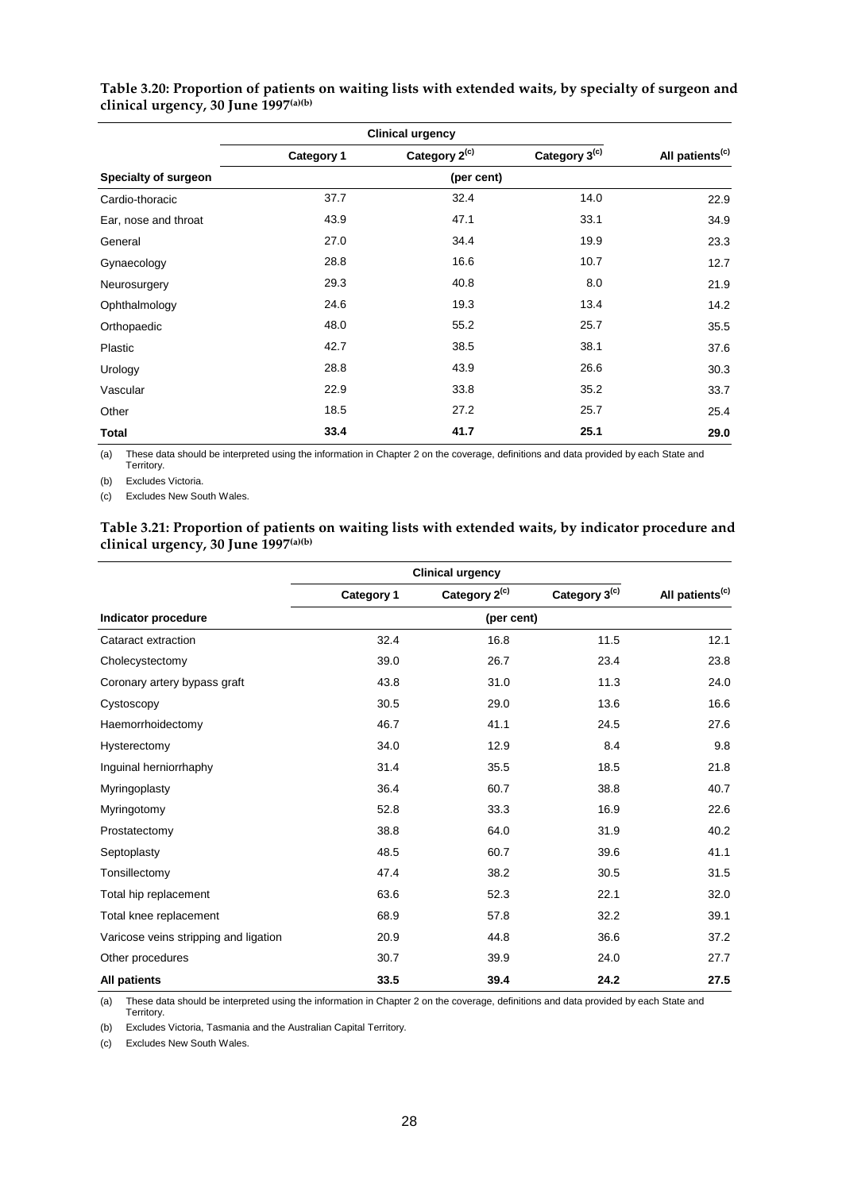**Table 3.20: Proportion of patients on waiting lists with extended waits, by specialty of surgeon and clinical urgency, 30 June 1997[(a)(b)]**

| | Clinical urgency | | | |
|---|---|---|---|---|
| | Category 1 | Category 2[(c)] | Category 3[(c)] | All patients[(c)] |
| **Specialty of surgeon** | (per cent) | | | |
| Cardio-thoracic | 37.7 | 32.4 | 14.0 | 22.9 |
| Ear, nose and throat | 43.9 | 47.1 | 33.1 | 34.9 |
| General | 27.0 | 34.4 | 19.9 | 23.3 |
| Gynaecology | 28.8 | 16.6 | 10.7 | 12.7 |
| Neurosurgery | 29.3 | 40.8 | 8.0 | 21.9 |
| Ophthalmology | 24.6 | 19.3 | 13.4 | 14.2 |
| Orthopaedic | 48.0 | 55.2 | 25.7 | 35.5 |
| Plastic | 42.7 | 38.5 | 38.1 | 37.6 |
| Urology | 28.8 | 43.9 | 26.6 | 30.3 |
| Vascular | 22.9 | 33.8 | 35.2 | 33.7 |
| Other | 18.5 | 27.2 | 25.7 | 25.4 |
| **Total** | **33.4** | **41.7** | **25.1** | **29.0** |

(a) These data should be interpreted using the information in Chapter 2 on the coverage, definitions and data provided by each State and Territory.

(b) Excludes Victoria.

(c) Excludes New South Wales.

**Table 3.21: Proportion of patients on waiting lists with extended waits, by indicator procedure and clinical urgency, 30 June 1997[(a)(b)]**

| | Clinical urgency | | | |
|---|---|---|---|---|
| | Category 1 | Category 2[(c)] | Category 3[(c)] | All patients[(c)] |
| **Indicator procedure** | (per cent) | | | |
| Cataract extraction | 32.4 | 16.8 | 11.5 | 12.1 |
| Cholecystectomy | 39.0 | 26.7 | 23.4 | 23.8 |
| Coronary artery bypass graft | 43.8 | 31.0 | 11.3 | 24.0 |
| Cystoscopy | 30.5 | 29.0 | 13.6 | 16.6 |
| Haemorrhoidectomy | 46.7 | 41.1 | 24.5 | 27.6 |
| Hysterectomy | 34.0 | 12.9 | 8.4 | 9.8 |
| Inguinal herniorrhaphy | 31.4 | 35.5 | 18.5 | 21.8 |
| Myringoplasty | 36.4 | 60.7 | 38.8 | 40.7 |
| Myringotomy | 52.8 | 33.3 | 16.9 | 22.6 |
| Prostatectomy | 38.8 | 64.0 | 31.9 | 40.2 |
| Septoplasty | 48.5 | 60.7 | 39.6 | 41.1 |
| Tonsillectomy | 47.4 | 38.2 | 30.5 | 31.5 |
| Total hip replacement | 63.6 | 52.3 | 22.1 | 32.0 |
| Total knee replacement | 68.9 | 57.8 | 32.2 | 39.1 |
| Varicose veins stripping and ligation | 20.9 | 44.8 | 36.6 | 37.2 |
| Other procedures | 30.7 | 39.9 | 24.0 | 27.7 |
| **All patients** | **33.5** | **39.4** | **24.2** | **27.5** |

(a) These data should be interpreted using the information in Chapter 2 on the coverage, definitions and data provided by each State and Territory.

(b) Excludes Victoria, Tasmania and the Australian Capital Territory.

(c) Excludes New South Wales.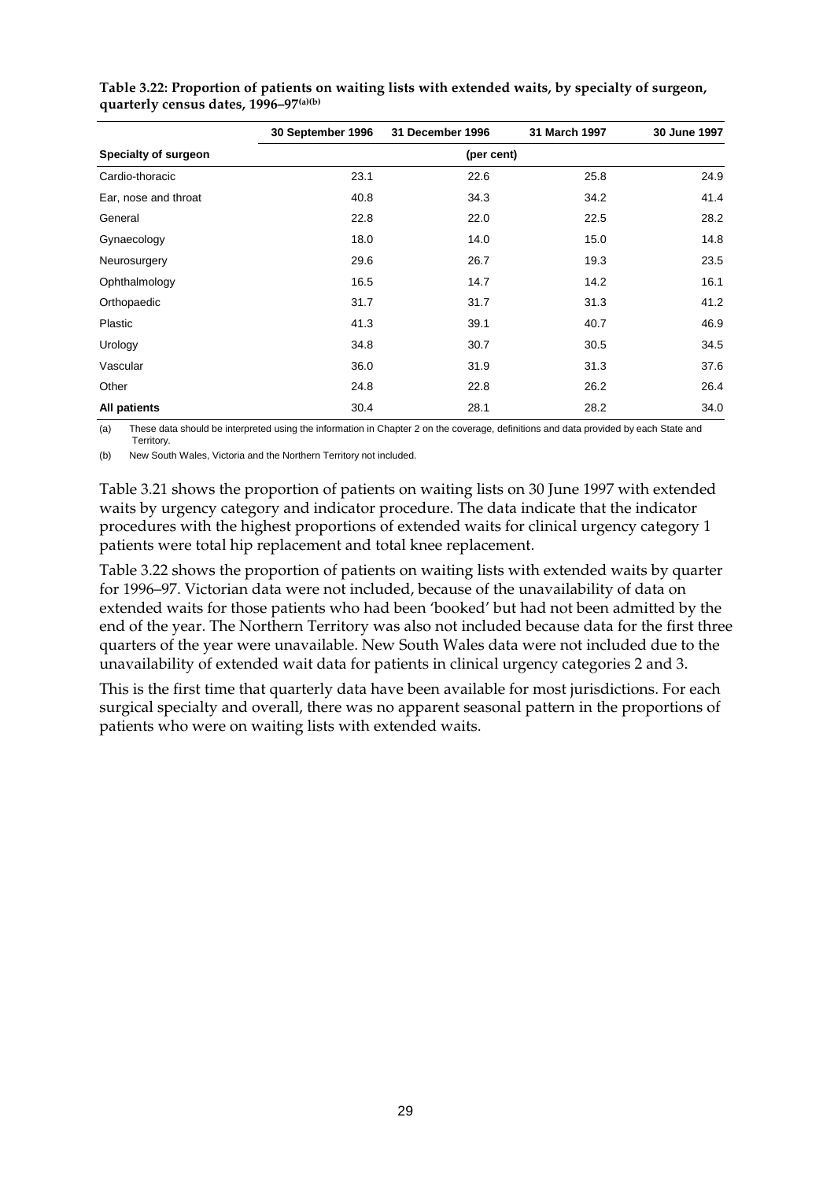**Table 3.22: Proportion of patients on waiting lists with extended waits, by specialty of surgeon, quarterly census dates, 1996–97[(a)(b)]**

| | 30 September 1996 | 31 December 1996 | 31 March 1997 | 30 June 1997 |
|---|---|---|---|---|
| **Specialty of surgeon** | | (per cent) | | |
| Cardio-thoracic | 23.1 | 22.6 | 25.8 | 24.9 |
| Ear, nose and throat | 40.8 | 34.3 | 34.2 | 41.4 |
| General | 22.8 | 22.0 | 22.5 | 28.2 |
| Gynaecology | 18.0 | 14.0 | 15.0 | 14.8 |
| Neurosurgery | 29.6 | 26.7 | 19.3 | 23.5 |
| Ophthalmology | 16.5 | 14.7 | 14.2 | 16.1 |
| Orthopaedic | 31.7 | 31.7 | 31.3 | 41.2 |
| Plastic | 41.3 | 39.1 | 40.7 | 46.9 |
| Urology | 34.8 | 30.7 | 30.5 | 34.5 |
| Vascular | 36.0 | 31.9 | 31.3 | 37.6 |
| Other | 24.8 | 22.8 | 26.2 | 26.4 |
| **All patients** | 30.4 | 28.1 | 28.2 | 34.0 |

(a) These data should be interpreted using the information in Chapter 2 on the coverage, definitions and data provided by each State and Territory.

(b) New South Wales, Victoria and the Northern Territory not included.

Table 3.21 shows the proportion of patients on waiting lists on 30 June 1997 with extended waits by urgency category and indicator procedure. The data indicate that the indicator procedures with the highest proportions of extended waits for clinical urgency category 1 patients were total hip replacement and total knee replacement.

Table 3.22 shows the proportion of patients on waiting lists with extended waits by quarter for 1996–97. Victorian data were not included, because of the unavailability of data on extended waits for those patients who had been 'booked' but had not been admitted by the end of the year. The Northern Territory was also not included because data for the first three quarters of the year were unavailable. New South Wales data were not included due to the unavailability of extended wait data for patients in clinical urgency categories 2 and 3.

This is the first time that quarterly data have been available for most jurisdictions. For each surgical specialty and overall, there was no apparent seasonal pattern in the proportions of patients who were on waiting lists with extended waits.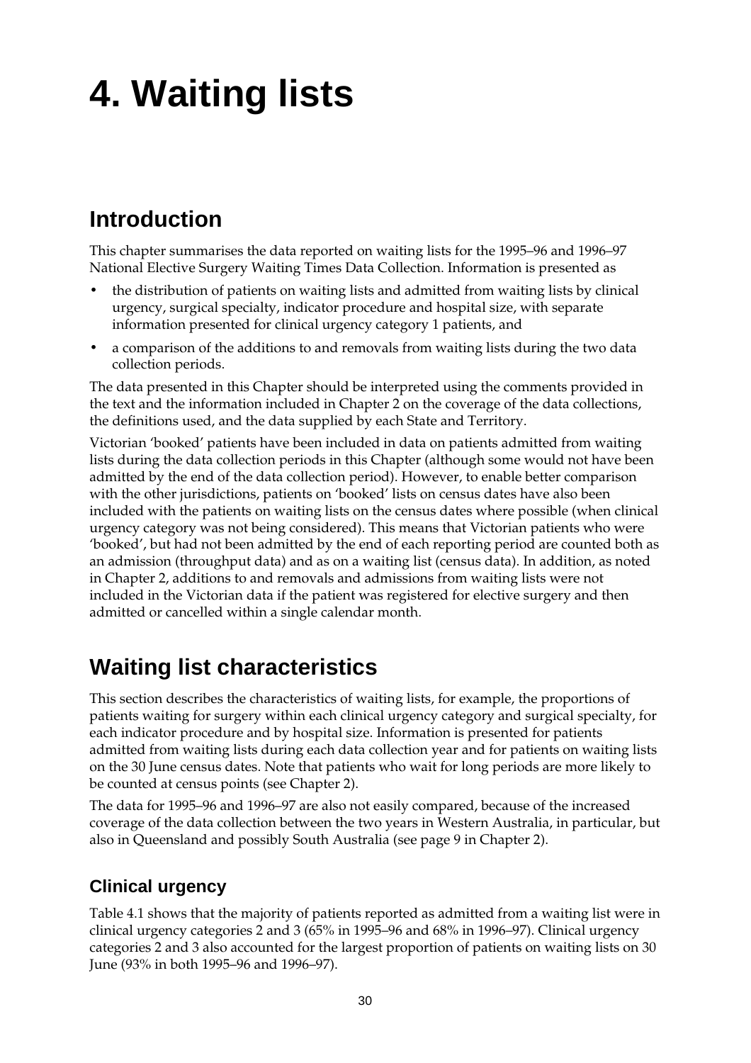# 4. Waiting lists

## Introduction

This chapter summarises the data reported on waiting lists for the 1995–96 and 1996–97 National Elective Surgery Waiting Times Data Collection. Information is presented as

- the distribution of patients on waiting lists and admitted from waiting lists by clinical urgency, surgical specialty, indicator procedure and hospital size, with separate information presented for clinical urgency category 1 patients, and
- a comparison of the additions to and removals from waiting lists during the two data collection periods.

The data presented in this Chapter should be interpreted using the comments provided in the text and the information included in Chapter 2 on the coverage of the data collections, the definitions used, and the data supplied by each State and Territory.

Victorian 'booked' patients have been included in data on patients admitted from waiting lists during the data collection periods in this Chapter (although some would not have been admitted by the end of the data collection period). However, to enable better comparison with the other jurisdictions, patients on 'booked' lists on census dates have also been included with the patients on waiting lists on the census dates where possible (when clinical urgency category was not being considered). This means that Victorian patients who were 'booked', but had not been admitted by the end of each reporting period are counted both as an admission (throughput data) and as on a waiting list (census data). In addition, as noted in Chapter 2, additions to and removals and admissions from waiting lists were not included in the Victorian data if the patient was registered for elective surgery and then admitted or cancelled within a single calendar month.

## Waiting list characteristics

This section describes the characteristics of waiting lists, for example, the proportions of patients waiting for surgery within each clinical urgency category and surgical specialty, for each indicator procedure and by hospital size. Information is presented for patients admitted from waiting lists during each data collection year and for patients on waiting lists on the 30 June census dates. Note that patients who wait for long periods are more likely to be counted at census points (see Chapter 2).

The data for 1995–96 and 1996–97 are also not easily compared, because of the increased coverage of the data collection between the two years in Western Australia, in particular, but also in Queensland and possibly South Australia (see page 9 in Chapter 2).

### Clinical urgency

Table 4.1 shows that the majority of patients reported as admitted from a waiting list were in clinical urgency categories 2 and 3 (65% in 1995–96 and 68% in 1996–97). Clinical urgency categories 2 and 3 also accounted for the largest proportion of patients on waiting lists on 30 June (93% in both 1995–96 and 1996–97).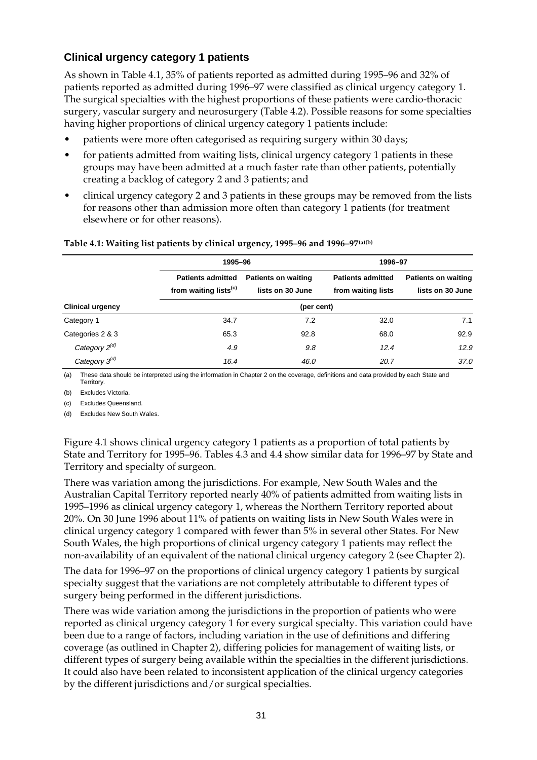### Clinical urgency category 1 patients

As shown in Table 4.1, 35% of patients reported as admitted during 1995–96 and 32% of patients reported as admitted during 1996–97 were classified as clinical urgency category 1. The surgical specialties with the highest proportions of these patients were cardio-thoracic surgery, vascular surgery and neurosurgery (Table 4.2). Possible reasons for some specialties having higher proportions of clinical urgency category 1 patients include:

- patients were more often categorised as requiring surgery within 30 days;
- for patients admitted from waiting lists, clinical urgency category 1 patients in these groups may have been admitted at a much faster rate than other patients, potentially creating a backlog of category 2 and 3 patients; and
- clinical urgency category 2 and 3 patients in these groups may be removed from the lists for reasons other than admission more often than category 1 patients (for treatment elsewhere or for other reasons).

**Table 4.1: Waiting list patients by clinical urgency, 1995–96 and 1996–97[(a)(b)]**

| | 1995–96 | | 1996–97 | |
|---|---|---|---|---|
| | Patients admitted from waiting lists[(c)] | Patients on waiting lists on 30 June | Patients admitted from waiting lists | Patients on waiting lists on 30 June |
| **Clinical urgency** | (per cent) | | | |
| Category 1 | 34.7 | 7.2 | 32.0 | 7.1 |
| Categories 2 & 3 | 65.3 | 92.8 | 68.0 | 92.9 |
| *Category 2[(d)]* | *4.9* | *9.8* | *12.4* | *12.9* |
| *Category 3[(d)]* | *16.4* | *46.0* | *20.7* | *37.0* |

(a) These data should be interpreted using the information in Chapter 2 on the coverage, definitions and data provided by each State and Territory.

(b) Excludes Victoria.

(c) Excludes Queensland.

(d) Excludes New South Wales.

Figure 4.1 shows clinical urgency category 1 patients as a proportion of total patients by State and Territory for 1995–96. Tables 4.3 and 4.4 show similar data for 1996–97 by State and Territory and specialty of surgeon.

There was variation among the jurisdictions. For example, New South Wales and the Australian Capital Territory reported nearly 40% of patients admitted from waiting lists in 1995–1996 as clinical urgency category 1, whereas the Northern Territory reported about 20%. On 30 June 1996 about 11% of patients on waiting lists in New South Wales were in clinical urgency category 1 compared with fewer than 5% in several other States. For New South Wales, the high proportions of clinical urgency category 1 patients may reflect the non-availability of an equivalent of the national clinical urgency category 2 (see Chapter 2).

The data for 1996–97 on the proportions of clinical urgency category 1 patients by surgical specialty suggest that the variations are not completely attributable to different types of surgery being performed in the different jurisdictions.

There was wide variation among the jurisdictions in the proportion of patients who were reported as clinical urgency category 1 for every surgical specialty. This variation could have been due to a range of factors, including variation in the use of definitions and differing coverage (as outlined in Chapter 2), differing policies for management of waiting lists, or different types of surgery being available within the specialties in the different jurisdictions. It could also have been related to inconsistent application of the clinical urgency categories by the different jurisdictions and/or surgical specialties.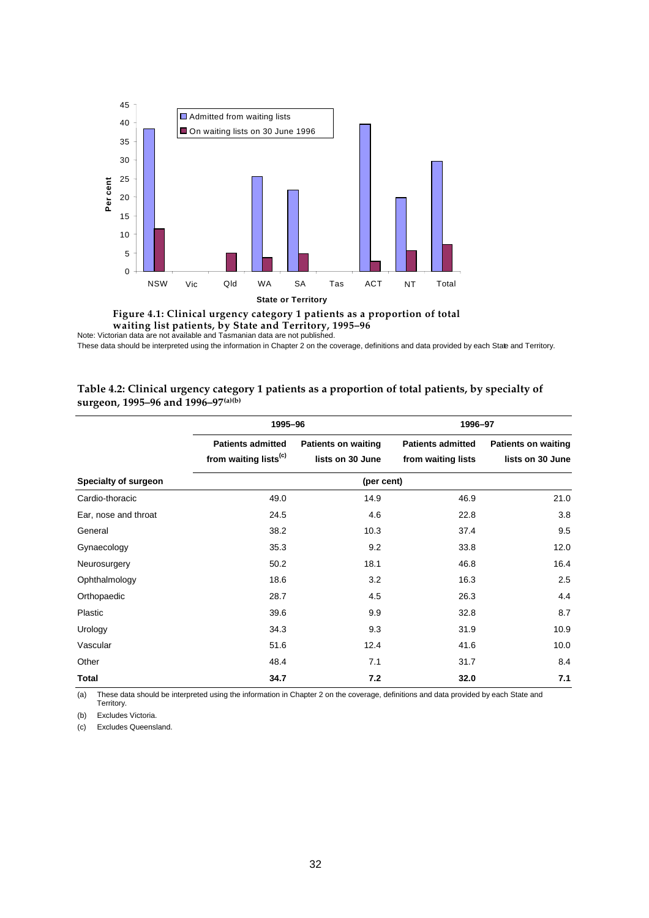Figure 4.1: Clinical urgency category 1 patients as a proportion of total waiting list patients, by State and Territory, 1995–96

Note: Victorian data are not available and Tasmanian data are not published.

These data should be interpreted using the information in Chapter 2 on the coverage, definitions and data provided by each State and Territory.

**Table 4.2: Clinical urgency category 1 patients as a proportion of total patients, by specialty of surgeon, 1995–96 and 1996–97[(a)(b)]**

| | 1995–96 | | 1996–97 | |
|---|---|---|---|---|
| | Patients admitted from waiting lists[(c)] | Patients on waiting lists on 30 June | Patients admitted from waiting lists | Patients on waiting lists on 30 June |
| **Specialty of surgeon** | (per cent) | | | |
| Cardio-thoracic | 49.0 | 14.9 | 46.9 | 21.0 |
| Ear, nose and throat | 24.5 | 4.6 | 22.8 | 3.8 |
| General | 38.2 | 10.3 | 37.4 | 9.5 |
| Gynaecology | 35.3 | 9.2 | 33.8 | 12.0 |
| Neurosurgery | 50.2 | 18.1 | 46.8 | 16.4 |
| Ophthalmology | 18.6 | 3.2 | 16.3 | 2.5 |
| Orthopaedic | 28.7 | 4.5 | 26.3 | 4.4 |
| Plastic | 39.6 | 9.9 | 32.8 | 8.7 |
| Urology | 34.3 | 9.3 | 31.9 | 10.9 |
| Vascular | 51.6 | 12.4 | 41.6 | 10.0 |
| Other | 48.4 | 7.1 | 31.7 | 8.4 |
| **Total** | **34.7** | **7.2** | **32.0** | **7.1** |

(a) These data should be interpreted using the information in Chapter 2 on the coverage, definitions and data provided by each State and Territory.

(b) Excludes Victoria.

(c) Excludes Queensland.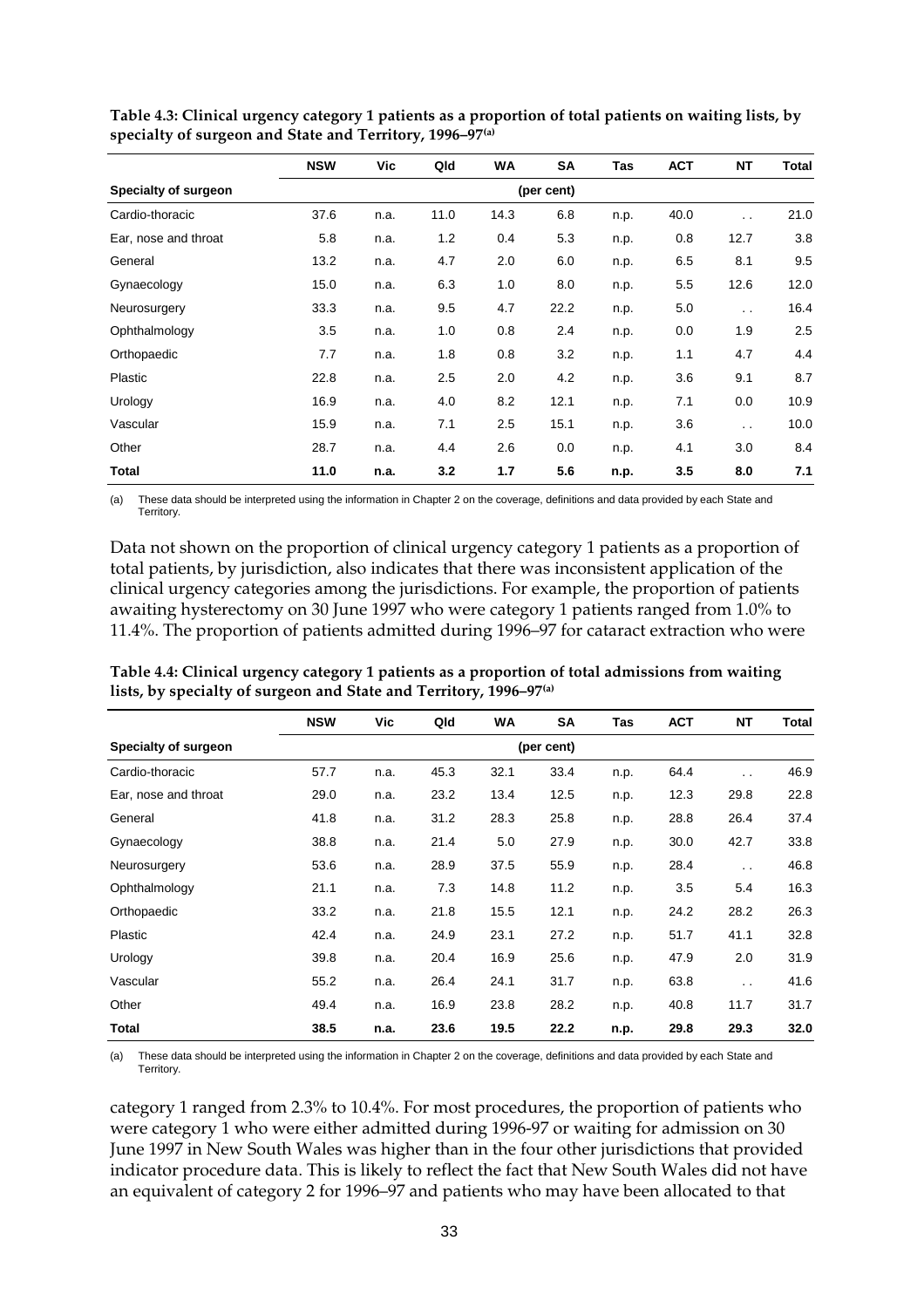**Table 4.3: Clinical urgency category 1 patients as a proportion of total patients on waiting lists, by specialty of surgeon and State and Territory, 1996–97[(a)]**

| | NSW | Vic | Qld | WA | SA | Tas | ACT | NT | Total |
|---|---|---|---|---|---|---|---|---|---|
| **Specialty of surgeon** | | | | | (per cent) | | | | |
| Cardio-thoracic | 37.6 | n.a. | 11.0 | 14.3 | 6.8 | n.p. | 40.0 | . . | 21.0 |
| Ear, nose and throat | 5.8 | n.a. | 1.2 | 0.4 | 5.3 | n.p. | 0.8 | 12.7 | 3.8 |
| General | 13.2 | n.a. | 4.7 | 2.0 | 6.0 | n.p. | 6.5 | 8.1 | 9.5 |
| Gynaecology | 15.0 | n.a. | 6.3 | 1.0 | 8.0 | n.p. | 5.5 | 12.6 | 12.0 |
| Neurosurgery | 33.3 | n.a. | 9.5 | 4.7 | 22.2 | n.p. | 5.0 | . . | 16.4 |
| Ophthalmology | 3.5 | n.a. | 1.0 | 0.8 | 2.4 | n.p. | 0.0 | 1.9 | 2.5 |
| Orthopaedic | 7.7 | n.a. | 1.8 | 0.8 | 3.2 | n.p. | 1.1 | 4.7 | 4.4 |
| Plastic | 22.8 | n.a. | 2.5 | 2.0 | 4.2 | n.p. | 3.6 | 9.1 | 8.7 |
| Urology | 16.9 | n.a. | 4.0 | 8.2 | 12.1 | n.p. | 7.1 | 0.0 | 10.9 |
| Vascular | 15.9 | n.a. | 7.1 | 2.5 | 15.1 | n.p. | 3.6 | . . | 10.0 |
| Other | 28.7 | n.a. | 4.4 | 2.6 | 0.0 | n.p. | 4.1 | 3.0 | 8.4 |
| **Total** | **11.0** | **n.a.** | **3.2** | **1.7** | **5.6** | **n.p.** | **3.5** | **8.0** | **7.1** |

(a) These data should be interpreted using the information in Chapter 2 on the coverage, definitions and data provided by each State and Territory.

Data not shown on the proportion of clinical urgency category 1 patients as a proportion of total patients, by jurisdiction, also indicates that there was inconsistent application of the clinical urgency categories among the jurisdictions. For example, the proportion of patients awaiting hysterectomy on 30 June 1997 who were category 1 patients ranged from 1.0% to 11.4%. The proportion of patients admitted during 1996–97 for cataract extraction who were category 1 ranged from 2.3% to 10.4%. For most procedures, the proportion of patients who were category 1 who were either admitted during 1996-97 or waiting for admission on 30 June 1997 in New South Wales was higher than in the four other jurisdictions that provided indicator procedure data. This is likely to reflect the fact that New South Wales did not have an equivalent of category 2 for 1996–97 and patients who may have been allocated to that

**Table 4.4: Clinical urgency category 1 patients as a proportion of total admissions from waiting lists, by specialty of surgeon and State and Territory, 1996–97[(a)]**

| | NSW | Vic | Qld | WA | SA | Tas | ACT | NT | Total |
|---|---|---|---|---|---|---|---|---|---|
| **Specialty of surgeon** | | | | | (per cent) | | | | |
| Cardio-thoracic | 57.7 | n.a. | 45.3 | 32.1 | 33.4 | n.p. | 64.4 | . . | 46.9 |
| Ear, nose and throat | 29.0 | n.a. | 23.2 | 13.4 | 12.5 | n.p. | 12.3 | 29.8 | 22.8 |
| General | 41.8 | n.a. | 31.2 | 28.3 | 25.8 | n.p. | 28.8 | 26.4 | 37.4 |
| Gynaecology | 38.8 | n.a. | 21.4 | 5.0 | 27.9 | n.p. | 30.0 | 42.7 | 33.8 |
| Neurosurgery | 53.6 | n.a. | 28.9 | 37.5 | 55.9 | n.p. | 28.4 | . . | 46.8 |
| Ophthalmology | 21.1 | n.a. | 7.3 | 14.8 | 11.2 | n.p. | 3.5 | 5.4 | 16.3 |
| Orthopaedic | 33.2 | n.a. | 21.8 | 15.5 | 12.1 | n.p. | 24.2 | 28.2 | 26.3 |
| Plastic | 42.4 | n.a. | 24.9 | 23.1 | 27.2 | n.p. | 51.7 | 41.1 | 32.8 |
| Urology | 39.8 | n.a. | 20.4 | 16.9 | 25.6 | n.p. | 47.9 | 2.0 | 31.9 |
| Vascular | 55.2 | n.a. | 26.4 | 24.1 | 31.7 | n.p. | 63.8 | . . | 41.6 |
| Other | 49.4 | n.a. | 16.9 | 23.8 | 28.2 | n.p. | 40.8 | 11.7 | 31.7 |
| **Total** | **38.5** | **n.a.** | **23.6** | **19.5** | **22.2** | **n.p.** | **29.8** | **29.3** | **32.0** |

(a) These data should be interpreted using the information in Chapter 2 on the coverage, definitions and data provided by each State and Territory.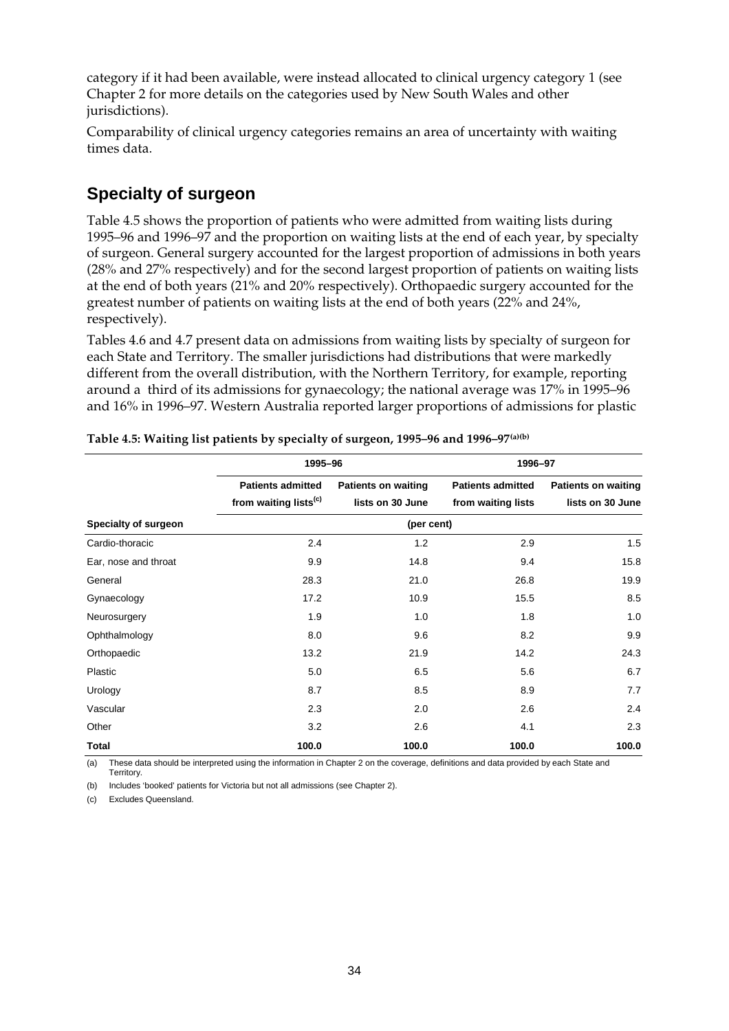category if it had been available, were instead allocated to clinical urgency category 1 (see Chapter 2 for more details on the categories used by New South Wales and other jurisdictions).

Comparability of clinical urgency categories remains an area of uncertainty with waiting times data.

## Specialty of surgeon

Table 4.5 shows the proportion of patients who were admitted from waiting lists during 1995–96 and 1996–97 and the proportion on waiting lists at the end of each year, by specialty of surgeon. General surgery accounted for the largest proportion of admissions in both years (28% and 27% respectively) and for the second largest proportion of patients on waiting lists at the end of both years (21% and 20% respectively). Orthopaedic surgery accounted for the greatest number of patients on waiting lists at the end of both years (22% and 24%, respectively).

Tables 4.6 and 4.7 present data on admissions from waiting lists by specialty of surgeon for each State and Territory. The smaller jurisdictions had distributions that were markedly different from the overall distribution, with the Northern Territory, for example, reporting around a third of its admissions for gynaecology; the national average was 17% in 1995–96 and 16% in 1996–97. Western Australia reported larger proportions of admissions for plastic

**Table 4.5: Waiting list patients by specialty of surgeon, 1995–96 and 1996–97[(a)(b)]**

| | 1995–96 | | 1996–97 | |
|---|---|---|---|---|
| | Patients admitted from waiting lists[(c)] | Patients on waiting lists on 30 June | Patients admitted from waiting lists | Patients on waiting lists on 30 June |
| **Specialty of surgeon** | (per cent) | | | |
| Cardio-thoracic | 2.4 | 1.2 | 2.9 | 1.5 |
| Ear, nose and throat | 9.9 | 14.8 | 9.4 | 15.8 |
| General | 28.3 | 21.0 | 26.8 | 19.9 |
| Gynaecology | 17.2 | 10.9 | 15.5 | 8.5 |
| Neurosurgery | 1.9 | 1.0 | 1.8 | 1.0 |
| Ophthalmology | 8.0 | 9.6 | 8.2 | 9.9 |
| Orthopaedic | 13.2 | 21.9 | 14.2 | 24.3 |
| Plastic | 5.0 | 6.5 | 5.6 | 6.7 |
| Urology | 8.7 | 8.5 | 8.9 | 7.7 |
| Vascular | 2.3 | 2.0 | 2.6 | 2.4 |
| Other | 3.2 | 2.6 | 4.1 | 2.3 |
| **Total** | **100.0** | **100.0** | **100.0** | **100.0** |

(a) These data should be interpreted using the information in Chapter 2 on the coverage, definitions and data provided by each State and Territory.

(b) Includes 'booked' patients for Victoria but not all admissions (see Chapter 2).

(c) Excludes Queensland.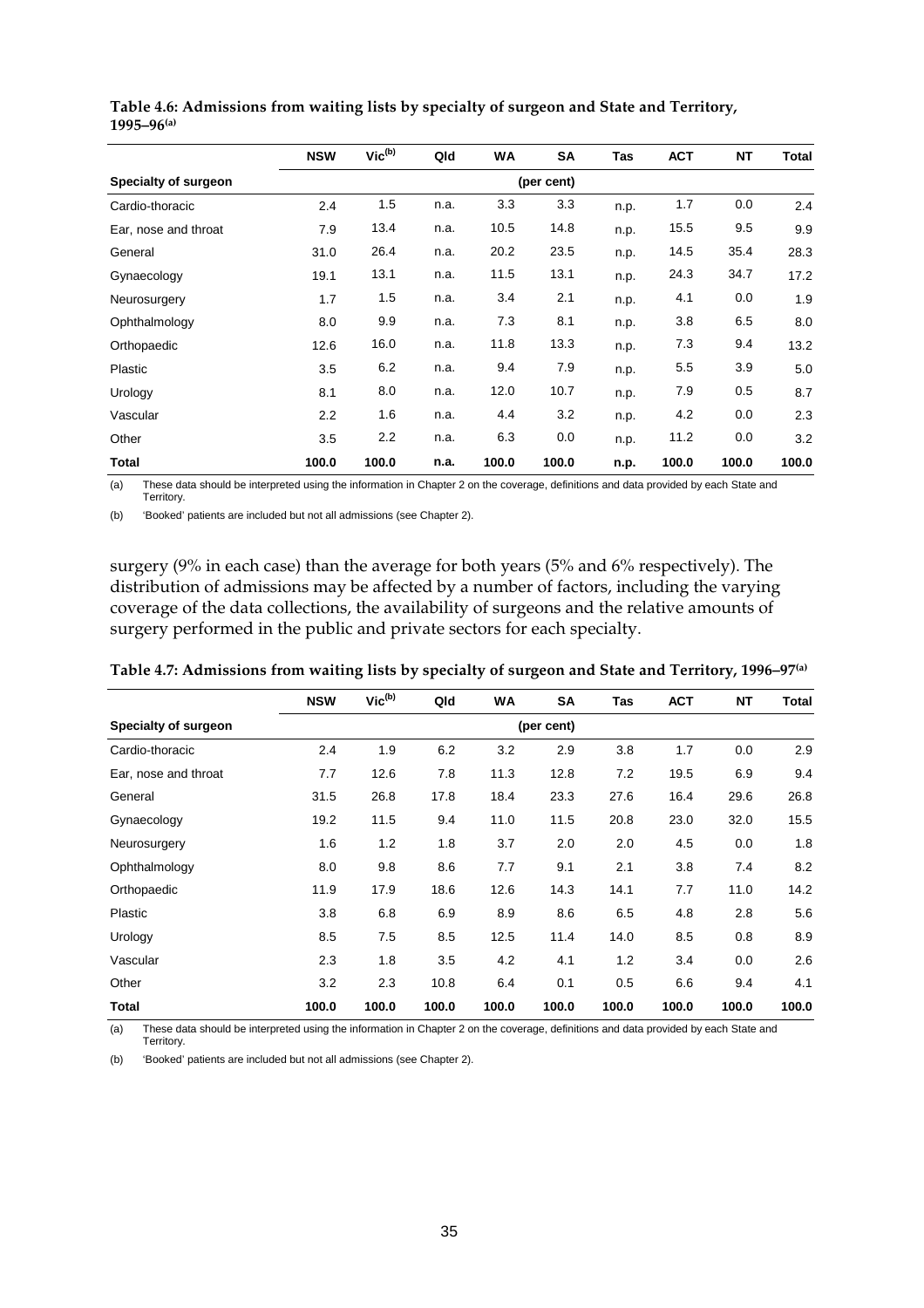**Table 4.6: Admissions from waiting lists by specialty of surgeon and State and Territory, 1995–96[(a)]**

| | NSW | Vic[(b)] | Qld | WA | SA | Tas | ACT | NT | Total |
|---|---|---|---|---|---|---|---|---|---|
| **Specialty of surgeon** | | | | | (per cent) | | | | |
| Cardio-thoracic | 2.4 | 1.5 | n.a. | 3.3 | 3.3 | n.p. | 1.7 | 0.0 | 2.4 |
| Ear, nose and throat | 7.9 | 13.4 | n.a. | 10.5 | 14.8 | n.p. | 15.5 | 9.5 | 9.9 |
| General | 31.0 | 26.4 | n.a. | 20.2 | 23.5 | n.p. | 14.5 | 35.4 | 28.3 |
| Gynaecology | 19.1 | 13.1 | n.a. | 11.5 | 13.1 | n.p. | 24.3 | 34.7 | 17.2 |
| Neurosurgery | 1.7 | 1.5 | n.a. | 3.4 | 2.1 | n.p. | 4.1 | 0.0 | 1.9 |
| Ophthalmology | 8.0 | 9.9 | n.a. | 7.3 | 8.1 | n.p. | 3.8 | 6.5 | 8.0 |
| Orthopaedic | 12.6 | 16.0 | n.a. | 11.8 | 13.3 | n.p. | 7.3 | 9.4 | 13.2 |
| Plastic | 3.5 | 6.2 | n.a. | 9.4 | 7.9 | n.p. | 5.5 | 3.9 | 5.0 |
| Urology | 8.1 | 8.0 | n.a. | 12.0 | 10.7 | n.p. | 7.9 | 0.5 | 8.7 |
| Vascular | 2.2 | 1.6 | n.a. | 4.4 | 3.2 | n.p. | 4.2 | 0.0 | 2.3 |
| Other | 3.5 | 2.2 | n.a. | 6.3 | 0.0 | n.p. | 11.2 | 0.0 | 3.2 |
| **Total** | **100.0** | **100.0** | **n.a.** | **100.0** | **100.0** | **n.p.** | **100.0** | **100.0** | **100.0** |

(a) These data should be interpreted using the information in Chapter 2 on the coverage, definitions and data provided by each State and Territory.

(b) 'Booked' patients are included but not all admissions (see Chapter 2).

surgery (9% in each case) than the average for both years (5% and 6% respectively). The distribution of admissions may be affected by a number of factors, including the varying coverage of the data collections, the availability of surgeons and the relative amounts of surgery performed in the public and private sectors for each specialty.

**Table 4.7: Admissions from waiting lists by specialty of surgeon and State and Territory, 1996–97[(a)]**

| | NSW | Vic[(b)] | Qld | WA | SA | Tas | ACT | NT | Total |
|---|---|---|---|---|---|---|---|---|---|
| **Specialty of surgeon** | | | | | (per cent) | | | | |
| Cardio-thoracic | 2.4 | 1.9 | 6.2 | 3.2 | 2.9 | 3.8 | 1.7 | 0.0 | 2.9 |
| Ear, nose and throat | 7.7 | 12.6 | 7.8 | 11.3 | 12.8 | 7.2 | 19.5 | 6.9 | 9.4 |
| General | 31.5 | 26.8 | 17.8 | 18.4 | 23.3 | 27.6 | 16.4 | 29.6 | 26.8 |
| Gynaecology | 19.2 | 11.5 | 9.4 | 11.0 | 11.5 | 20.8 | 23.0 | 32.0 | 15.5 |
| Neurosurgery | 1.6 | 1.2 | 1.8 | 3.7 | 2.0 | 2.0 | 4.5 | 0.0 | 1.8 |
| Ophthalmology | 8.0 | 9.8 | 8.6 | 7.7 | 9.1 | 2.1 | 3.8 | 7.4 | 8.2 |
| Orthopaedic | 11.9 | 17.9 | 18.6 | 12.6 | 14.3 | 14.1 | 7.7 | 11.0 | 14.2 |
| Plastic | 3.8 | 6.8 | 6.9 | 8.9 | 8.6 | 6.5 | 4.8 | 2.8 | 5.6 |
| Urology | 8.5 | 7.5 | 8.5 | 12.5 | 11.4 | 14.0 | 8.5 | 0.8 | 8.9 |
| Vascular | 2.3 | 1.8 | 3.5 | 4.2 | 4.1 | 1.2 | 3.4 | 0.0 | 2.6 |
| Other | 3.2 | 2.3 | 10.8 | 6.4 | 0.1 | 0.5 | 6.6 | 9.4 | 4.1 |
| **Total** | **100.0** | **100.0** | **100.0** | **100.0** | **100.0** | **100.0** | **100.0** | **100.0** | **100.0** |

(a) These data should be interpreted using the information in Chapter 2 on the coverage, definitions and data provided by each State and Territory.

(b) 'Booked' patients are included but not all admissions (see Chapter 2).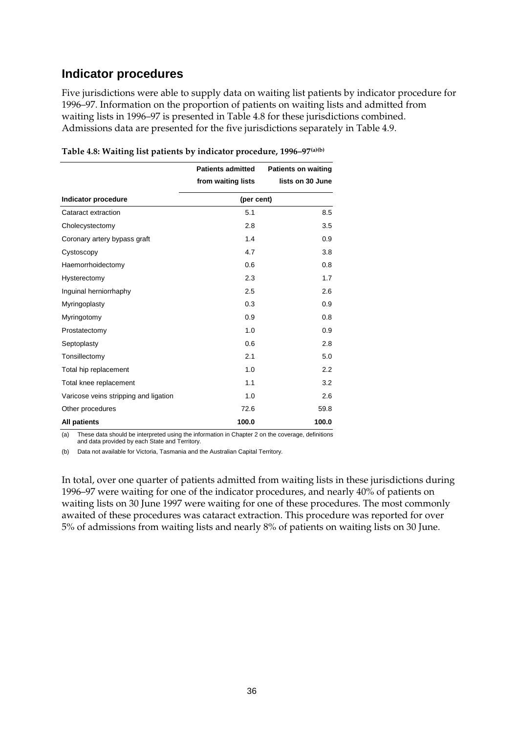## Indicator procedures

Five jurisdictions were able to supply data on waiting list patients by indicator procedure for 1996–97. Information on the proportion of patients on waiting lists and admitted from waiting lists in 1996–97 is presented in Table 4.8 for these jurisdictions combined. Admissions data are presented for the five jurisdictions separately in Table 4.9.

**Table 4.8: Waiting list patients by indicator procedure, 1996–97[(a)(b)]**

| Indicator procedure | Patients admitted from waiting lists | Patients on waiting lists on 30 June |
|---|---|---|
| | (per cent) | |
| Cataract extraction | 5.1 | 8.5 |
| Cholecystectomy | 2.8 | 3.5 |
| Coronary artery bypass graft | 1.4 | 0.9 |
| Cystoscopy | 4.7 | 3.8 |
| Haemorrhoidectomy | 0.6 | 0.8 |
| Hysterectomy | 2.3 | 1.7 |
| Inguinal herniorrhaphy | 2.5 | 2.6 |
| Myringoplasty | 0.3 | 0.9 |
| Myringotomy | 0.9 | 0.8 |
| Prostatectomy | 1.0 | 0.9 |
| Septoplasty | 0.6 | 2.8 |
| Tonsillectomy | 2.1 | 5.0 |
| Total hip replacement | 1.0 | 2.2 |
| Total knee replacement | 1.1 | 3.2 |
| Varicose veins stripping and ligation | 1.0 | 2.6 |
| Other procedures | 72.6 | 59.8 |
| **All patients** | **100.0** | **100.0** |

(a) These data should be interpreted using the information in Chapter 2 on the coverage, definitions and data provided by each State and Territory.

(b) Data not available for Victoria, Tasmania and the Australian Capital Territory.

In total, over one quarter of patients admitted from waiting lists in these jurisdictions during 1996–97 were waiting for one of the indicator procedures, and nearly 40% of patients on waiting lists on 30 June 1997 were waiting for one of these procedures. The most commonly awaited of these procedures was cataract extraction. This procedure was reported for over 5% of admissions from waiting lists and nearly 8% of patients on waiting lists on 30 June.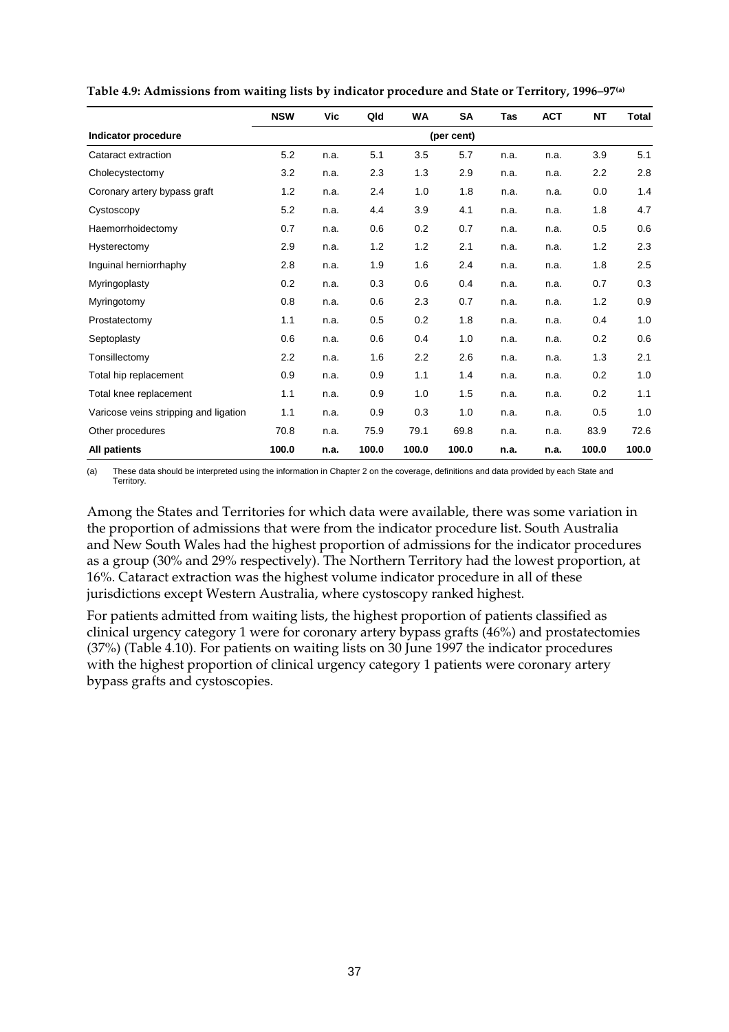**Table 4.9: Admissions from waiting lists by indicator procedure and State or Territory, 1996–97[(a)]**

| | NSW | Vic | Qld | WA | SA | Tas | ACT | NT | Total |
|---|---|---|---|---|---|---|---|---|---|
| **Indicator procedure** | | | | | (per cent) | | | | |
| Cataract extraction | 5.2 | n.a. | 5.1 | 3.5 | 5.7 | n.a. | n.a. | 3.9 | 5.1 |
| Cholecystectomy | 3.2 | n.a. | 2.3 | 1.3 | 2.9 | n.a. | n.a. | 2.2 | 2.8 |
| Coronary artery bypass graft | 1.2 | n.a. | 2.4 | 1.0 | 1.8 | n.a. | n.a. | 0.0 | 1.4 |
| Cystoscopy | 5.2 | n.a. | 4.4 | 3.9 | 4.1 | n.a. | n.a. | 1.8 | 4.7 |
| Haemorrhoidectomy | 0.7 | n.a. | 0.6 | 0.2 | 0.7 | n.a. | n.a. | 0.5 | 0.6 |
| Hysterectomy | 2.9 | n.a. | 1.2 | 1.2 | 2.1 | n.a. | n.a. | 1.2 | 2.3 |
| Inguinal herniorrhaphy | 2.8 | n.a. | 1.9 | 1.6 | 2.4 | n.a. | n.a. | 1.8 | 2.5 |
| Myringoplasty | 0.2 | n.a. | 0.3 | 0.6 | 0.4 | n.a. | n.a. | 0.7 | 0.3 |
| Myringotomy | 0.8 | n.a. | 0.6 | 2.3 | 0.7 | n.a. | n.a. | 1.2 | 0.9 |
| Prostatectomy | 1.1 | n.a. | 0.5 | 0.2 | 1.8 | n.a. | n.a. | 0.4 | 1.0 |
| Septoplasty | 0.6 | n.a. | 0.6 | 0.4 | 1.0 | n.a. | n.a. | 0.2 | 0.6 |
| Tonsillectomy | 2.2 | n.a. | 1.6 | 2.2 | 2.6 | n.a. | n.a. | 1.3 | 2.1 |
| Total hip replacement | 0.9 | n.a. | 0.9 | 1.1 | 1.4 | n.a. | n.a. | 0.2 | 1.0 |
| Total knee replacement | 1.1 | n.a. | 0.9 | 1.0 | 1.5 | n.a. | n.a. | 0.2 | 1.1 |
| Varicose veins stripping and ligation | 1.1 | n.a. | 0.9 | 0.3 | 1.0 | n.a. | n.a. | 0.5 | 1.0 |
| Other procedures | 70.8 | n.a. | 75.9 | 79.1 | 69.8 | n.a. | n.a. | 83.9 | 72.6 |
| **All patients** | **100.0** | **n.a.** | **100.0** | **100.0** | **100.0** | **n.a.** | **n.a.** | **100.0** | **100.0** |

(a) These data should be interpreted using the information in Chapter 2 on the coverage, definitions and data provided by each State and Territory.

Among the States and Territories for which data were available, there was some variation in the proportion of admissions that were from the indicator procedure list. South Australia and New South Wales had the highest proportion of admissions for the indicator procedures as a group (30% and 29% respectively). The Northern Territory had the lowest proportion, at 16%. Cataract extraction was the highest volume indicator procedure in all of these jurisdictions except Western Australia, where cystoscopy ranked highest.

For patients admitted from waiting lists, the highest proportion of patients classified as clinical urgency category 1 were for coronary artery bypass grafts (46%) and prostatectomies (37%) (Table 4.10). For patients on waiting lists on 30 June 1997 the indicator procedures with the highest proportion of clinical urgency category 1 patients were coronary artery bypass grafts and cystoscopies.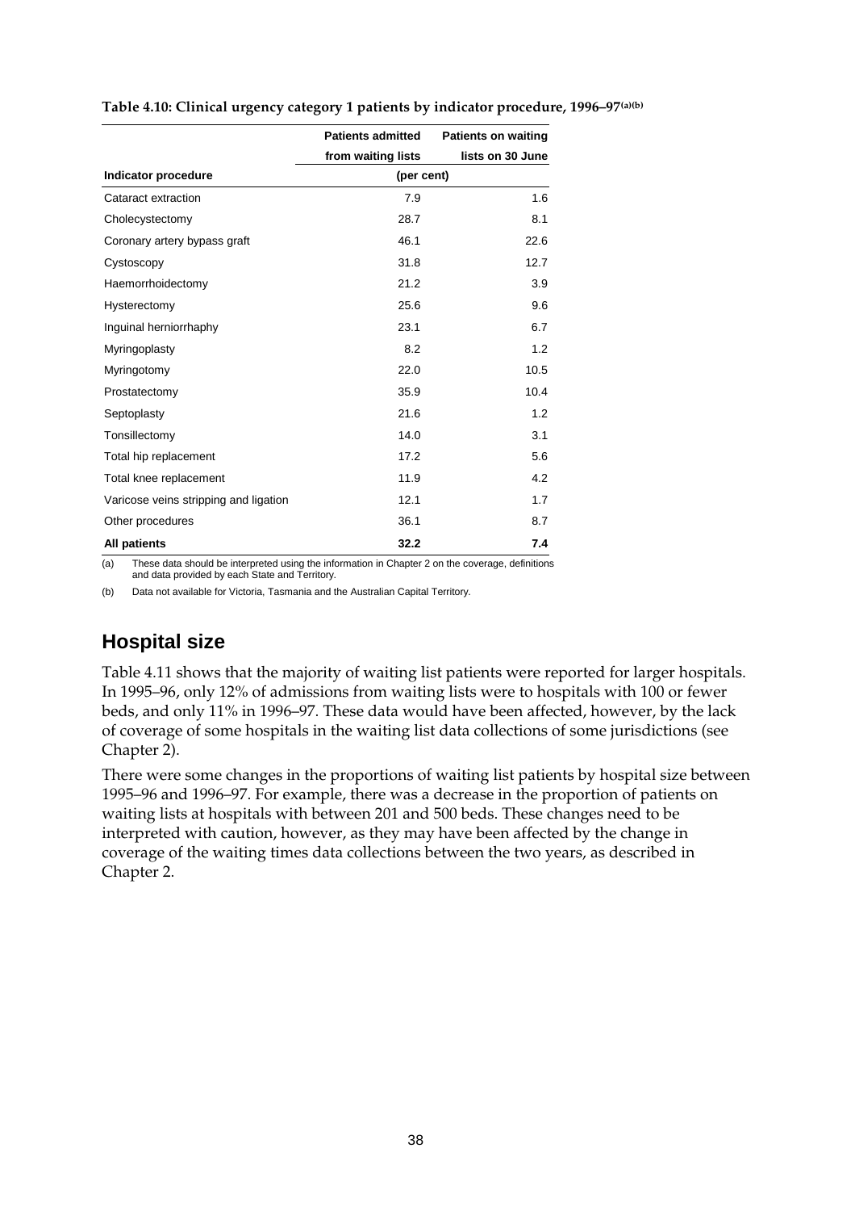**Table 4.10: Clinical urgency category 1 patients by indicator procedure, 1996–97(a)(b)**

| Indicator procedure | Patients admitted from waiting lists | Patients on waiting lists on 30 June |
|---|---|---|
| | (per cent) | |
| Cataract extraction | 7.9 | 1.6 |
| Cholecystectomy | 28.7 | 8.1 |
| Coronary artery bypass graft | 46.1 | 22.6 |
| Cystoscopy | 31.8 | 12.7 |
| Haemorrhoidectomy | 21.2 | 3.9 |
| Hysterectomy | 25.6 | 9.6 |
| Inguinal herniorrhaphy | 23.1 | 6.7 |
| Myringoplasty | 8.2 | 1.2 |
| Myringotomy | 22.0 | 10.5 |
| Prostatectomy | 35.9 | 10.4 |
| Septoplasty | 21.6 | 1.2 |
| Tonsillectomy | 14.0 | 3.1 |
| Total hip replacement | 17.2 | 5.6 |
| Total knee replacement | 11.9 | 4.2 |
| Varicose veins stripping and ligation | 12.1 | 1.7 |
| Other procedures | 36.1 | 8.7 |
| **All patients** | **32.2** | **7.4** |

(a) These data should be interpreted using the information in Chapter 2 on the coverage, definitions and data provided by each State and Territory.

(b) Data not available for Victoria, Tasmania and the Australian Capital Territory.

## Hospital size

Table 4.11 shows that the majority of waiting list patients were reported for larger hospitals. In 1995–96, only 12% of admissions from waiting lists were to hospitals with 100 or fewer beds, and only 11% in 1996–97. These data would have been affected, however, by the lack of coverage of some hospitals in the waiting list data collections of some jurisdictions (see Chapter 2).

There were some changes in the proportions of waiting list patients by hospital size between 1995–96 and 1996–97. For example, there was a decrease in the proportion of patients on waiting lists at hospitals with between 201 and 500 beds. These changes need to be interpreted with caution, however, as they may have been affected by the change in coverage of the waiting times data collections between the two years, as described in Chapter 2.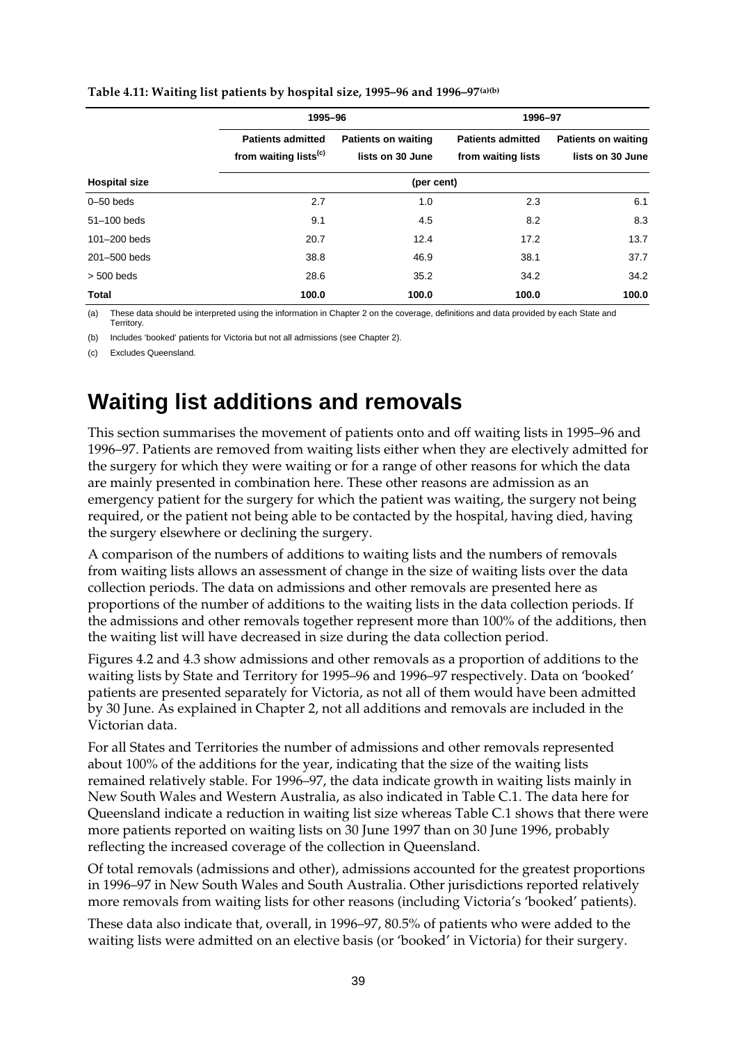**Table 4.11: Waiting list patients by hospital size, 1995–96 and 1996–97[(a)(b)]**

| | 1995–96 | | 1996–97 | |
|---|---|---|---|---|
| | Patients admitted from waiting lists[(c)] | Patients on waiting lists on 30 June | Patients admitted from waiting lists | Patients on waiting lists on 30 June |
| **Hospital size** | (per cent) | | | |
| 0–50 beds | 2.7 | 1.0 | 2.3 | 6.1 |
| 51–100 beds | 9.1 | 4.5 | 8.2 | 8.3 |
| 101–200 beds | 20.7 | 12.4 | 17.2 | 13.7 |
| 201–500 beds | 38.8 | 46.9 | 38.1 | 37.7 |
| > 500 beds | 28.6 | 35.2 | 34.2 | 34.2 |
| **Total** | **100.0** | **100.0** | **100.0** | **100.0** |

(a) These data should be interpreted using the information in Chapter 2 on the coverage, definitions and data provided by each State and Territory.

(b) Includes 'booked' patients for Victoria but not all admissions (see Chapter 2).

(c) Excludes Queensland.

# Waiting list additions and removals

This section summarises the movement of patients onto and off waiting lists in 1995–96 and 1996–97. Patients are removed from waiting lists either when they are electively admitted for the surgery for which they were waiting or for a range of other reasons for which the data are mainly presented in combination here. These other reasons are admission as an emergency patient for the surgery for which the patient was waiting, the surgery not being required, or the patient not being able to be contacted by the hospital, having died, having the surgery elsewhere or declining the surgery.

A comparison of the numbers of additions to waiting lists and the numbers of removals from waiting lists allows an assessment of change in the size of waiting lists over the data collection periods. The data on admissions and other removals are presented here as proportions of the number of additions to the waiting lists in the data collection periods. If the admissions and other removals together represent more than 100% of the additions, then the waiting list will have decreased in size during the data collection period.

Figures 4.2 and 4.3 show admissions and other removals as a proportion of additions to the waiting lists by State and Territory for 1995–96 and 1996–97 respectively. Data on 'booked' patients are presented separately for Victoria, as not all of them would have been admitted by 30 June. As explained in Chapter 2, not all additions and removals are included in the Victorian data.

For all States and Territories the number of admissions and other removals represented about 100% of the additions for the year, indicating that the size of the waiting lists remained relatively stable. For 1996–97, the data indicate growth in waiting lists mainly in New South Wales and Western Australia, as also indicated in Table C.1. The data here for Queensland indicate a reduction in waiting list size whereas Table C.1 shows that there were more patients reported on waiting lists on 30 June 1997 than on 30 June 1996, probably reflecting the increased coverage of the collection in Queensland.

Of total removals (admissions and other), admissions accounted for the greatest proportions in 1996–97 in New South Wales and South Australia. Other jurisdictions reported relatively more removals from waiting lists for other reasons (including Victoria's 'booked' patients).

These data also indicate that, overall, in 1996–97, 80.5% of patients who were added to the waiting lists were admitted on an elective basis (or 'booked' in Victoria) for their surgery.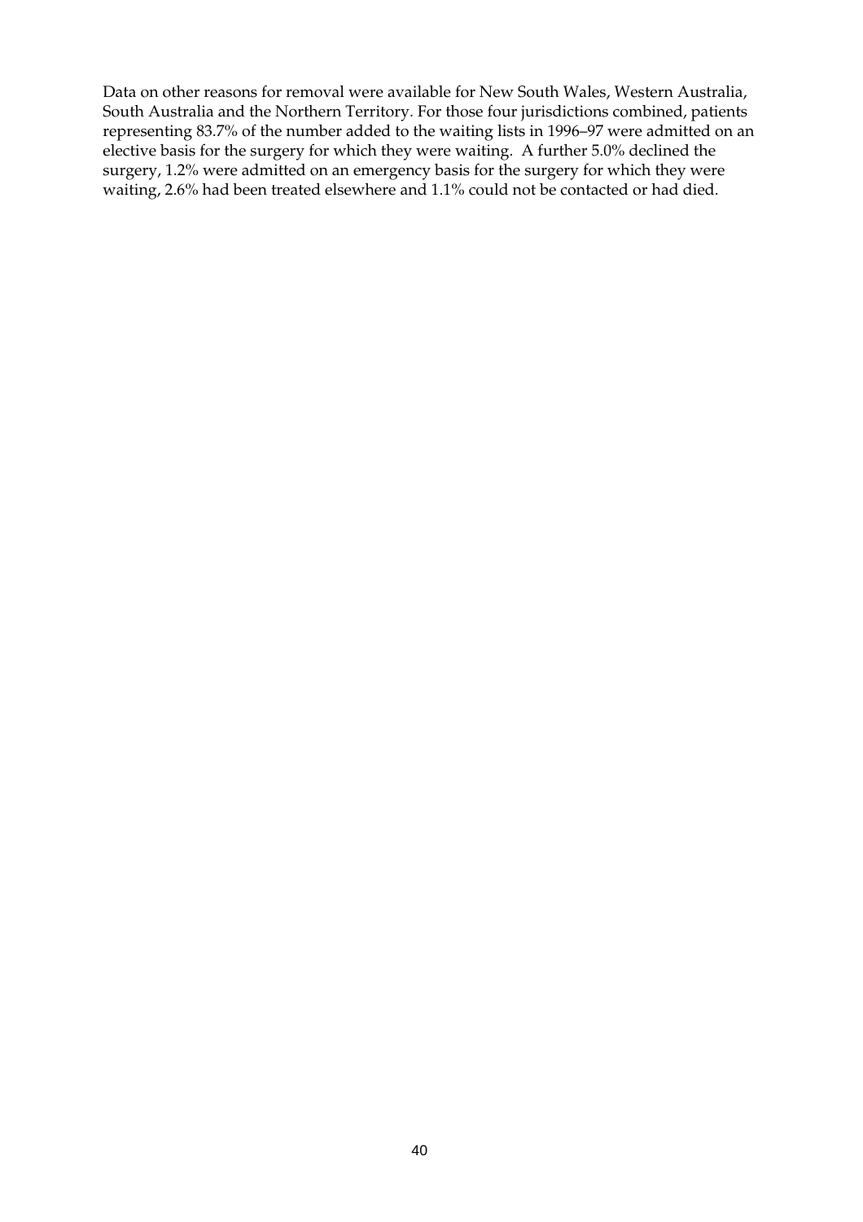Data on other reasons for removal were available for New South Wales, Western Australia, South Australia and the Northern Territory. For those four jurisdictions combined, patients representing 83.7% of the number added to the waiting lists in 1996–97 were admitted on an elective basis for the surgery for which they were waiting. A further 5.0% declined the surgery, 1.2% were admitted on an emergency basis for the surgery for which they were waiting, 2.6% had been treated elsewhere and 1.1% could not be contacted or had died.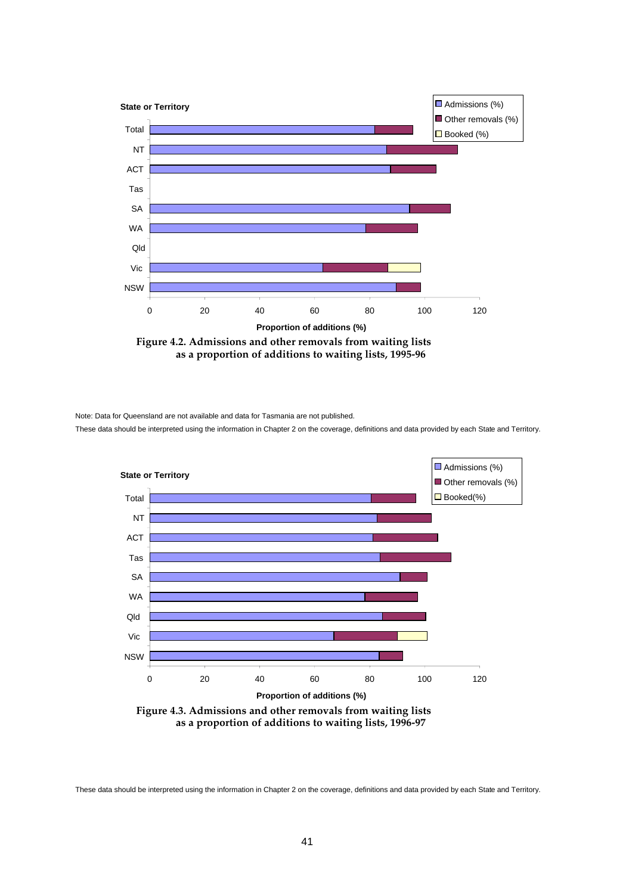**Figure 4.2. Admissions and other removals from waiting lists as a proportion of additions to waiting lists, 1995-96**

Note: Data for Queensland are not available and data for Tasmania are not published.

These data should be interpreted using the information in Chapter 2 on the coverage, definitions and data provided by each State and Territory.

**Figure 4.3. Admissions and other removals from waiting lists as a proportion of additions to waiting lists, 1996-97**

These data should be interpreted using the information in Chapter 2 on the coverage, definitions and data provided by each State and Territory.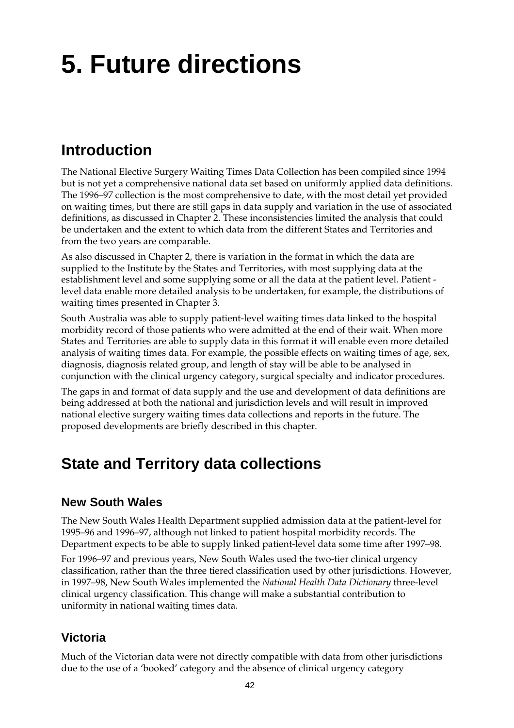# 5. Future directions

## Introduction

The National Elective Surgery Waiting Times Data Collection has been compiled since 1994 but is not yet a comprehensive national data set based on uniformly applied data definitions. The 1996–97 collection is the most comprehensive to date, with the most detail yet provided on waiting times, but there are still gaps in data supply and variation in the use of associated definitions, as discussed in Chapter 2. These inconsistencies limited the analysis that could be undertaken and the extent to which data from the different States and Territories and from the two years are comparable.

As also discussed in Chapter 2, there is variation in the format in which the data are supplied to the Institute by the States and Territories, with most supplying data at the establishment level and some supplying some or all the data at the patient level. Patient - level data enable more detailed analysis to be undertaken, for example, the distributions of waiting times presented in Chapter 3.

South Australia was able to supply patient-level waiting times data linked to the hospital morbidity record of those patients who were admitted at the end of their wait. When more States and Territories are able to supply data in this format it will enable even more detailed analysis of waiting times data. For example, the possible effects on waiting times of age, sex, diagnosis, diagnosis related group, and length of stay will be able to be analysed in conjunction with the clinical urgency category, surgical specialty and indicator procedures.

The gaps in and format of data supply and the use and development of data definitions are being addressed at both the national and jurisdiction levels and will result in improved national elective surgery waiting times data collections and reports in the future. The proposed developments are briefly described in this chapter.

## State and Territory data collections

### New South Wales

The New South Wales Health Department supplied admission data at the patient-level for 1995–96 and 1996–97, although not linked to patient hospital morbidity records. The Department expects to be able to supply linked patient-level data some time after 1997–98.

For 1996–97 and previous years, New South Wales used the two-tier clinical urgency classification, rather than the three tiered classification used by other jurisdictions. However, in 1997–98, New South Wales implemented the *National Health Data Dictionary* three-level clinical urgency classification. This change will make a substantial contribution to uniformity in national waiting times data.

### Victoria

Much of the Victorian data were not directly compatible with data from other jurisdictions due to the use of a 'booked' category and the absence of clinical urgency category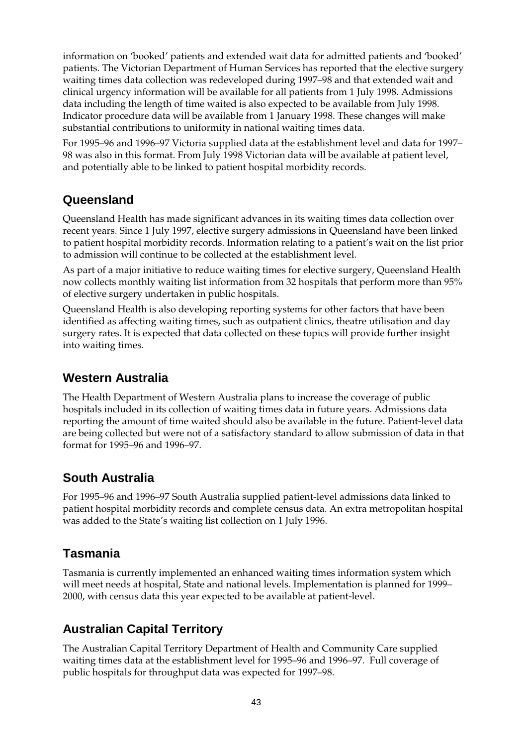information on 'booked' patients and extended wait data for admitted patients and 'booked' patients. The Victorian Department of Human Services has reported that the elective surgery waiting times data collection was redeveloped during 1997–98 and that extended wait and clinical urgency information will be available for all patients from 1 July 1998. Admissions data including the length of time waited is also expected to be available from July 1998. Indicator procedure data will be available from 1 January 1998. These changes will make substantial contributions to uniformity in national waiting times data.

For 1995–96 and 1996–97 Victoria supplied data at the establishment level and data for 1997–98 was also in this format. From July 1998 Victorian data will be available at patient level, and potentially able to be linked to patient hospital morbidity records.

## Queensland

Queensland Health has made significant advances in its waiting times data collection over recent years. Since 1 July 1997, elective surgery admissions in Queensland have been linked to patient hospital morbidity records. Information relating to a patient's wait on the list prior to admission will continue to be collected at the establishment level.

As part of a major initiative to reduce waiting times for elective surgery, Queensland Health now collects monthly waiting list information from 32 hospitals that perform more than 95% of elective surgery undertaken in public hospitals.

Queensland Health is also developing reporting systems for other factors that have been identified as affecting waiting times, such as outpatient clinics, theatre utilisation and day surgery rates. It is expected that data collected on these topics will provide further insight into waiting times.

## Western Australia

The Health Department of Western Australia plans to increase the coverage of public hospitals included in its collection of waiting times data in future years. Admissions data reporting the amount of time waited should also be available in the future. Patient-level data are being collected but were not of a satisfactory standard to allow submission of data in that format for 1995–96 and 1996–97.

## South Australia

For 1995–96 and 1996–97 South Australia supplied patient-level admissions data linked to patient hospital morbidity records and complete census data. An extra metropolitan hospital was added to the State's waiting list collection on 1 July 1996.

## Tasmania

Tasmania is currently implemented an enhanced waiting times information system which will meet needs at hospital, State and national levels. Implementation is planned for 1999–2000, with census data this year expected to be available at patient-level.

## Australian Capital Territory

The Australian Capital Territory Department of Health and Community Care supplied waiting times data at the establishment level for 1995–96 and 1996–97. Full coverage of public hospitals for throughput data was expected for 1997–98.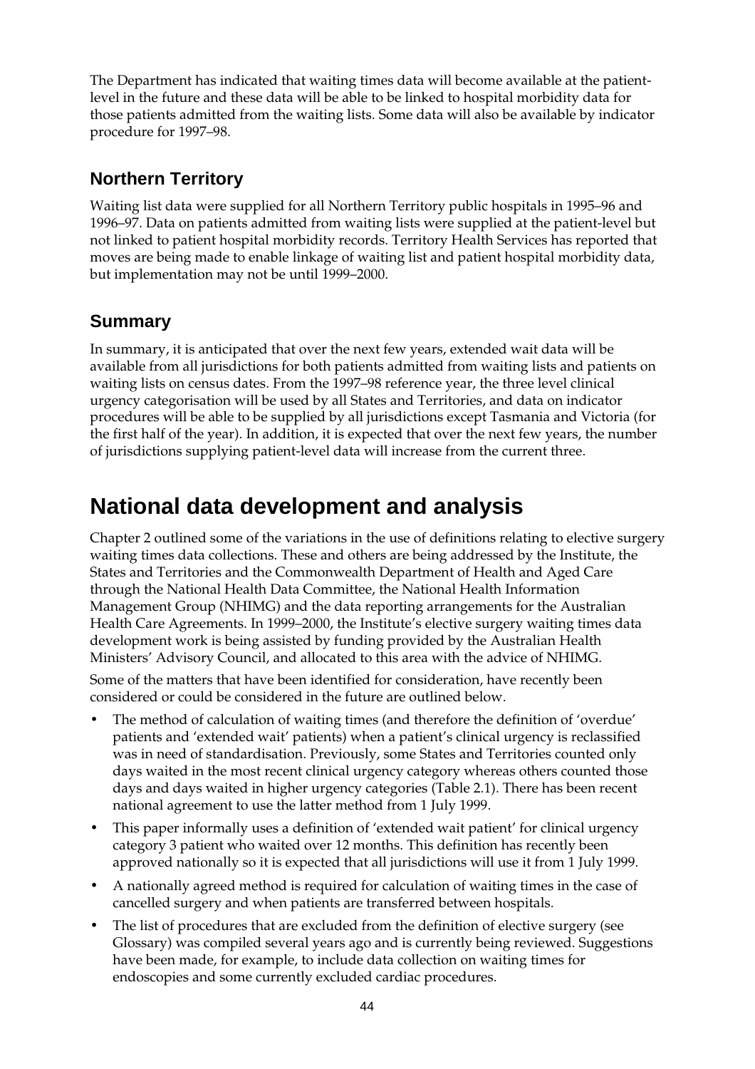The Department has indicated that waiting times data will become available at the patient-level in the future and these data will be able to be linked to hospital morbidity data for those patients admitted from the waiting lists. Some data will also be available by indicator procedure for 1997–98.

### Northern Territory

Waiting list data were supplied for all Northern Territory public hospitals in 1995–96 and 1996–97. Data on patients admitted from waiting lists were supplied at the patient-level but not linked to patient hospital morbidity records. Territory Health Services has reported that moves are being made to enable linkage of waiting list and patient hospital morbidity data, but implementation may not be until 1999–2000.

### Summary

In summary, it is anticipated that over the next few years, extended wait data will be available from all jurisdictions for both patients admitted from waiting lists and patients on waiting lists on census dates. From the 1997–98 reference year, the three level clinical urgency categorisation will be used by all States and Territories, and data on indicator procedures will be able to be supplied by all jurisdictions except Tasmania and Victoria (for the first half of the year). In addition, it is expected that over the next few years, the number of jurisdictions supplying patient-level data will increase from the current three.

## National data development and analysis

Chapter 2 outlined some of the variations in the use of definitions relating to elective surgery waiting times data collections. These and others are being addressed by the Institute, the States and Territories and the Commonwealth Department of Health and Aged Care through the National Health Data Committee, the National Health Information Management Group (NHIMG) and the data reporting arrangements for the Australian Health Care Agreements. In 1999–2000, the Institute's elective surgery waiting times data development work is being assisted by funding provided by the Australian Health Ministers' Advisory Council, and allocated to this area with the advice of NHIMG.

Some of the matters that have been identified for consideration, have recently been considered or could be considered in the future are outlined below.

- The method of calculation of waiting times (and therefore the definition of 'overdue' patients and 'extended wait' patients) when a patient's clinical urgency is reclassified was in need of standardisation. Previously, some States and Territories counted only days waited in the most recent clinical urgency category whereas others counted those days and days waited in higher urgency categories (Table 2.1). There has been recent national agreement to use the latter method from 1 July 1999.
- This paper informally uses a definition of 'extended wait patient' for clinical urgency category 3 patient who waited over 12 months. This definition has recently been approved nationally so it is expected that all jurisdictions will use it from 1 July 1999.
- A nationally agreed method is required for calculation of waiting times in the case of cancelled surgery and when patients are transferred between hospitals.
- The list of procedures that are excluded from the definition of elective surgery (see Glossary) was compiled several years ago and is currently being reviewed. Suggestions have been made, for example, to include data collection on waiting times for endoscopies and some currently excluded cardiac procedures.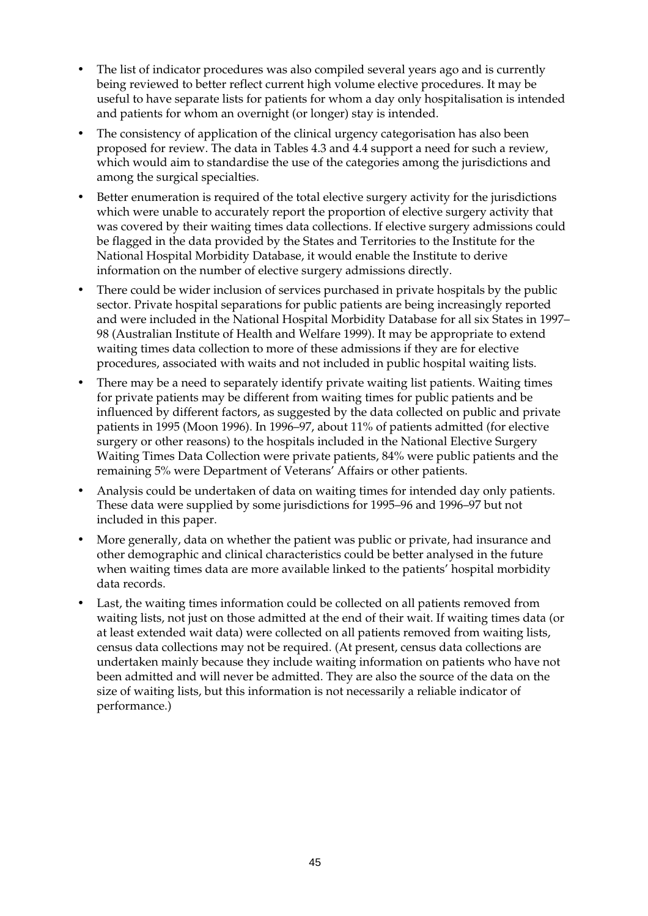- The list of indicator procedures was also compiled several years ago and is currently being reviewed to better reflect current high volume elective procedures. It may be useful to have separate lists for patients for whom a day only hospitalisation is intended and patients for whom an overnight (or longer) stay is intended.
- The consistency of application of the clinical urgency categorisation has also been proposed for review. The data in Tables 4.3 and 4.4 support a need for such a review, which would aim to standardise the use of the categories among the jurisdictions and among the surgical specialties.
- Better enumeration is required of the total elective surgery activity for the jurisdictions which were unable to accurately report the proportion of elective surgery activity that was covered by their waiting times data collections. If elective surgery admissions could be flagged in the data provided by the States and Territories to the Institute for the National Hospital Morbidity Database, it would enable the Institute to derive information on the number of elective surgery admissions directly.
- There could be wider inclusion of services purchased in private hospitals by the public sector. Private hospital separations for public patients are being increasingly reported and were included in the National Hospital Morbidity Database for all six States in 1997–98 (Australian Institute of Health and Welfare 1999). It may be appropriate to extend waiting times data collection to more of these admissions if they are for elective procedures, associated with waits and not included in public hospital waiting lists.
- There may be a need to separately identify private waiting list patients. Waiting times for private patients may be different from waiting times for public patients and be influenced by different factors, as suggested by the data collected on public and private patients in 1995 (Moon 1996). In 1996–97, about 11% of patients admitted (for elective surgery or other reasons) to the hospitals included in the National Elective Surgery Waiting Times Data Collection were private patients, 84% were public patients and the remaining 5% were Department of Veterans' Affairs or other patients.
- Analysis could be undertaken of data on waiting times for intended day only patients. These data were supplied by some jurisdictions for 1995–96 and 1996–97 but not included in this paper.
- More generally, data on whether the patient was public or private, had insurance and other demographic and clinical characteristics could be better analysed in the future when waiting times data are more available linked to the patients' hospital morbidity data records.
- Last, the waiting times information could be collected on all patients removed from waiting lists, not just on those admitted at the end of their wait. If waiting times data (or at least extended wait data) were collected on all patients removed from waiting lists, census data collections may not be required. (At present, census data collections are undertaken mainly because they include waiting information on patients who have not been admitted and will never be admitted. They are also the source of the data on the size of waiting lists, but this information is not necessarily a reliable indicator of performance.)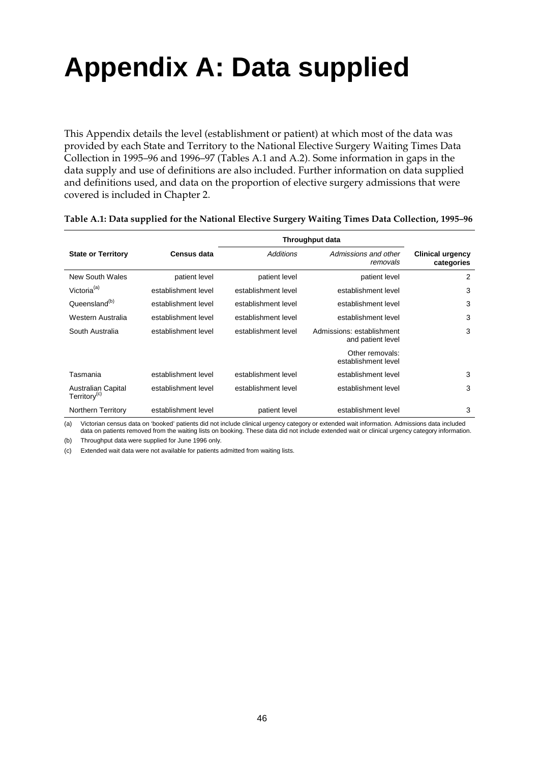# Appendix A: Data supplied

This Appendix details the level (establishment or patient) at which most of the data was provided by each State and Territory to the National Elective Surgery Waiting Times Data Collection in 1995–96 and 1996–97 (Tables A.1 and A.2). Some information in gaps in the data supply and use of definitions are also included. Further information on data supplied and definitions used, and data on the proportion of elective surgery admissions that were covered is included in Chapter 2.

**Table A.1: Data supplied for the National Elective Surgery Waiting Times Data Collection, 1995–96**

| State or Territory | Census data | Throughput data | | Clinical urgency categories |
|---|---|---|---|---|
| | | *Additions* | *Admissions and other removals* | |
| New South Wales | patient level | patient level | patient level | 2 |
| Victoria[(a)] | establishment level | establishment level | establishment level | 3 |
| Queensland[(b)] | establishment level | establishment level | establishment level | 3 |
| Western Australia | establishment level | establishment level | establishment level | 3 |
| South Australia | establishment level | establishment level | Admissions: establishment and patient level | 3 |
| | | | Other removals: establishment level | |
| Tasmania | establishment level | establishment level | establishment level | 3 |
| Australian Capital Territory[(c)] | establishment level | establishment level | establishment level | 3 |
| Northern Territory | establishment level | patient level | establishment level | 3 |

(a) Victorian census data on 'booked' patients did not include clinical urgency category or extended wait information. Admissions data included data on patients removed from the waiting lists on booking. These data did not include extended wait or clinical urgency category information.

(b) Throughput data were supplied for June 1996 only.

(c) Extended wait data were not available for patients admitted from waiting lists.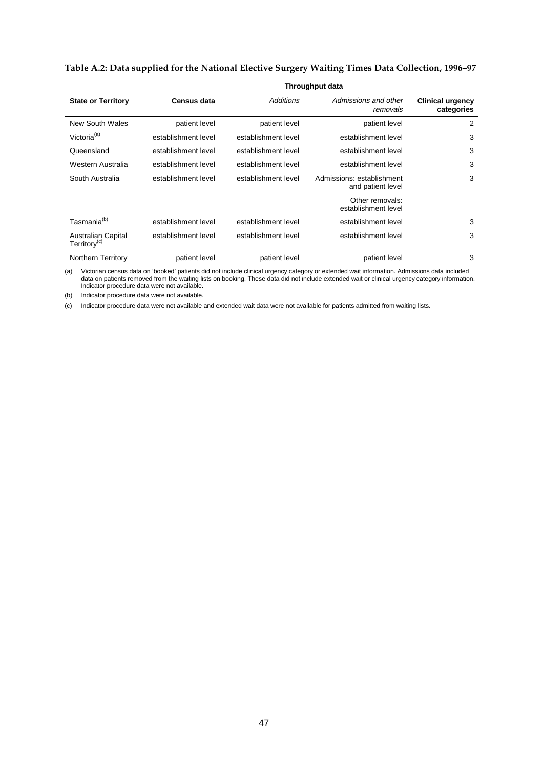**Table A.2: Data supplied for the National Elective Surgery Waiting Times Data Collection, 1996–97**

| State or Territory | Census data | Throughput data | | Clinical urgency categories |
|---|---|---|---|---|
| | | *Additions* | *Admissions and other removals* | |
| New South Wales | patient level | patient level | patient level | 2 |
| Victoria[(a)] | establishment level | establishment level | establishment level | 3 |
| Queensland | establishment level | establishment level | establishment level | 3 |
| Western Australia | establishment level | establishment level | establishment level | 3 |
| South Australia | establishment level | establishment level | Admissions: establishment and patient level | 3 |
| | | | Other removals: establishment level | |
| Tasmania[(b)] | establishment level | establishment level | establishment level | 3 |
| Australian Capital Territory[(c)] | establishment level | establishment level | establishment level | 3 |
| Northern Territory | patient level | patient level | patient level | 3 |

(a) Victorian census data on 'booked' patients did not include clinical urgency category or extended wait information. Admissions data included data on patients removed from the waiting lists on booking. These data did not include extended wait or clinical urgency category information. Indicator procedure data were not available.

(b) Indicator procedure data were not available.

(c) Indicator procedure data were not available and extended wait data were not available for patients admitted from waiting lists.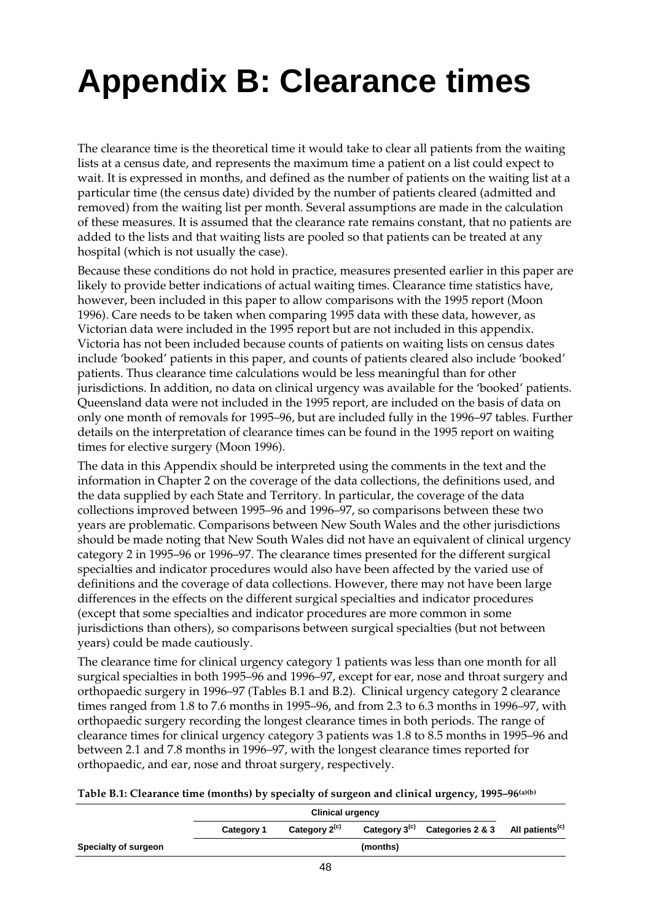# Appendix B: Clearance times

The clearance time is the theoretical time it would take to clear all patients from the waiting lists at a census date, and represents the maximum time a patient on a list could expect to wait. It is expressed in months, and defined as the number of patients on the waiting list at a particular time (the census date) divided by the number of patients cleared (admitted and removed) from the waiting list per month. Several assumptions are made in the calculation of these measures. It is assumed that the clearance rate remains constant, that no patients are added to the lists and that waiting lists are pooled so that patients can be treated at any hospital (which is not usually the case).

Because these conditions do not hold in practice, measures presented earlier in this paper are likely to provide better indications of actual waiting times. Clearance time statistics have, however, been included in this paper to allow comparisons with the 1995 report (Moon 1996). Care needs to be taken when comparing 1995 data with these data, however, as Victorian data were included in the 1995 report but are not included in this appendix. Victoria has not been included because counts of patients on waiting lists on census dates include 'booked' patients in this paper, and counts of patients cleared also include 'booked' patients. Thus clearance time calculations would be less meaningful than for other jurisdictions. In addition, no data on clinical urgency was available for the 'booked' patients. Queensland data were not included in the 1995 report, are included on the basis of data on only one month of removals for 1995–96, but are included fully in the 1996–97 tables. Further details on the interpretation of clearance times can be found in the 1995 report on waiting times for elective surgery (Moon 1996).

The data in this Appendix should be interpreted using the comments in the text and the information in Chapter 2 on the coverage of the data collections, the definitions used, and the data supplied by each State and Territory. In particular, the coverage of the data collections improved between 1995–96 and 1996–97, so comparisons between these two years are problematic. Comparisons between New South Wales and the other jurisdictions should be made noting that New South Wales did not have an equivalent of clinical urgency category 2 in 1995–96 or 1996–97. The clearance times presented for the different surgical specialties and indicator procedures would also have been affected by the varied use of definitions and the coverage of data collections. However, there may not have been large differences in the effects on the different surgical specialties and indicator procedures (except that some specialties and indicator procedures are more common in some jurisdictions than others), so comparisons between surgical specialties (but not between years) could be made cautiously.

The clearance time for clinical urgency category 1 patients was less than one month for all surgical specialties in both 1995–96 and 1996–97, except for ear, nose and throat surgery and orthopaedic surgery in 1996–97 (Tables B.1 and B.2). Clinical urgency category 2 clearance times ranged from 1.8 to 7.6 months in 1995–96, and from 2.3 to 6.3 months in 1996–97, with orthopaedic surgery recording the longest clearance times in both periods. The range of clearance times for clinical urgency category 3 patients was 1.8 to 8.5 months in 1995–96 and between 2.1 and 7.8 months in 1996–97, with the longest clearance times reported for orthopaedic, and ear, nose and throat surgery, respectively.

**Table B.1: Clearance time (months) by specialty of surgeon and clinical urgency, 1995–96(a)(b)**

| | Clinical urgency | | | | |
|---|---|---|---|---|---|
| | Category 1 | Category 2(c) | Category 3(c) | Categories 2 & 3 | All patients(c) |
| Specialty of surgeon | (months) | | | | |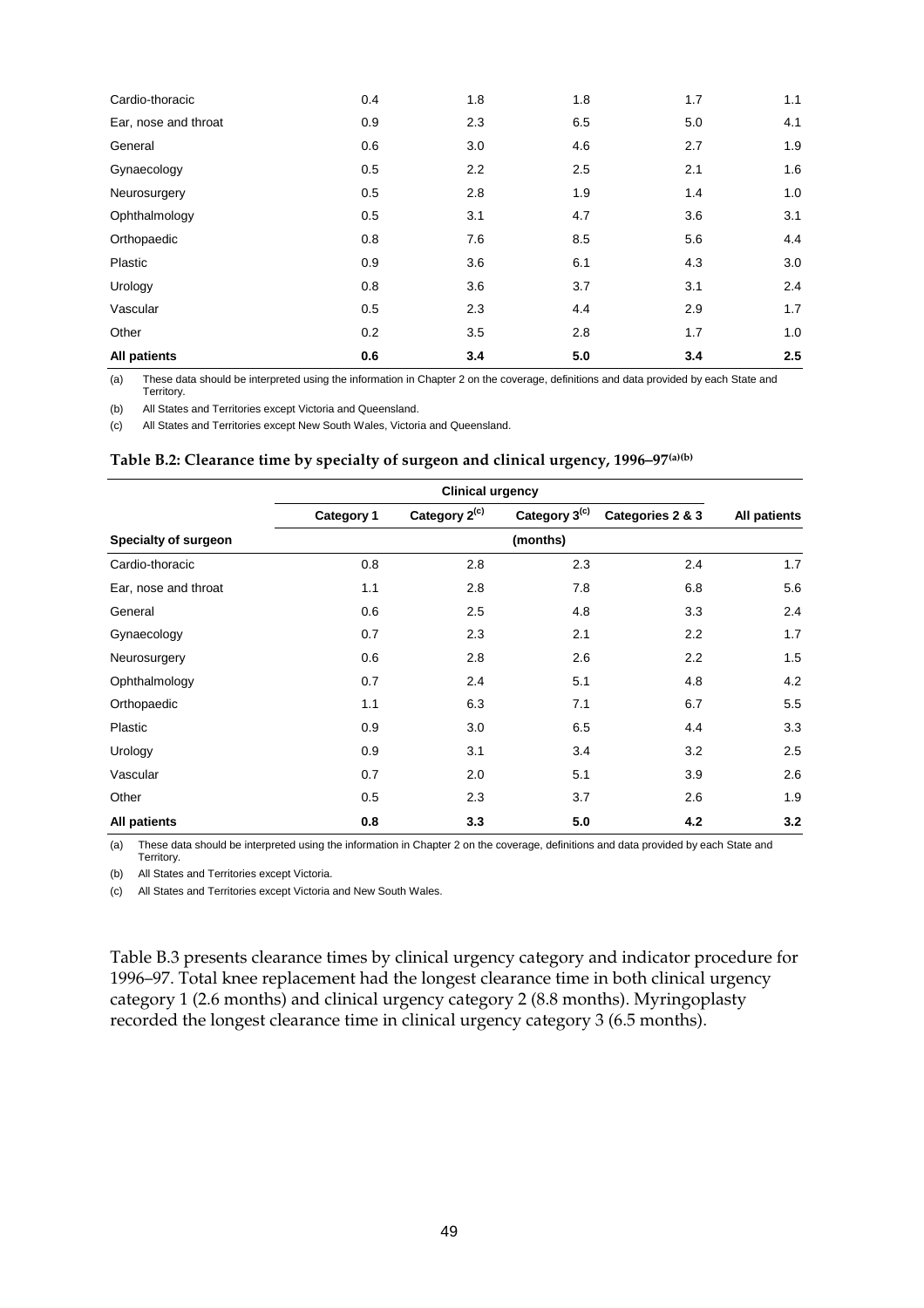| Cardio-thoracic | 0.4 | 1.8 | 1.8 | 1.7 | 1.1 |
|---|---|---|---|---|---|
| Ear, nose and throat | 0.9 | 2.3 | 6.5 | 5.0 | 4.1 |
| General | 0.6 | 3.0 | 4.6 | 2.7 | 1.9 |
| Gynaecology | 0.5 | 2.2 | 2.5 | 2.1 | 1.6 |
| Neurosurgery | 0.5 | 2.8 | 1.9 | 1.4 | 1.0 |
| Ophthalmology | 0.5 | 3.1 | 4.7 | 3.6 | 3.1 |
| Orthopaedic | 0.8 | 7.6 | 8.5 | 5.6 | 4.4 |
| Plastic | 0.9 | 3.6 | 6.1 | 4.3 | 3.0 |
| Urology | 0.8 | 3.6 | 3.7 | 3.1 | 2.4 |
| Vascular | 0.5 | 2.3 | 4.4 | 2.9 | 1.7 |
| Other | 0.2 | 3.5 | 2.8 | 1.7 | 1.0 |
| **All patients** | **0.6** | **3.4** | **5.0** | **3.4** | **2.5** |

(a) These data should be interpreted using the information in Chapter 2 on the coverage, definitions and data provided by each State and Territory.

(b) All States and Territories except Victoria and Queensland.

(c) All States and Territories except New South Wales, Victoria and Queensland.

**Table B.2: Clearance time by specialty of surgeon and clinical urgency, 1996–97[(a)(b)]**

| | Clinical urgency | | | | |
|---|---|---|---|---|---|
| | Category 1 | Category 2[(c)] | Category 3[(c)] | Categories 2 & 3 | All patients |
| **Specialty of surgeon** | | | (months) | | |
| Cardio-thoracic | 0.8 | 2.8 | 2.3 | 2.4 | 1.7 |
| Ear, nose and throat | 1.1 | 2.8 | 7.8 | 6.8 | 5.6 |
| General | 0.6 | 2.5 | 4.8 | 3.3 | 2.4 |
| Gynaecology | 0.7 | 2.3 | 2.1 | 2.2 | 1.7 |
| Neurosurgery | 0.6 | 2.8 | 2.6 | 2.2 | 1.5 |
| Ophthalmology | 0.7 | 2.4 | 5.1 | 4.8 | 4.2 |
| Orthopaedic | 1.1 | 6.3 | 7.1 | 6.7 | 5.5 |
| Plastic | 0.9 | 3.0 | 6.5 | 4.4 | 3.3 |
| Urology | 0.9 | 3.1 | 3.4 | 3.2 | 2.5 |
| Vascular | 0.7 | 2.0 | 5.1 | 3.9 | 2.6 |
| Other | 0.5 | 2.3 | 3.7 | 2.6 | 1.9 |
| **All patients** | **0.8** | **3.3** | **5.0** | **4.2** | **3.2** |

(a) These data should be interpreted using the information in Chapter 2 on the coverage, definitions and data provided by each State and Territory.

(b) All States and Territories except Victoria.

(c) All States and Territories except Victoria and New South Wales.

Table B.3 presents clearance times by clinical urgency category and indicator procedure for 1996–97. Total knee replacement had the longest clearance time in both clinical urgency category 1 (2.6 months) and clinical urgency category 2 (8.8 months). Myringoplasty recorded the longest clearance time in clinical urgency category 3 (6.5 months).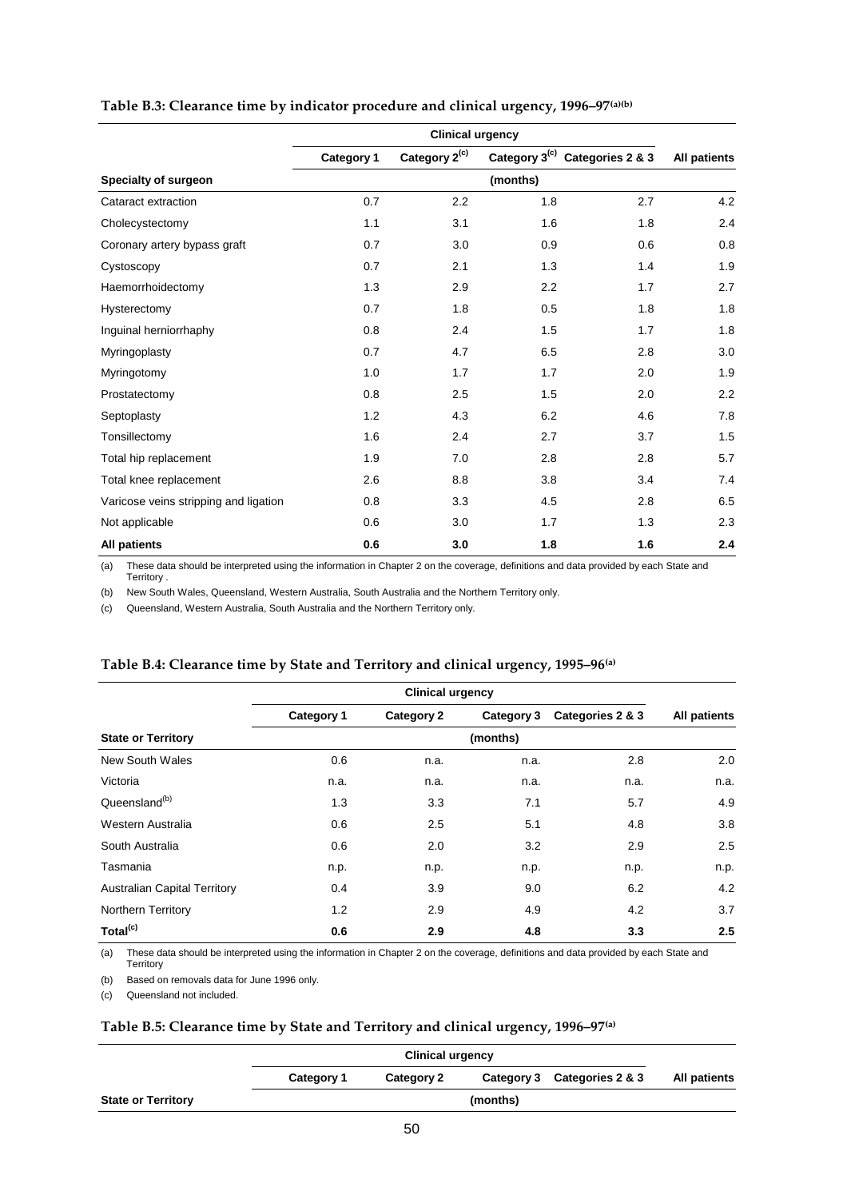### Table B.3: Clearance time by indicator procedure and clinical urgency, 1996–97[(a)(b)]

| | Clinical urgency | | | | |
|---|---|---|---|---|---|
| | Category 1 | Category 2[(c)] | Category 3[(c)] | Categories 2 & 3 | All patients |
| **Specialty of surgeon** | | | (months) | | |
| Cataract extraction | 0.7 | 2.2 | 1.8 | 2.7 | 4.2 |
| Cholecystectomy | 1.1 | 3.1 | 1.6 | 1.8 | 2.4 |
| Coronary artery bypass graft | 0.7 | 3.0 | 0.9 | 0.6 | 0.8 |
| Cystoscopy | 0.7 | 2.1 | 1.3 | 1.4 | 1.9 |
| Haemorrhoidectomy | 1.3 | 2.9 | 2.2 | 1.7 | 2.7 |
| Hysterectomy | 0.7 | 1.8 | 0.5 | 1.8 | 1.8 |
| Inguinal herniorrhaphy | 0.8 | 2.4 | 1.5 | 1.7 | 1.8 |
| Myringoplasty | 0.7 | 4.7 | 6.5 | 2.8 | 3.0 |
| Myringotomy | 1.0 | 1.7 | 1.7 | 2.0 | 1.9 |
| Prostatectomy | 0.8 | 2.5 | 1.5 | 2.0 | 2.2 |
| Septoplasty | 1.2 | 4.3 | 6.2 | 4.6 | 7.8 |
| Tonsillectomy | 1.6 | 2.4 | 2.7 | 3.7 | 1.5 |
| Total hip replacement | 1.9 | 7.0 | 2.8 | 2.8 | 5.7 |
| Total knee replacement | 2.6 | 8.8 | 3.8 | 3.4 | 7.4 |
| Varicose veins stripping and ligation | 0.8 | 3.3 | 4.5 | 2.8 | 6.5 |
| Not applicable | 0.6 | 3.0 | 1.7 | 1.3 | 2.3 |
| **All patients** | **0.6** | **3.0** | **1.8** | **1.6** | **2.4** |

(a) These data should be interpreted using the information in Chapter 2 on the coverage, definitions and data provided by each State and Territory .

(b) New South Wales, Queensland, Western Australia, South Australia and the Northern Territory only.

(c) Queensland, Western Australia, South Australia and the Northern Territory only.

### Table B.4: Clearance time by State and Territory and clinical urgency, 1995–96[(a)]

| | Clinical urgency | | | | |
|---|---|---|---|---|---|
| | Category 1 | Category 2 | Category 3 | Categories 2 & 3 | All patients |
| **State or Territory** | | | (months) | | |
| New South Wales | 0.6 | n.a. | n.a. | 2.8 | 2.0 |
| Victoria | n.a. | n.a. | n.a. | n.a. | n.a. |
| Queensland[(b)] | 1.3 | 3.3 | 7.1 | 5.7 | 4.9 |
| Western Australia | 0.6 | 2.5 | 5.1 | 4.8 | 3.8 |
| South Australia | 0.6 | 2.0 | 3.2 | 2.9 | 2.5 |
| Tasmania | n.p. | n.p. | n.p. | n.p. | n.p. |
| Australian Capital Territory | 0.4 | 3.9 | 9.0 | 6.2 | 4.2 |
| Northern Territory | 1.2 | 2.9 | 4.9 | 4.2 | 3.7 |
| **Total[(c)]** | **0.6** | **2.9** | **4.8** | **3.3** | **2.5** |

(a) These data should be interpreted using the information in Chapter 2 on the coverage, definitions and data provided by each State and Territory

(b) Based on removals data for June 1996 only.

(c) Queensland not included.

### Table B.5: Clearance time by State and Territory and clinical urgency, 1996–97[(a)]

| | Clinical urgency | | | | |
|---|---|---|---|---|---|
| | Category 1 | Category 2 | Category 3 | Categories 2 & 3 | All patients |
| **State or Territory** | | | (months) | | |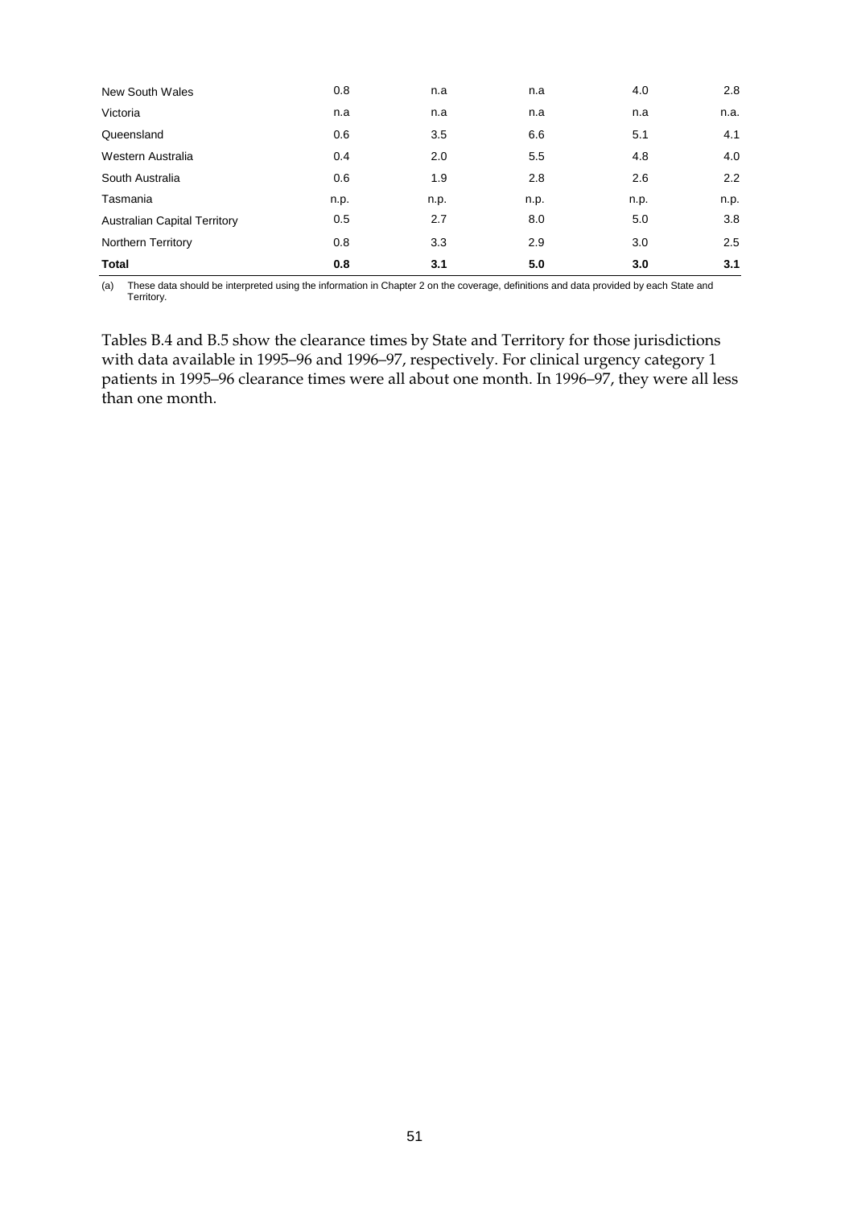| | | | | | |
|---|---|---|---|---|---|
| New South Wales | 0.8 | n.a | n.a | 4.0 | 2.8 |
| Victoria | n.a | n.a | n.a | n.a | n.a. |
| Queensland | 0.6 | 3.5 | 6.6 | 5.1 | 4.1 |
| Western Australia | 0.4 | 2.0 | 5.5 | 4.8 | 4.0 |
| South Australia | 0.6 | 1.9 | 2.8 | 2.6 | 2.2 |
| Tasmania | n.p. | n.p. | n.p. | n.p. | n.p. |
| Australian Capital Territory | 0.5 | 2.7 | 8.0 | 5.0 | 3.8 |
| Northern Territory | 0.8 | 3.3 | 2.9 | 3.0 | 2.5 |
| **Total** | **0.8** | **3.1** | **5.0** | **3.0** | **3.1** |

(a) These data should be interpreted using the information in Chapter 2 on the coverage, definitions and data provided by each State and Territory.

Tables B.4 and B.5 show the clearance times by State and Territory for those jurisdictions with data available in 1995–96 and 1996–97, respectively. For clinical urgency category 1 patients in 1995–96 clearance times were all about one month. In 1996–97, they were all less than one month.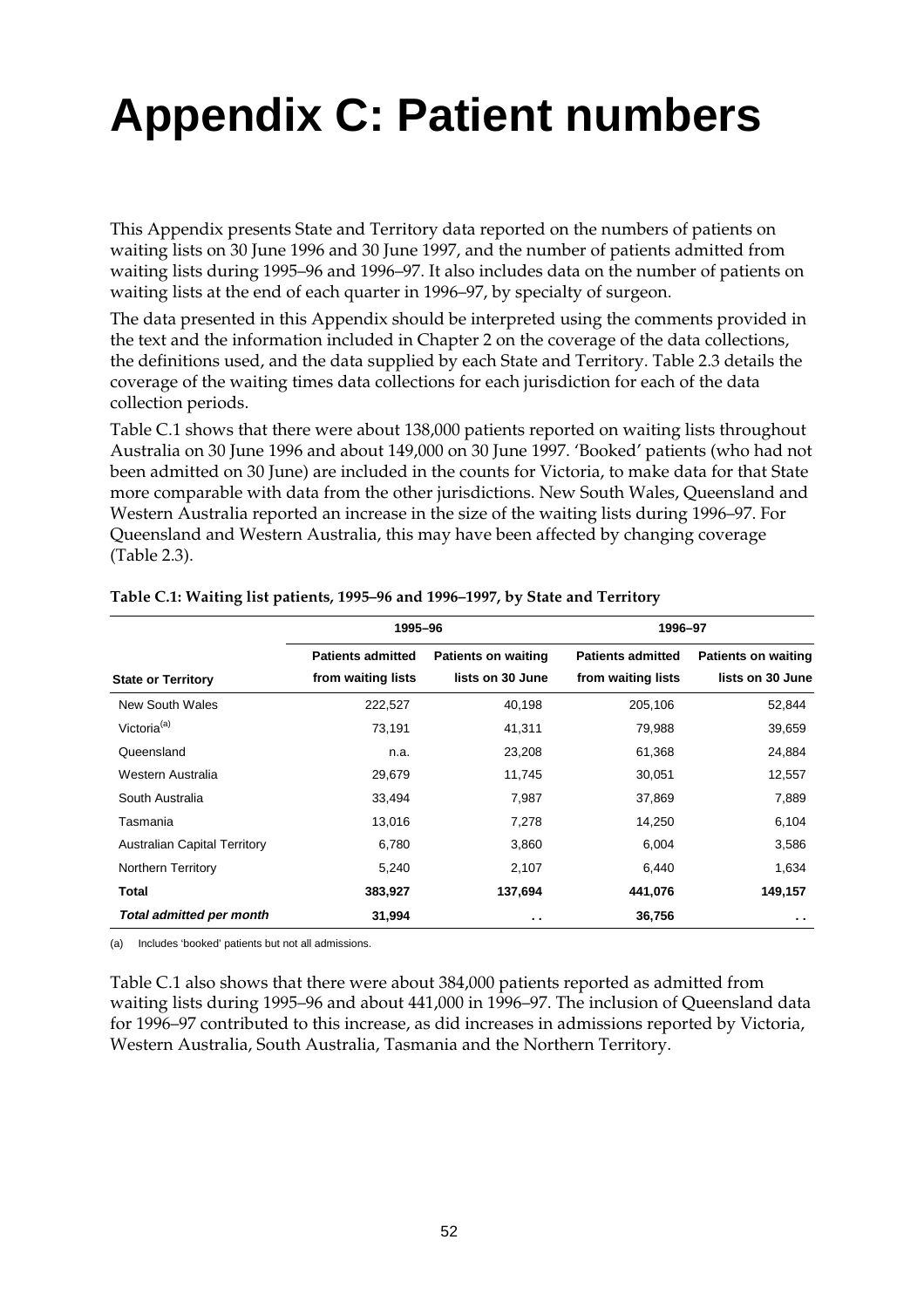# Appendix C: Patient numbers

This Appendix presents State and Territory data reported on the numbers of patients on waiting lists on 30 June 1996 and 30 June 1997, and the number of patients admitted from waiting lists during 1995–96 and 1996–97. It also includes data on the number of patients on waiting lists at the end of each quarter in 1996–97, by specialty of surgeon.

The data presented in this Appendix should be interpreted using the comments provided in the text and the information included in Chapter 2 on the coverage of the data collections, the definitions used, and the data supplied by each State and Territory. Table 2.3 details the coverage of the waiting times data collections for each jurisdiction for each of the data collection periods.

Table C.1 shows that there were about 138,000 patients reported on waiting lists throughout Australia on 30 June 1996 and about 149,000 on 30 June 1997. 'Booked' patients (who had not been admitted on 30 June) are included in the counts for Victoria, to make data for that State more comparable with data from the other jurisdictions. New South Wales, Queensland and Western Australia reported an increase in the size of the waiting lists during 1996–97. For Queensland and Western Australia, this may have been affected by changing coverage (Table 2.3).

**Table C.1: Waiting list patients, 1995–96 and 1996–1997, by State and Territory**

| | 1995–96 | | 1996–97 | |
|---|---|---|---|---|
| **State or Territory** | **Patients admitted from waiting lists** | **Patients on waiting lists on 30 June** | **Patients admitted from waiting lists** | **Patients on waiting lists on 30 June** |
| New South Wales | 222,527 | 40,198 | 205,106 | 52,844 |
| Victoria[(a)] | 73,191 | 41,311 | 79,988 | 39,659 |
| Queensland | n.a. | 23,208 | 61,368 | 24,884 |
| Western Australia | 29,679 | 11,745 | 30,051 | 12,557 |
| South Australia | 33,494 | 7,987 | 37,869 | 7,889 |
| Tasmania | 13,016 | 7,278 | 14,250 | 6,104 |
| Australian Capital Territory | 6,780 | 3,860 | 6,004 | 3,586 |
| Northern Territory | 5,240 | 2,107 | 6,440 | 1,634 |
| **Total** | **383,927** | **137,694** | **441,076** | **149,157** |
| ***Total admitted per month*** | **31,994** | **. .** | **36,756** | **. .** |

(a) Includes 'booked' patients but not all admissions.

Table C.1 also shows that there were about 384,000 patients reported as admitted from waiting lists during 1995–96 and about 441,000 in 1996–97. The inclusion of Queensland data for 1996–97 contributed to this increase, as did increases in admissions reported by Victoria, Western Australia, South Australia, Tasmania and the Northern Territory.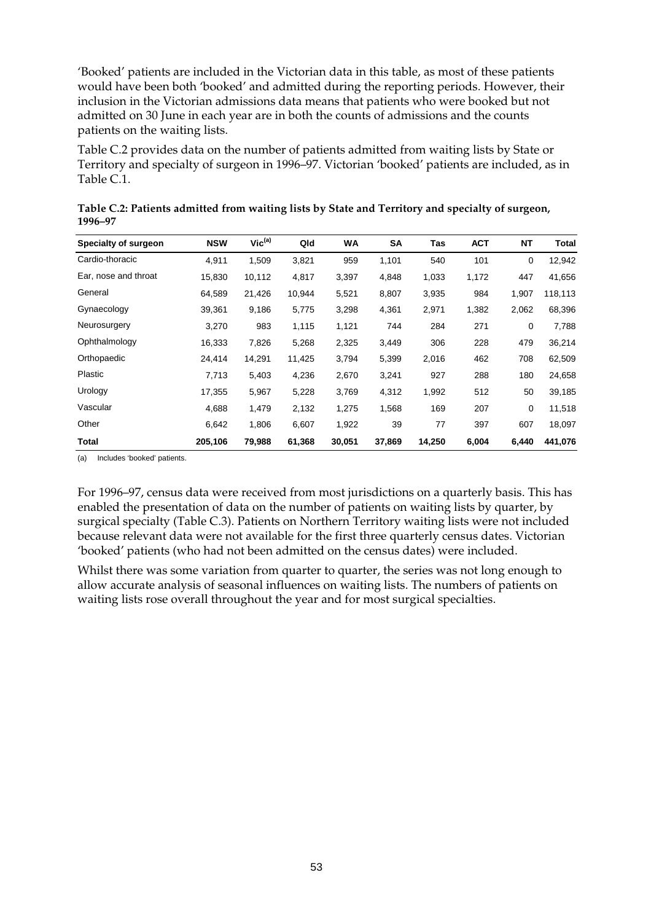'Booked' patients are included in the Victorian data in this table, as most of these patients would have been both 'booked' and admitted during the reporting periods. However, their inclusion in the Victorian admissions data means that patients who were booked but not admitted on 30 June in each year are in both the counts of admissions and the counts patients on the waiting lists.

Table C.2 provides data on the number of patients admitted from waiting lists by State or Territory and specialty of surgeon in 1996–97. Victorian 'booked' patients are included, as in Table C.1.

**Table C.2: Patients admitted from waiting lists by State and Territory and specialty of surgeon, 1996–97**

| Specialty of surgeon | NSW | Vic[(a)] | Qld | WA | SA | Tas | ACT | NT | Total |
|---|---|---|---|---|---|---|---|---|---|
| Cardio-thoracic | 4,911 | 1,509 | 3,821 | 959 | 1,101 | 540 | 101 | 0 | 12,942 |
| Ear, nose and throat | 15,830 | 10,112 | 4,817 | 3,397 | 4,848 | 1,033 | 1,172 | 447 | 41,656 |
| General | 64,589 | 21,426 | 10,944 | 5,521 | 8,807 | 3,935 | 984 | 1,907 | 118,113 |
| Gynaecology | 39,361 | 9,186 | 5,775 | 3,298 | 4,361 | 2,971 | 1,382 | 2,062 | 68,396 |
| Neurosurgery | 3,270 | 983 | 1,115 | 1,121 | 744 | 284 | 271 | 0 | 7,788 |
| Ophthalmology | 16,333 | 7,826 | 5,268 | 2,325 | 3,449 | 306 | 228 | 479 | 36,214 |
| Orthopaedic | 24,414 | 14,291 | 11,425 | 3,794 | 5,399 | 2,016 | 462 | 708 | 62,509 |
| Plastic | 7,713 | 5,403 | 4,236 | 2,670 | 3,241 | 927 | 288 | 180 | 24,658 |
| Urology | 17,355 | 5,967 | 5,228 | 3,769 | 4,312 | 1,992 | 512 | 50 | 39,185 |
| Vascular | 4,688 | 1,479 | 2,132 | 1,275 | 1,568 | 169 | 207 | 0 | 11,518 |
| Other | 6,642 | 1,806 | 6,607 | 1,922 | 39 | 77 | 397 | 607 | 18,097 |
| **Total** | **205,106** | **79,988** | **61,368** | **30,051** | **37,869** | **14,250** | **6,004** | **6,440** | **441,076** |

(a) Includes 'booked' patients.

For 1996–97, census data were received from most jurisdictions on a quarterly basis. This has enabled the presentation of data on the number of patients on waiting lists by quarter, by surgical specialty (Table C.3). Patients on Northern Territory waiting lists were not included because relevant data were not available for the first three quarterly census dates. Victorian 'booked' patients (who had not been admitted on the census dates) were included.

Whilst there was some variation from quarter to quarter, the series was not long enough to allow accurate analysis of seasonal influences on waiting lists. The numbers of patients on waiting lists rose overall throughout the year and for most surgical specialties.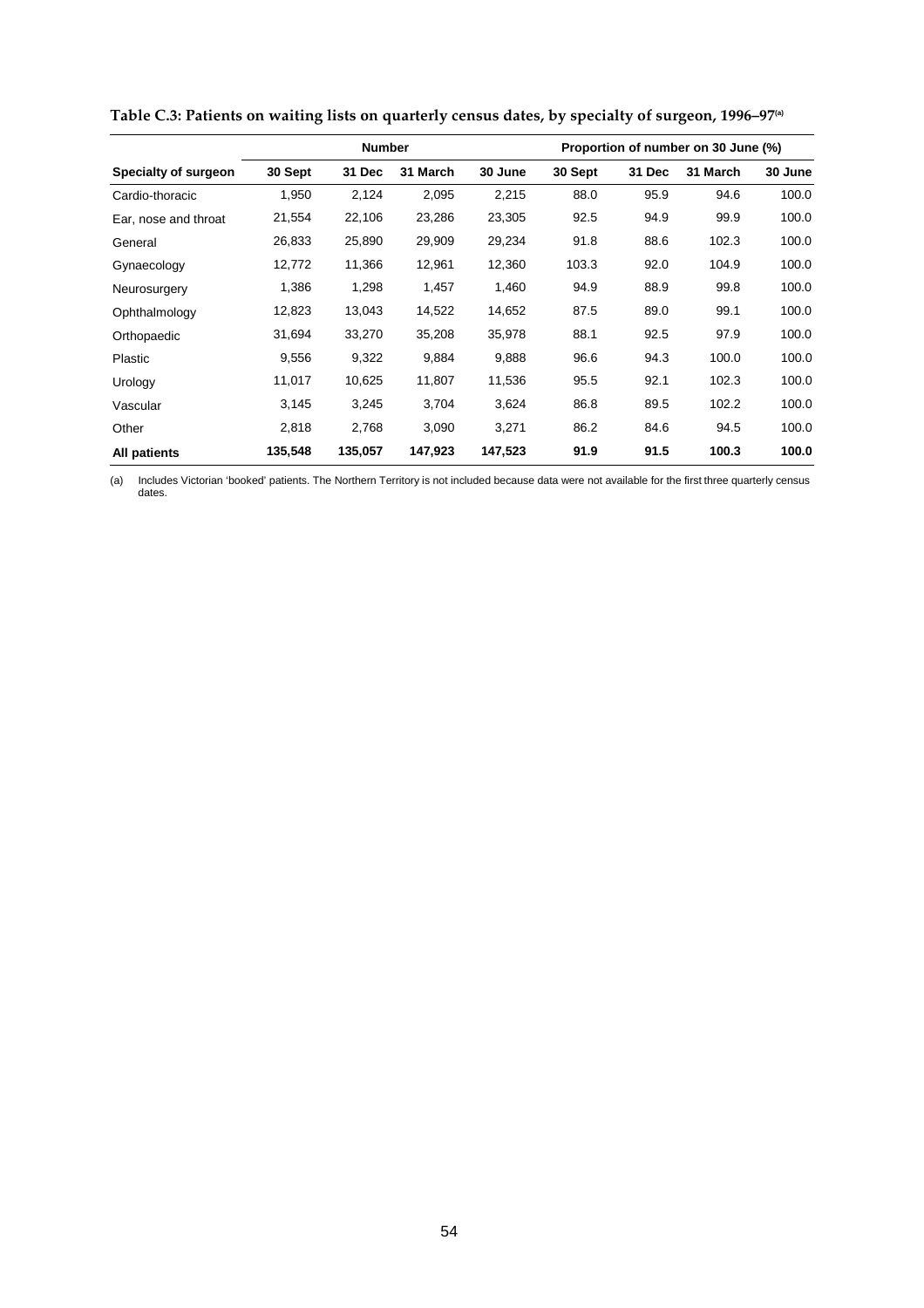**Table C.3: Patients on waiting lists on quarterly census dates, by specialty of surgeon, 1996–97[(a)]**

| | Number | | | | Proportion of number on 30 June (%) | | | |
|---|---|---|---|---|---|---|---|---|
| **Specialty of surgeon** | **30 Sept** | **31 Dec** | **31 March** | **30 June** | **30 Sept** | **31 Dec** | **31 March** | **30 June** |
| Cardio-thoracic | 1,950 | 2,124 | 2,095 | 2,215 | 88.0 | 95.9 | 94.6 | 100.0 |
| Ear, nose and throat | 21,554 | 22,106 | 23,286 | 23,305 | 92.5 | 94.9 | 99.9 | 100.0 |
| General | 26,833 | 25,890 | 29,909 | 29,234 | 91.8 | 88.6 | 102.3 | 100.0 |
| Gynaecology | 12,772 | 11,366 | 12,961 | 12,360 | 103.3 | 92.0 | 104.9 | 100.0 |
| Neurosurgery | 1,386 | 1,298 | 1,457 | 1,460 | 94.9 | 88.9 | 99.8 | 100.0 |
| Ophthalmology | 12,823 | 13,043 | 14,522 | 14,652 | 87.5 | 89.0 | 99.1 | 100.0 |
| Orthopaedic | 31,694 | 33,270 | 35,208 | 35,978 | 88.1 | 92.5 | 97.9 | 100.0 |
| Plastic | 9,556 | 9,322 | 9,884 | 9,888 | 96.6 | 94.3 | 100.0 | 100.0 |
| Urology | 11,017 | 10,625 | 11,807 | 11,536 | 95.5 | 92.1 | 102.3 | 100.0 |
| Vascular | 3,145 | 3,245 | 3,704 | 3,624 | 86.8 | 89.5 | 102.2 | 100.0 |
| Other | 2,818 | 2,768 | 3,090 | 3,271 | 86.2 | 84.6 | 94.5 | 100.0 |
| **All patients** | **135,548** | **135,057** | **147,923** | **147,523** | **91.9** | **91.5** | **100.3** | **100.0** |

(a) Includes Victorian 'booked' patients. The Northern Territory is not included because data were not available for the first three quarterly census dates.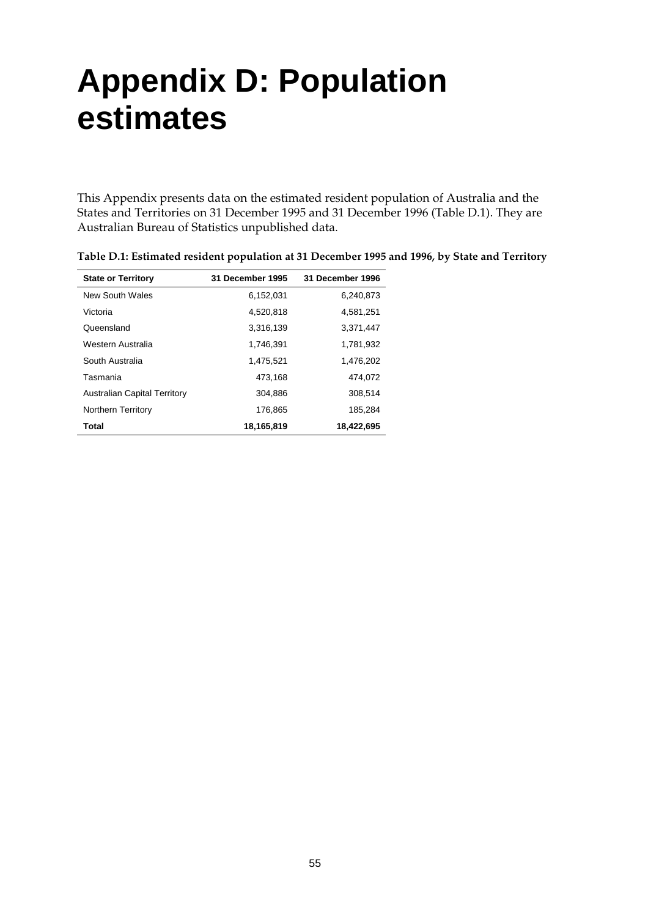# Appendix D: Population estimates

This Appendix presents data on the estimated resident population of Australia and the States and Territories on 31 December 1995 and 31 December 1996 (Table D.1). They are Australian Bureau of Statistics unpublished data.

**Table D.1: Estimated resident population at 31 December 1995 and 1996, by State and Territory**

| State or Territory | 31 December 1995 | 31 December 1996 |
|---|---|---|
| New South Wales | 6,152,031 | 6,240,873 |
| Victoria | 4,520,818 | 4,581,251 |
| Queensland | 3,316,139 | 3,371,447 |
| Western Australia | 1,746,391 | 1,781,932 |
| South Australia | 1,475,521 | 1,476,202 |
| Tasmania | 473,168 | 474,072 |
| Australian Capital Territory | 304,886 | 308,514 |
| Northern Territory | 176,865 | 185,284 |
| **Total** | **18,165,819** | **18,422,695** |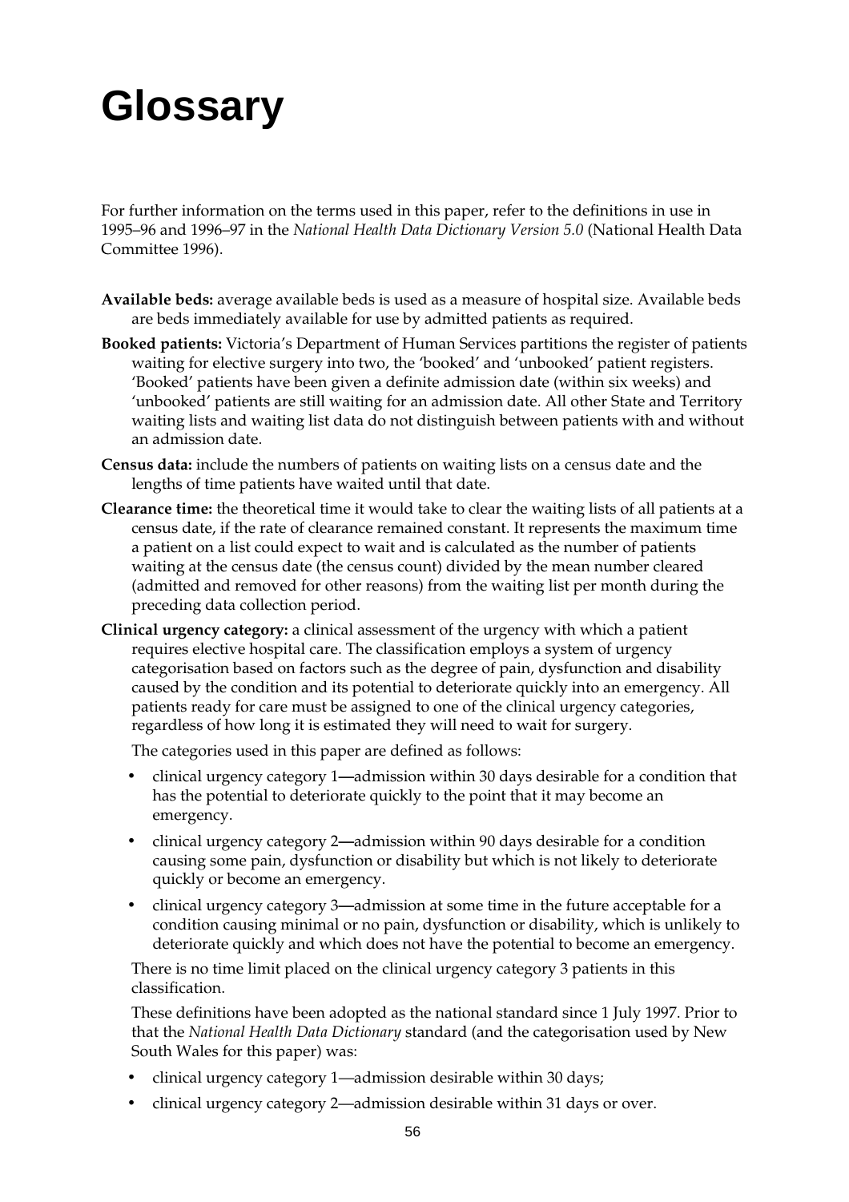# Glossary

For further information on the terms used in this paper, refer to the definitions in use in 1995–96 and 1996–97 in the *National Health Data Dictionary Version 5.0* (National Health Data Committee 1996).

**Available beds:** average available beds is used as a measure of hospital size. Available beds are beds immediately available for use by admitted patients as required.

**Booked patients:** Victoria's Department of Human Services partitions the register of patients waiting for elective surgery into two, the 'booked' and 'unbooked' patient registers. 'Booked' patients have been given a definite admission date (within six weeks) and 'unbooked' patients are still waiting for an admission date. All other State and Territory waiting lists and waiting list data do not distinguish between patients with and without an admission date.

**Census data:** include the numbers of patients on waiting lists on a census date and the lengths of time patients have waited until that date.

**Clearance time:** the theoretical time it would take to clear the waiting lists of all patients at a census date, if the rate of clearance remained constant. It represents the maximum time a patient on a list could expect to wait and is calculated as the number of patients waiting at the census date (the census count) divided by the mean number cleared (admitted and removed for other reasons) from the waiting list per month during the preceding data collection period.

**Clinical urgency category:** a clinical assessment of the urgency with which a patient requires elective hospital care. The classification employs a system of urgency categorisation based on factors such as the degree of pain, dysfunction and disability caused by the condition and its potential to deteriorate quickly into an emergency. All patients ready for care must be assigned to one of the clinical urgency categories, regardless of how long it is estimated they will need to wait for surgery.

The categories used in this paper are defined as follows:

- clinical urgency category 1—admission within 30 days desirable for a condition that has the potential to deteriorate quickly to the point that it may become an emergency.
- clinical urgency category 2—admission within 90 days desirable for a condition causing some pain, dysfunction or disability but which is not likely to deteriorate quickly or become an emergency.
- clinical urgency category 3—admission at some time in the future acceptable for a condition causing minimal or no pain, dysfunction or disability, which is unlikely to deteriorate quickly and which does not have the potential to become an emergency.

There is no time limit placed on the clinical urgency category 3 patients in this classification.

These definitions have been adopted as the national standard since 1 July 1997. Prior to that the *National Health Data Dictionary* standard (and the categorisation used by New South Wales for this paper) was:

- clinical urgency category 1—admission desirable within 30 days;
- clinical urgency category 2—admission desirable within 31 days or over.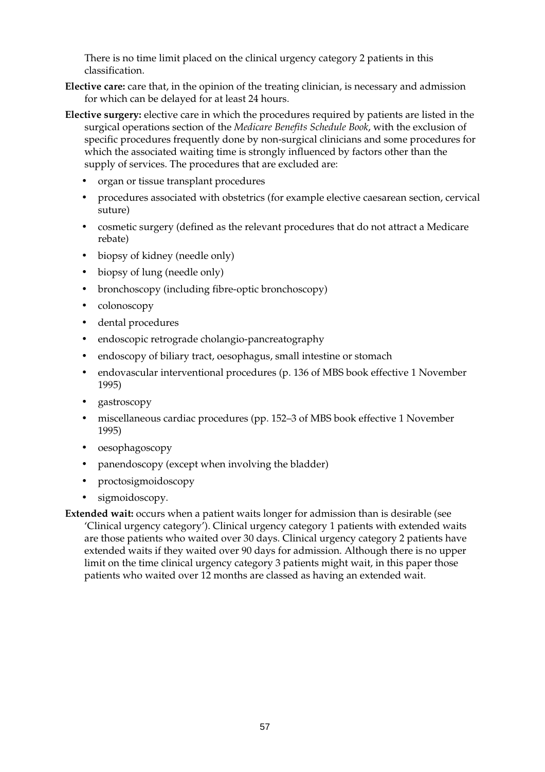There is no time limit placed on the clinical urgency category 2 patients in this classification.

**Elective care:** care that, in the opinion of the treating clinician, is necessary and admission for which can be delayed for at least 24 hours.

**Elective surgery:** elective care in which the procedures required by patients are listed in the surgical operations section of the *Medicare Benefits Schedule Book*, with the exclusion of specific procedures frequently done by non-surgical clinicians and some procedures for which the associated waiting time is strongly influenced by factors other than the supply of services. The procedures that are excluded are:

- organ or tissue transplant procedures
- procedures associated with obstetrics (for example elective caesarean section, cervical suture)
- cosmetic surgery (defined as the relevant procedures that do not attract a Medicare rebate)
- biopsy of kidney (needle only)
- biopsy of lung (needle only)
- bronchoscopy (including fibre-optic bronchoscopy)
- colonoscopy
- dental procedures
- endoscopic retrograde cholangio-pancreatography
- endoscopy of biliary tract, oesophagus, small intestine or stomach
- endovascular interventional procedures (p. 136 of MBS book effective 1 November 1995)
- gastroscopy
- miscellaneous cardiac procedures (pp. 152–3 of MBS book effective 1 November 1995)
- oesophagoscopy
- panendoscopy (except when involving the bladder)
- proctosigmoidoscopy
- sigmoidoscopy.

**Extended wait:** occurs when a patient waits longer for admission than is desirable (see 'Clinical urgency category'). Clinical urgency category 1 patients with extended waits are those patients who waited over 30 days. Clinical urgency category 2 patients have extended waits if they waited over 90 days for admission. Although there is no upper limit on the time clinical urgency category 3 patients might wait, in this paper those patients who waited over 12 months are classed as having an extended wait.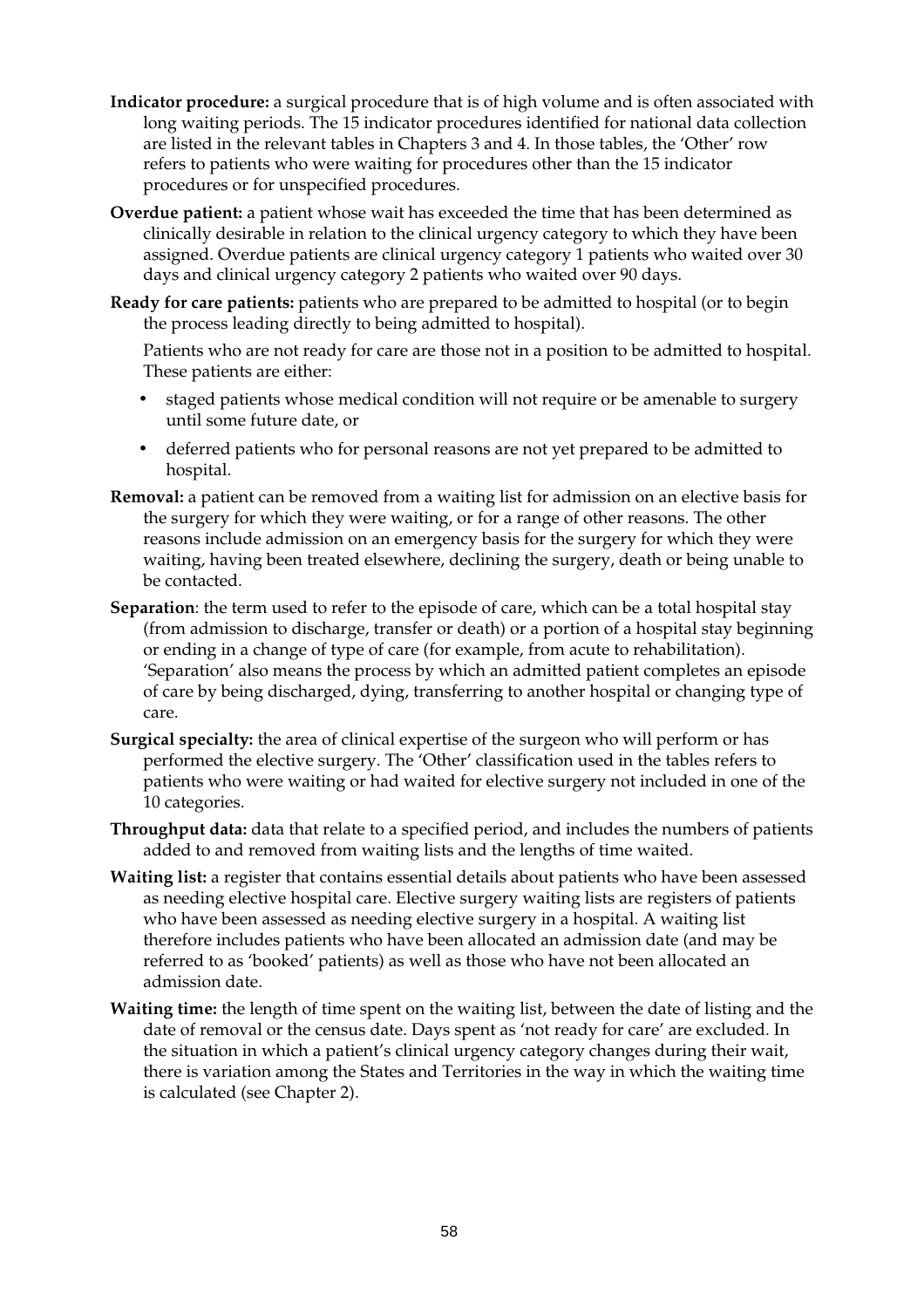**Indicator procedure:** a surgical procedure that is of high volume and is often associated with long waiting periods. The 15 indicator procedures identified for national data collection are listed in the relevant tables in Chapters 3 and 4. In those tables, the 'Other' row refers to patients who were waiting for procedures other than the 15 indicator procedures or for unspecified procedures.

**Overdue patient:** a patient whose wait has exceeded the time that has been determined as clinically desirable in relation to the clinical urgency category to which they have been assigned. Overdue patients are clinical urgency category 1 patients who waited over 30 days and clinical urgency category 2 patients who waited over 90 days.

**Ready for care patients:** patients who are prepared to be admitted to hospital (or to begin the process leading directly to being admitted to hospital).

Patients who are not ready for care are those not in a position to be admitted to hospital. These patients are either:

- staged patients whose medical condition will not require or be amenable to surgery until some future date, or
- deferred patients who for personal reasons are not yet prepared to be admitted to hospital.

**Removal:** a patient can be removed from a waiting list for admission on an elective basis for the surgery for which they were waiting, or for a range of other reasons. The other reasons include admission on an emergency basis for the surgery for which they were waiting, having been treated elsewhere, declining the surgery, death or being unable to be contacted.

**Separation**: the term used to refer to the episode of care, which can be a total hospital stay (from admission to discharge, transfer or death) or a portion of a hospital stay beginning or ending in a change of type of care (for example, from acute to rehabilitation). 'Separation' also means the process by which an admitted patient completes an episode of care by being discharged, dying, transferring to another hospital or changing type of care.

**Surgical specialty:** the area of clinical expertise of the surgeon who will perform or has performed the elective surgery. The 'Other' classification used in the tables refers to patients who were waiting or had waited for elective surgery not included in one of the 10 categories.

**Throughput data:** data that relate to a specified period, and includes the numbers of patients added to and removed from waiting lists and the lengths of time waited.

**Waiting list:** a register that contains essential details about patients who have been assessed as needing elective hospital care. Elective surgery waiting lists are registers of patients who have been assessed as needing elective surgery in a hospital. A waiting list therefore includes patients who have been allocated an admission date (and may be referred to as 'booked' patients) as well as those who have not been allocated an admission date.

**Waiting time:** the length of time spent on the waiting list, between the date of listing and the date of removal or the census date. Days spent as 'not ready for care' are excluded. In the situation in which a patient's clinical urgency category changes during their wait, there is variation among the States and Territories in the way in which the waiting time is calculated (see Chapter 2).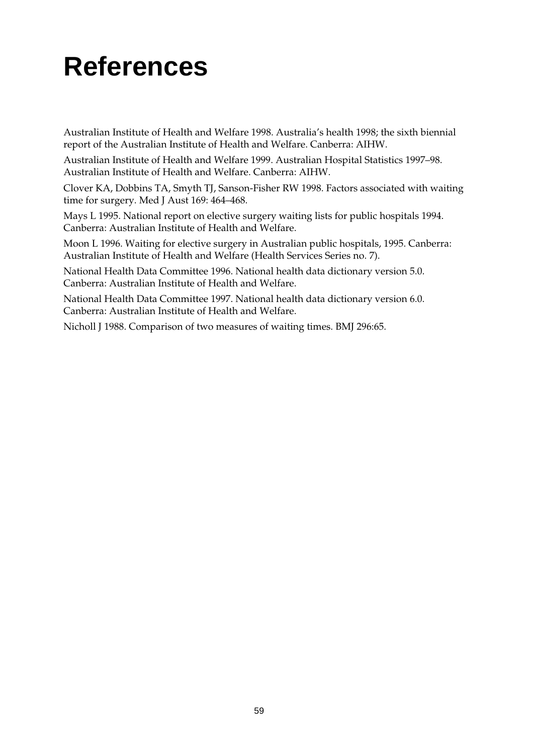# References

Australian Institute of Health and Welfare 1998. Australia's health 1998; the sixth biennial report of the Australian Institute of Health and Welfare. Canberra: AIHW.

Australian Institute of Health and Welfare 1999. Australian Hospital Statistics 1997–98. Australian Institute of Health and Welfare. Canberra: AIHW.

Clover KA, Dobbins TA, Smyth TJ, Sanson-Fisher RW 1998. Factors associated with waiting time for surgery. Med J Aust 169: 464–468.

Mays L 1995. National report on elective surgery waiting lists for public hospitals 1994. Canberra: Australian Institute of Health and Welfare.

Moon L 1996. Waiting for elective surgery in Australian public hospitals, 1995. Canberra: Australian Institute of Health and Welfare (Health Services Series no. 7).

National Health Data Committee 1996. National health data dictionary version 5.0. Canberra: Australian Institute of Health and Welfare.

National Health Data Committee 1997. National health data dictionary version 6.0. Canberra: Australian Institute of Health and Welfare.

Nicholl J 1988. Comparison of two measures of waiting times. BMJ 296:65.